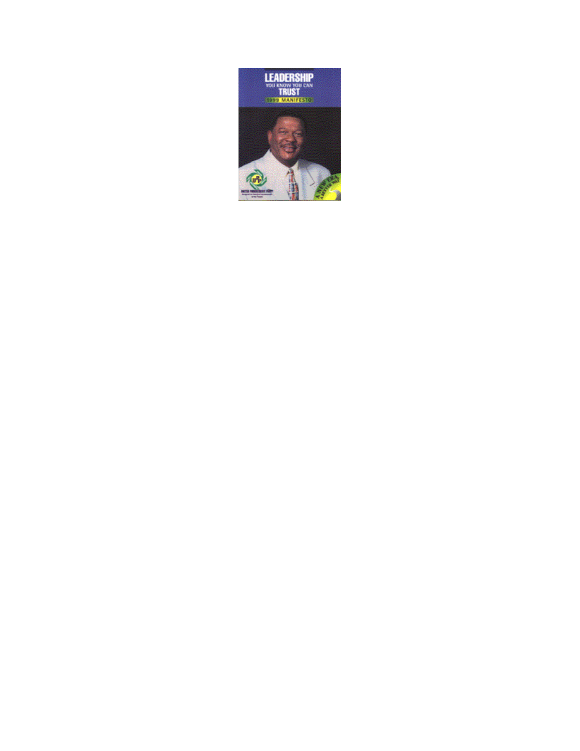# LEADERSHIP

YOU KNOW YOU CAN

# TRUST

1999 MANIFESTO

UNITED PROGRESSIVE PARTY

A NEW ERA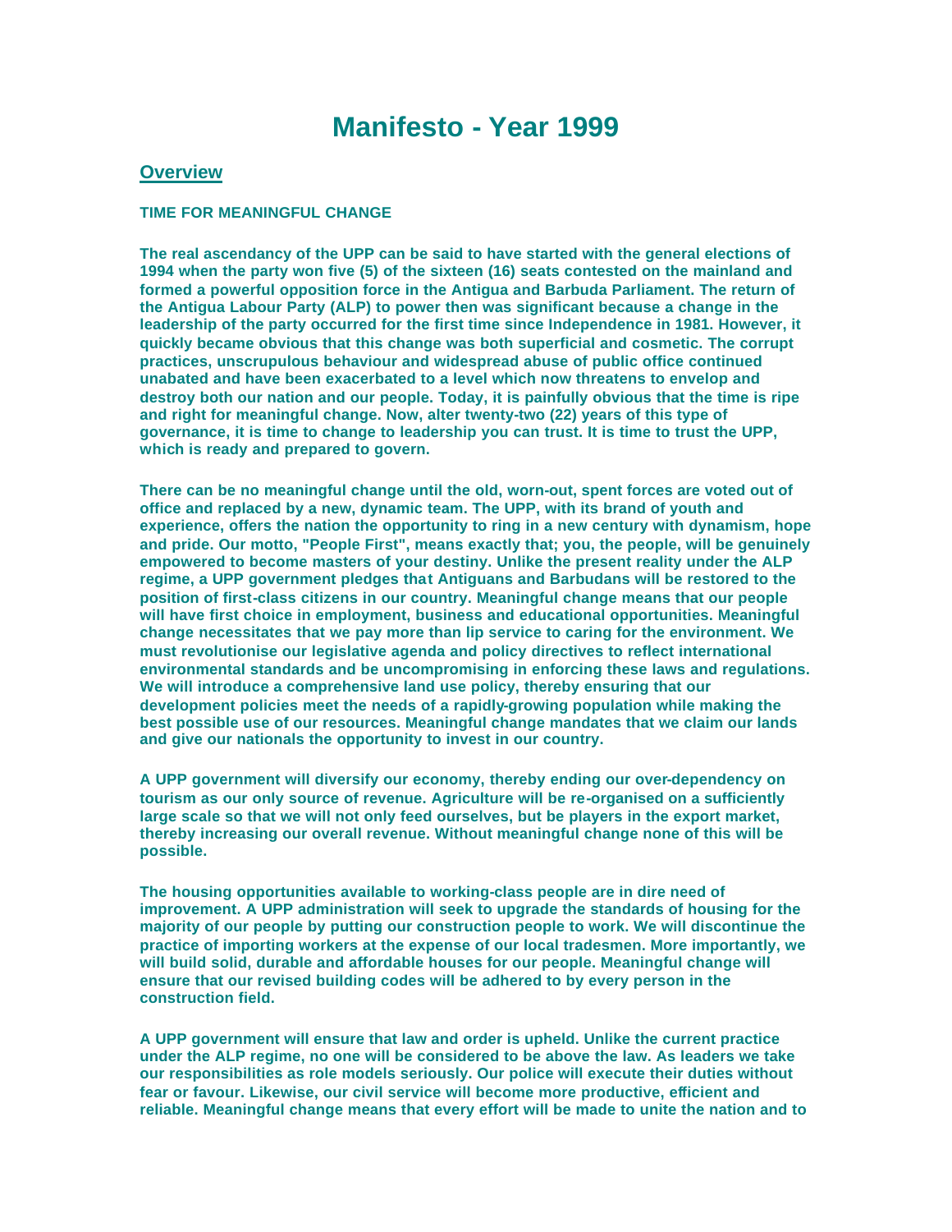# Manifesto - Year 1999

## Overview

**TIME FOR MEANINGFUL CHANGE**

**The real ascendancy of the UPP can be said to have started with the general elections of 1994 when the party won five (5) of the sixteen (16) seats contested on the mainland and formed a powerful opposition force in the Antigua and Barbuda Parliament. The return of the Antigua Labour Party (ALP) to power then was significant because a change in the leadership of the party occurred for the first time since Independence in 1981. However, it quickly became obvious that this change was both superficial and cosmetic. The corrupt practices, unscrupulous behaviour and widespread abuse of public office continued unabated and have been exacerbated to a level which now threatens to envelop and destroy both our nation and our people. Today, it is painfully obvious that the time is ripe and right for meaningful change. Now, alter twenty-two (22) years of this type of governance, it is time to change to leadership you can trust. It is time to trust the UPP, which is ready and prepared to govern.**

**There can be no meaningful change until the old, worn-out, spent forces are voted out of office and replaced by a new, dynamic team. The UPP, with its brand of youth and experience, offers the nation the opportunity to ring in a new century with dynamism, hope and pride. Our motto, "People First", means exactly that; you, the people, will be genuinely empowered to become masters of your destiny. Unlike the present reality under the ALP regime, a UPP government pledges that Antiguans and Barbudans will be restored to the position of first-class citizens in our country. Meaningful change means that our people will have first choice in employment, business and educational opportunities. Meaningful change necessitates that we pay more than lip service to caring for the environment. We must revolutionise our legislative agenda and policy directives to reflect international environmental standards and be uncompromising in enforcing these laws and regulations. We will introduce a comprehensive land use policy, thereby ensuring that our development policies meet the needs of a rapidly-growing population while making the best possible use of our resources. Meaningful change mandates that we claim our lands and give our nationals the opportunity to invest in our country.**

**A UPP government will diversify our economy, thereby ending our over-dependency on tourism as our only source of revenue. Agriculture will be re-organised on a sufficiently large scale so that we will not only feed ourselves, but be players in the export market, thereby increasing our overall revenue. Without meaningful change none of this will be possible.**

**The housing opportunities available to working-class people are in dire need of improvement. A UPP administration will seek to upgrade the standards of housing for the majority of our people by putting our construction people to work. We will discontinue the practice of importing workers at the expense of our local tradesmen. More importantly, we will build solid, durable and affordable houses for our people. Meaningful change will ensure that our revised building codes will be adhered to by every person in the construction field.**

**A UPP government will ensure that law and order is upheld. Unlike the current practice under the ALP regime, no one will be considered to be above the law. As leaders we take our responsibilities as role models seriously. Our police will execute their duties without fear or favour. Likewise, our civil service will become more productive, efficient and reliable. Meaningful change means that every effort will be made to unite the nation and to**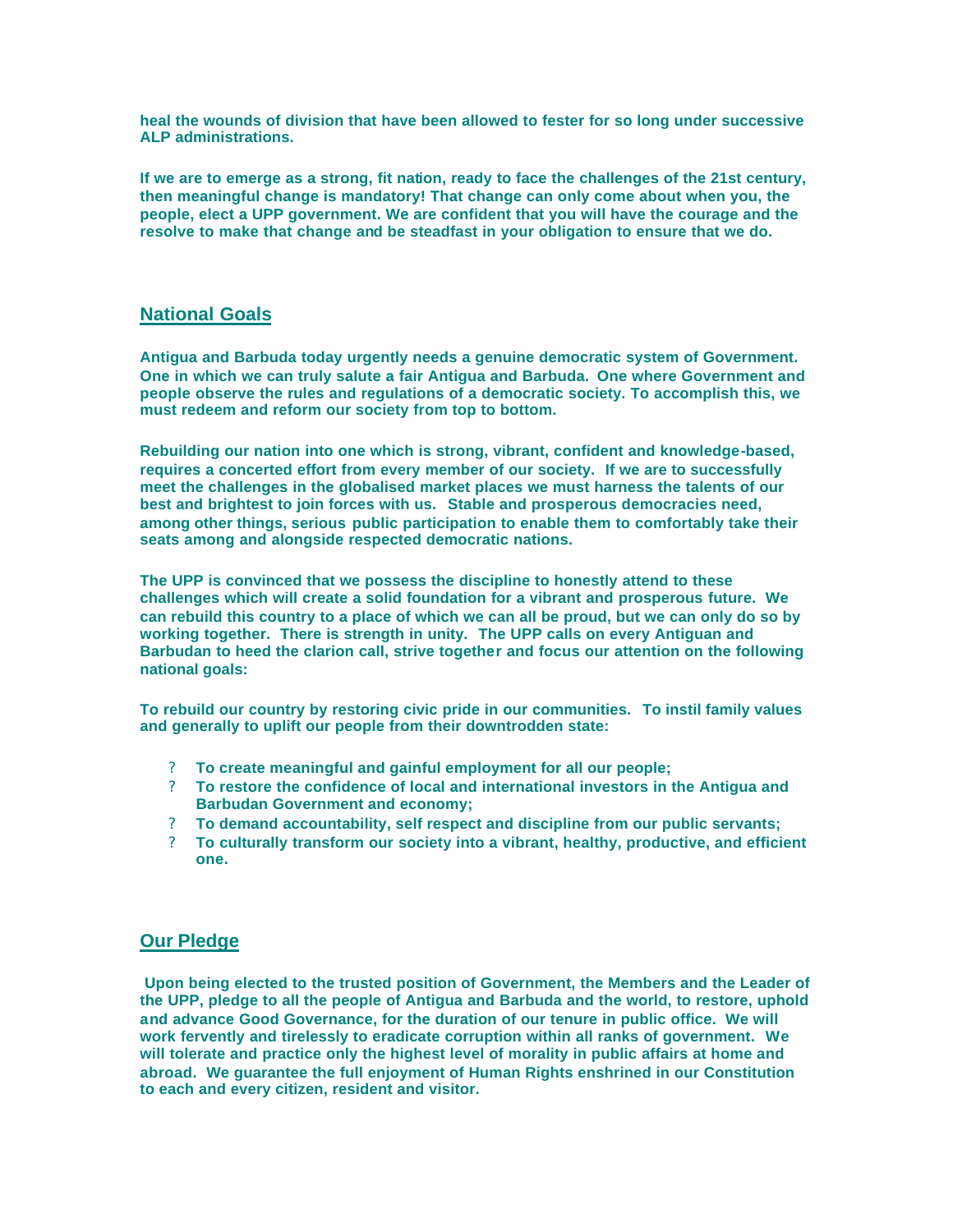**heal the wounds of division that have been allowed to fester for so long under successive ALP administrations.**

**If we are to emerge as a strong, fit nation, ready to face the challenges of the 21st century, then meaningful change is mandatory! That change can only come about when you, the people, elect a UPP government. We are confident that you will have the courage and the resolve to make that change and be steadfast in your obligation to ensure that we do.**

## National Goals

**Antigua and Barbuda today urgently needs a genuine democratic system of Government. One in which we can truly salute a fair Antigua and Barbuda. One where Government and people observe the rules and regulations of a democratic society. To accomplish this, we must redeem and reform our society from top to bottom.**

**Rebuilding our nation into one which is strong, vibrant, confident and knowledge-based, requires a concerted effort from every member of our society. If we are to successfully meet the challenges in the globalised market places we must harness the talents of our best and brightest to join forces with us. Stable and prosperous democracies need, among other things, serious public participation to enable them to comfortably take their seats among and alongside respected democratic nations.**

**The UPP is convinced that we possess the discipline to honestly attend to these challenges which will create a solid foundation for a vibrant and prosperous future. We can rebuild this country to a place of which we can all be proud, but we can only do so by working together. There is strength in unity. The UPP calls on every Antiguan and Barbudan to heed the clarion call, strive together and focus our attention on the following national goals:**

**To rebuild our country by restoring civic pride in our communities. To instil family values and generally to uplift our people from their downtrodden state:**

- **To create meaningful and gainful employment for all our people;**
- **To restore the confidence of local and international investors in the Antigua and Barbudan Government and economy;**
- **To demand accountability, self respect and discipline from our public servants;**
- **To culturally transform our society into a vibrant, healthy, productive, and efficient one.**

## Our Pledge

**Upon being elected to the trusted position of Government, the Members and the Leader of the UPP, pledge to all the people of Antigua and Barbuda and the world, to restore, uphold and advance Good Governance, for the duration of our tenure in public office. We will work fervently and tirelessly to eradicate corruption within all ranks of government. We will tolerate and practice only the highest level of morality in public affairs at home and abroad. We guarantee the full enjoyment of Human Rights enshrined in our Constitution to each and every citizen, resident and visitor.**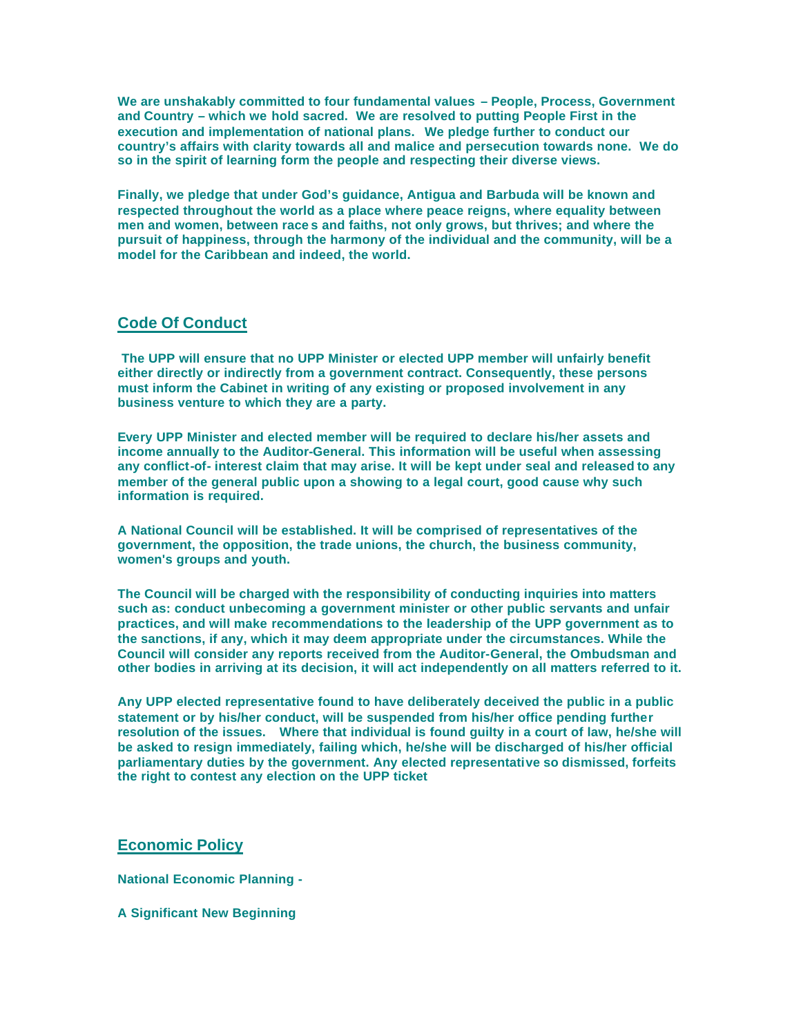**We are unshakably committed to four fundamental values – People, Process, Government and Country – which we hold sacred. We are resolved to putting People First in the execution and implementation of national plans. We pledge further to conduct our country's affairs with clarity towards all and malice and persecution towards none. We do so in the spirit of learning form the people and respecting their diverse views.**

**Finally, we pledge that under God's guidance, Antigua and Barbuda will be known and respected throughout the world as a place where peace reigns, where equality between men and women, between race s and faiths, not only grows, but thrives; and where the pursuit of happiness, through the harmony of the individual and the community, will be a model for the Caribbean and indeed, the world.**

## Code Of Conduct

**The UPP will ensure that no UPP Minister or elected UPP member will unfairly benefit either directly or indirectly from a government contract. Consequently, these persons must inform the Cabinet in writing of any existing or proposed involvement in any business venture to which they are a party.**

**Every UPP Minister and elected member will be required to declare his/her assets and income annually to the Auditor-General. This information will be useful when assessing any conflict-of- interest claim that may arise. It will be kept under seal and released to any member of the general public upon a showing to a legal court, good cause why such information is required.**

**A National Council will be established. It will be comprised of representatives of the government, the opposition, the trade unions, the church, the business community, women's groups and youth.**

**The Council will be charged with the responsibility of conducting inquiries into matters such as: conduct unbecoming a government minister or other public servants and unfair practices, and will make recommendations to the leadership of the UPP government as to the sanctions, if any, which it may deem appropriate under the circumstances. While the Council will consider any reports received from the Auditor-General, the Ombudsman and other bodies in arriving at its decision, it will act independently on all matters referred to it.**

**Any UPP elected representative found to have deliberately deceived the public in a public statement or by his/her conduct, will be suspended from his/her office pending further resolution of the issues. Where that individual is found guilty in a court of law, he/she will be asked to resign immediately, failing which, he/she will be discharged of his/her official parliamentary duties by the government. Any elected representative so dismissed, forfeits the right to contest any election on the UPP ticket**

## Economic Policy

**National Economic Planning -**

**A Significant New Beginning**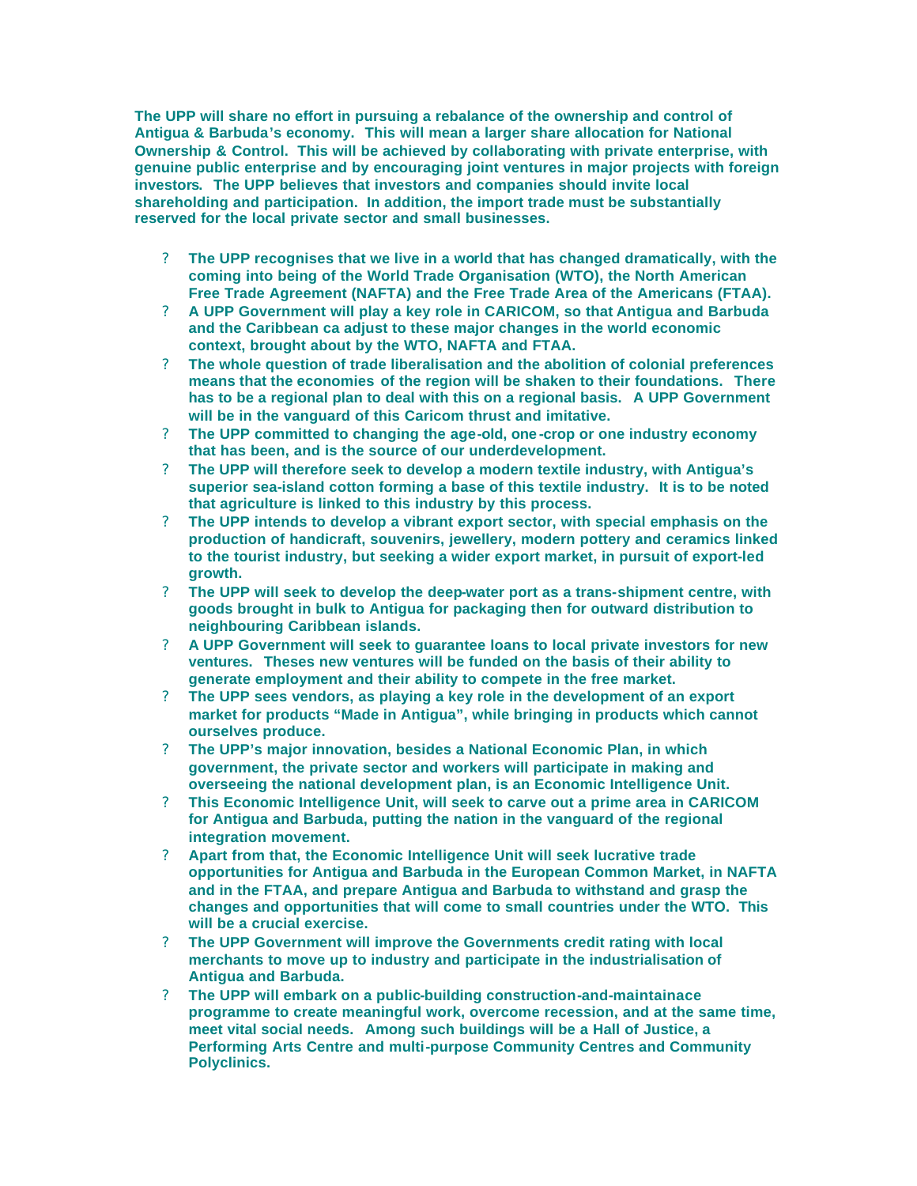**The UPP will share no effort in pursuing a rebalance of the ownership and control of Antigua & Barbuda's economy. This will mean a larger share allocation for National Ownership & Control. This will be achieved by collaborating with private enterprise, with genuine public enterprise and by encouraging joint ventures in major projects with foreign investors. The UPP believes that investors and companies should invite local shareholding and participation. In addition, the import trade must be substantially reserved for the local private sector and small businesses.**

- **The UPP recognises that we live in a world that has changed dramatically, with the coming into being of the World Trade Organisation (WTO), the North American Free Trade Agreement (NAFTA) and the Free Trade Area of the Americans (FTAA).**
- **A UPP Government will play a key role in CARICOM, so that Antigua and Barbuda and the Caribbean ca adjust to these major changes in the world economic context, brought about by the WTO, NAFTA and FTAA.**
- **The whole question of trade liberalisation and the abolition of colonial preferences means that the economies of the region will be shaken to their foundations. There has to be a regional plan to deal with this on a regional basis. A UPP Government will be in the vanguard of this Caricom thrust and imitative.**
- **The UPP committed to changing the age-old, one-crop or one industry economy that has been, and is the source of our underdevelopment.**
- **The UPP will therefore seek to develop a modern textile industry, with Antigua's superior sea-island cotton forming a base of this textile industry. It is to be noted that agriculture is linked to this industry by this process.**
- **The UPP intends to develop a vibrant export sector, with special emphasis on the production of handicraft, souvenirs, jewellery, modern pottery and ceramics linked to the tourist industry, but seeking a wider export market, in pursuit of export-led growth.**
- **The UPP will seek to develop the deep-water port as a trans-shipment centre, with goods brought in bulk to Antigua for packaging then for outward distribution to neighbouring Caribbean islands.**
- **A UPP Government will seek to guarantee loans to local private investors for new ventures. Theses new ventures will be funded on the basis of their ability to generate employment and their ability to compete in the free market.**
- **The UPP sees vendors, as playing a key role in the development of an export market for products "Made in Antigua", while bringing in products which cannot ourselves produce.**
- **The UPP's major innovation, besides a National Economic Plan, in which government, the private sector and workers will participate in making and overseeing the national development plan, is an Economic Intelligence Unit.**
- **This Economic Intelligence Unit, will seek to carve out a prime area in CARICOM for Antigua and Barbuda, putting the nation in the vanguard of the regional integration movement.**
- **Apart from that, the Economic Intelligence Unit will seek lucrative trade opportunities for Antigua and Barbuda in the European Common Market, in NAFTA and in the FTAA, and prepare Antigua and Barbuda to withstand and grasp the changes and opportunities that will come to small countries under the WTO. This will be a crucial exercise.**
- **The UPP Government will improve the Governments credit rating with local merchants to move up to industry and participate in the industrialisation of Antigua and Barbuda.**
- **The UPP will embark on a public-building construction-and-maintainace programme to create meaningful work, overcome recession, and at the same time, meet vital social needs. Among such buildings will be a Hall of Justice, a Performing Arts Centre and multi-purpose Community Centres and Community Polyclinics.**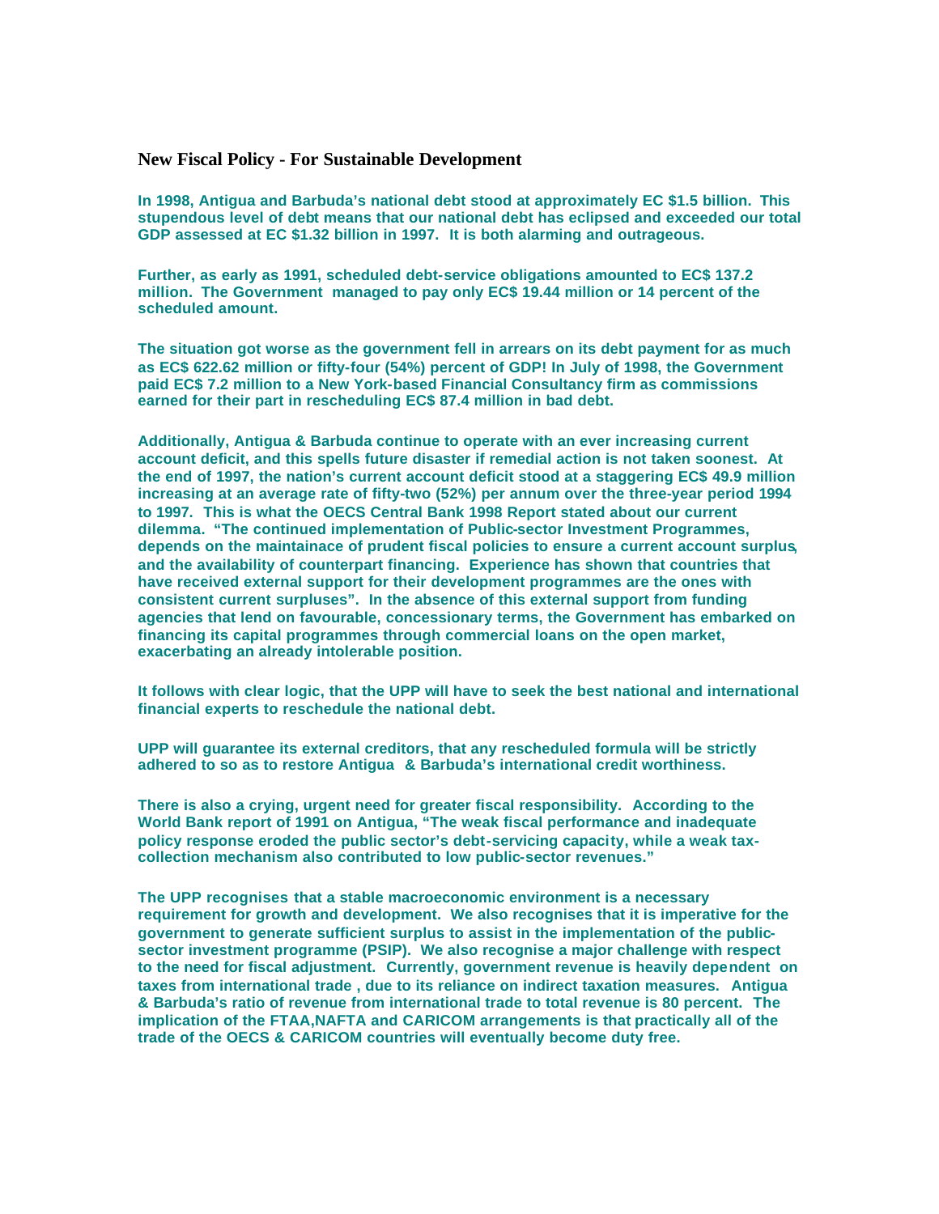## New Fiscal Policy - For Sustainable Development

**In 1998, Antigua and Barbuda's national debt stood at approximately EC $1.5 billion. This stupendous level of debt means that our national debt has eclipsed and exceeded our total GDP assessed at EC $1.32 billion in 1997. It is both alarming and outrageous.**

**Further, as early as 1991, scheduled debt-service obligations amounted to EC$ 137.2 million. The Government managed to pay only EC$ 19.44 million or 14 percent of the scheduled amount.**

**The situation got worse as the government fell in arrears on its debt payment for as much as EC$ 622.62 million or fifty-four (54%) percent of GDP! In July of 1998, the Government paid EC$ 7.2 million to a New York-based Financial Consultancy firm as commissions earned for their part in rescheduling EC$ 87.4 million in bad debt.**

**Additionally, Antigua & Barbuda continue to operate with an ever increasing current account deficit, and this spells future disaster if remedial action is not taken soonest. At the end of 1997, the nation's current account deficit stood at a staggering EC$ 49.9 million increasing at an average rate of fifty-two (52%) per annum over the three-year period 1994 to 1997. This is what the OECS Central Bank 1998 Report stated about our current dilemma. "The continued implementation of Public-sector Investment Programmes, depends on the maintainace of prudent fiscal policies to ensure a current account surplus, and the availability of counterpart financing. Experience has shown that countries that have received external support for their development programmes are the ones with consistent current surpluses". In the absence of this external support from funding agencies that lend on favourable, concessionary terms, the Government has embarked on financing its capital programmes through commercial loans on the open market, exacerbating an already intolerable position.**

**It follows with clear logic, that the UPP will have to seek the best national and international financial experts to reschedule the national debt.**

**UPP will guarantee its external creditors, that any rescheduled formula will be strictly adhered to so as to restore Antigua & Barbuda's international credit worthiness.**

**There is also a crying, urgent need for greater fiscal responsibility. According to the World Bank report of 1991 on Antigua, "The weak fiscal performance and inadequate policy response eroded the public sector's debt-servicing capacity, while a weak tax-collection mechanism also contributed to low public-sector revenues."**

**The UPP recognises that a stable macroeconomic environment is a necessary requirement for growth and development. We also recognises that it is imperative for the government to generate sufficient surplus to assist in the implementation of the public-sector investment programme (PSIP). We also recognise a major challenge with respect to the need for fiscal adjustment. Currently, government revenue is heavily dependent on taxes from international trade , due to its reliance on indirect taxation measures. Antigua & Barbuda's ratio of revenue from international trade to total revenue is 80 percent. The implication of the FTAA,NAFTA and CARICOM arrangements is that practically all of the trade of the OECS & CARICOM countries will eventually become duty free.**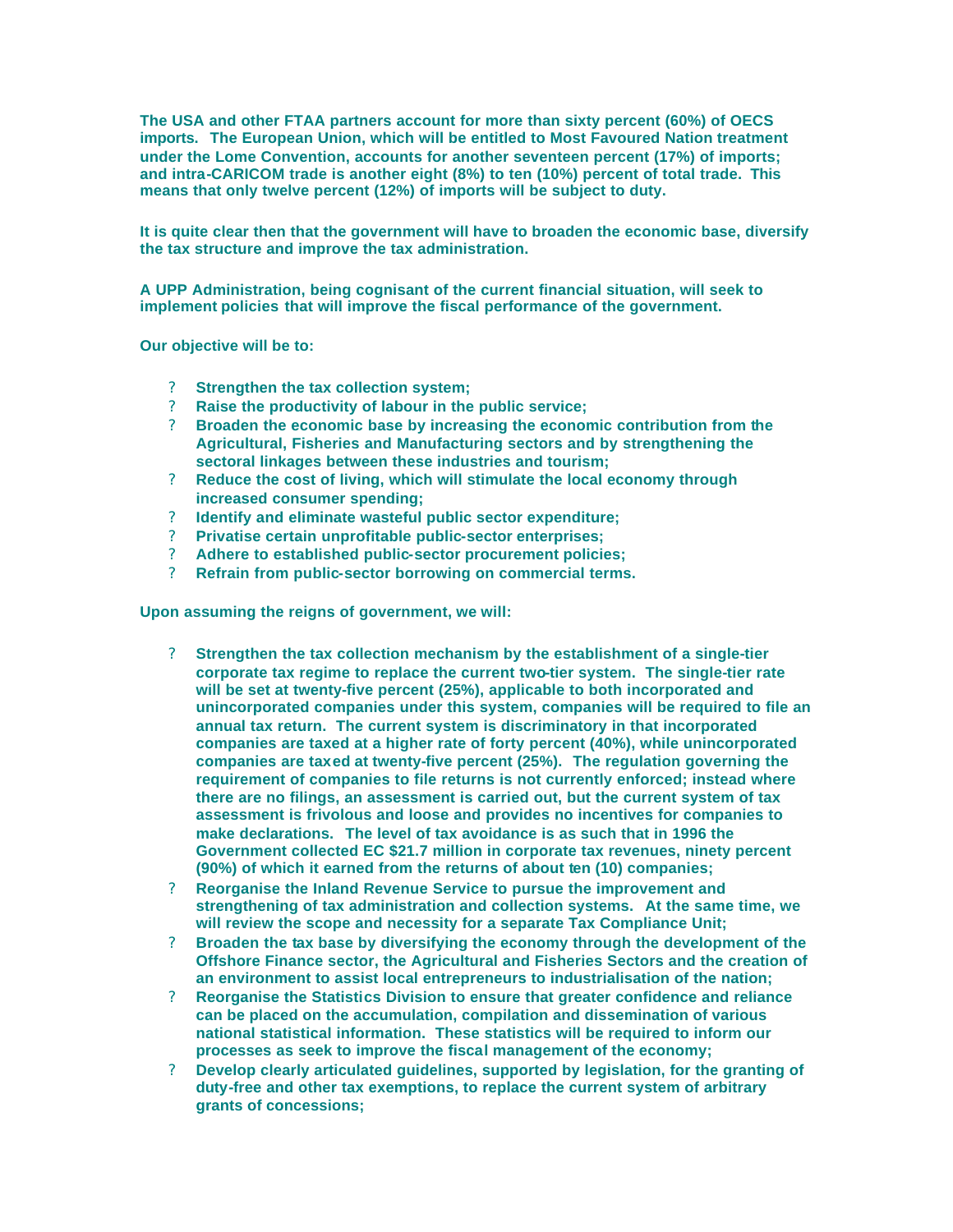**The USA and other FTAA partners account for more than sixty percent (60%) of OECS imports. The European Union, which will be entitled to Most Favoured Nation treatment under the Lome Convention, accounts for another seventeen percent (17%) of imports; and intra-CARICOM trade is another eight (8%) to ten (10%) percent of total trade. This means that only twelve percent (12%) of imports will be subject to duty.**

**It is quite clear then that the government will have to broaden the economic base, diversify the tax structure and improve the tax administration.**

**A UPP Administration, being cognisant of the current financial situation, will seek to implement policies that will improve the fiscal performance of the government.**

**Our objective will be to:**

- **Strengthen the tax collection system;**
- **Raise the productivity of labour in the public service;**
- **Broaden the economic base by increasing the economic contribution from the Agricultural, Fisheries and Manufacturing sectors and by strengthening the sectoral linkages between these industries and tourism;**
- **Reduce the cost of living, which will stimulate the local economy through increased consumer spending;**
- **Identify and eliminate wasteful public sector expenditure;**
- **Privatise certain unprofitable public-sector enterprises;**
- **Adhere to established public-sector procurement policies;**
- **Refrain from public-sector borrowing on commercial terms.**

**Upon assuming the reigns of government, we will:**

- **Strengthen the tax collection mechanism by the establishment of a single-tier corporate tax regime to replace the current two-tier system. The single-tier rate will be set at twenty-five percent (25%), applicable to both incorporated and unincorporated companies under this system, companies will be required to file an annual tax return. The current system is discriminatory in that incorporated companies are taxed at a higher rate of forty percent (40%), while unincorporated companies are taxed at twenty-five percent (25%). The regulation governing the requirement of companies to file returns is not currently enforced; instead where there are no filings, an assessment is carried out, but the current system of tax assessment is frivolous and loose and provides no incentives for companies to make declarations. The level of tax avoidance is as such that in 1996 the Government collected EC $21.7 million in corporate tax revenues, ninety percent (90%) of which it earned from the returns of about ten (10) companies;**
- **Reorganise the Inland Revenue Service to pursue the improvement and strengthening of tax administration and collection systems. At the same time, we will review the scope and necessity for a separate Tax Compliance Unit;**
- **Broaden the tax base by diversifying the economy through the development of the Offshore Finance sector, the Agricultural and Fisheries Sectors and the creation of an environment to assist local entrepreneurs to industrialisation of the nation;**
- **Reorganise the Statistics Division to ensure that greater confidence and reliance can be placed on the accumulation, compilation and dissemination of various national statistical information. These statistics will be required to inform our processes as seek to improve the fiscal management of the economy;**
- **Develop clearly articulated guidelines, supported by legislation, for the granting of duty-free and other tax exemptions, to replace the current system of arbitrary grants of concessions;**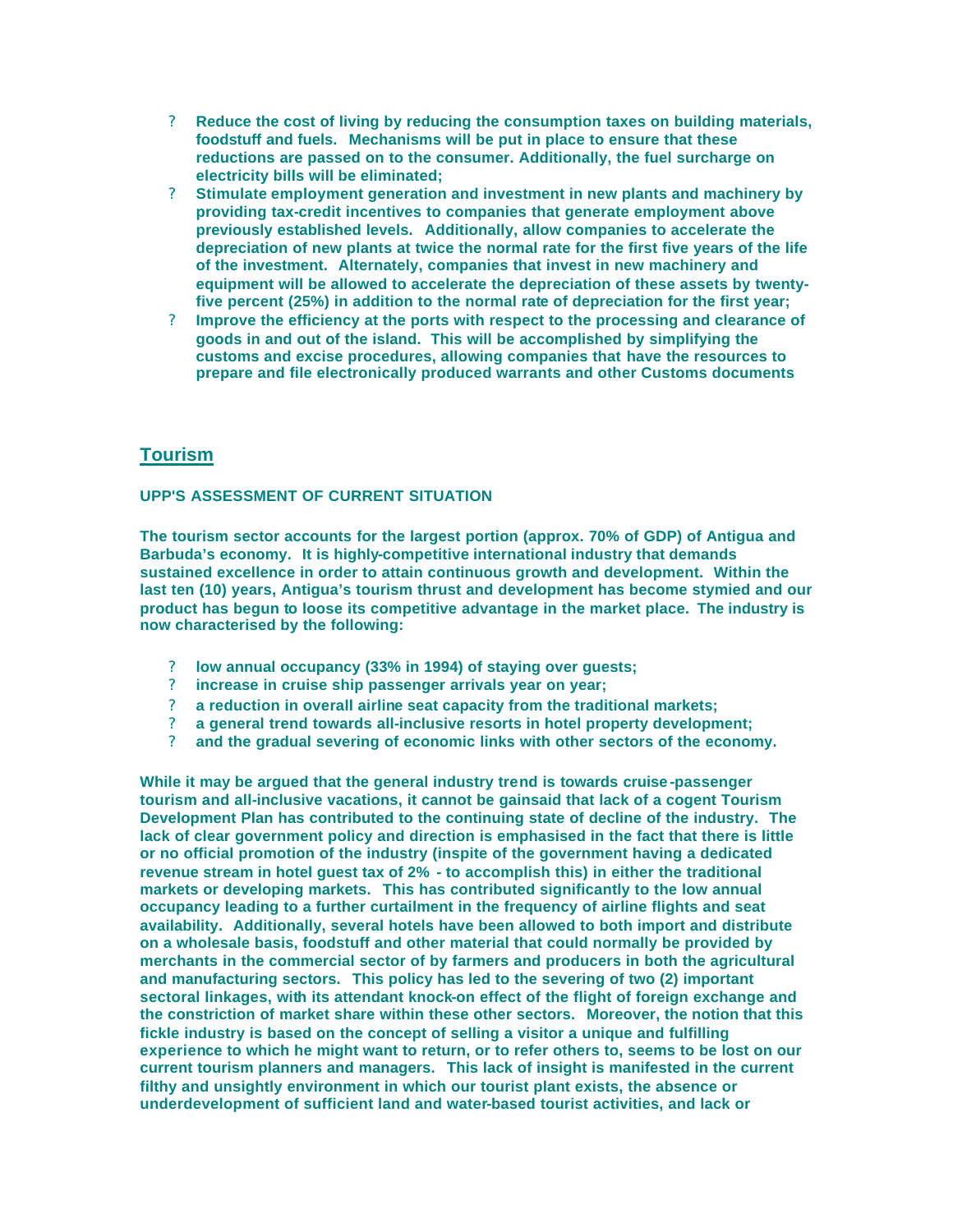- **Reduce the cost of living by reducing the consumption taxes on building materials, foodstuff and fuels. Mechanisms will be put in place to ensure that these reductions are passed on to the consumer. Additionally, the fuel surcharge on electricity bills will be eliminated;**
- **Stimulate employment generation and investment in new plants and machinery by providing tax-credit incentives to companies that generate employment above previously established levels. Additionally, allow companies to accelerate the depreciation of new plants at twice the normal rate for the first five years of the life of the investment. Alternately, companies that invest in new machinery and equipment will be allowed to accelerate the depreciation of these assets by twenty-five percent (25%) in addition to the normal rate of depreciation for the first year;**
- **Improve the efficiency at the ports with respect to the processing and clearance of goods in and out of the island. This will be accomplished by simplifying the customs and excise procedures, allowing companies that have the resources to prepare and file electronically produced warrants and other Customs documents**

## Tourism

**UPP'S ASSESSMENT OF CURRENT SITUATION**

**The tourism sector accounts for the largest portion (approx. 70% of GDP) of Antigua and Barbuda's economy. It is highly-competitive international industry that demands sustained excellence in order to attain continuous growth and development. Within the last ten (10) years, Antigua's tourism thrust and development has become stymied and our product has begun to loose its competitive advantage in the market place. The industry is now characterised by the following:**

- **low annual occupancy (33% in 1994) of staying over guests;**
- **increase in cruise ship passenger arrivals year on year;**
- **a reduction in overall airline seat capacity from the traditional markets;**
- **a general trend towards all-inclusive resorts in hotel property development;**
- **and the gradual severing of economic links with other sectors of the economy.**

**While it may be argued that the general industry trend is towards cruise-passenger tourism and all-inclusive vacations, it cannot be gainsaid that lack of a cogent Tourism Development Plan has contributed to the continuing state of decline of the industry. The lack of clear government policy and direction is emphasised in the fact that there is little or no official promotion of the industry (inspite of the government having a dedicated revenue stream in hotel guest tax of 2% - to accomplish this) in either the traditional markets or developing markets. This has contributed significantly to the low annual occupancy leading to a further curtailment in the frequency of airline flights and seat availability. Additionally, several hotels have been allowed to both import and distribute on a wholesale basis, foodstuff and other material that could normally be provided by merchants in the commercial sector of by farmers and producers in both the agricultural and manufacturing sectors. This policy has led to the severing of two (2) important sectoral linkages, with its attendant knock-on effect of the flight of foreign exchange and the constriction of market share within these other sectors. Moreover, the notion that this fickle industry is based on the concept of selling a visitor a unique and fulfilling experience to which he might want to return, or to refer others to, seems to be lost on our current tourism planners and managers. This lack of insight is manifested in the current filthy and unsightly environment in which our tourist plant exists, the absence or underdevelopment of sufficient land and water-based tourist activities, and lack or**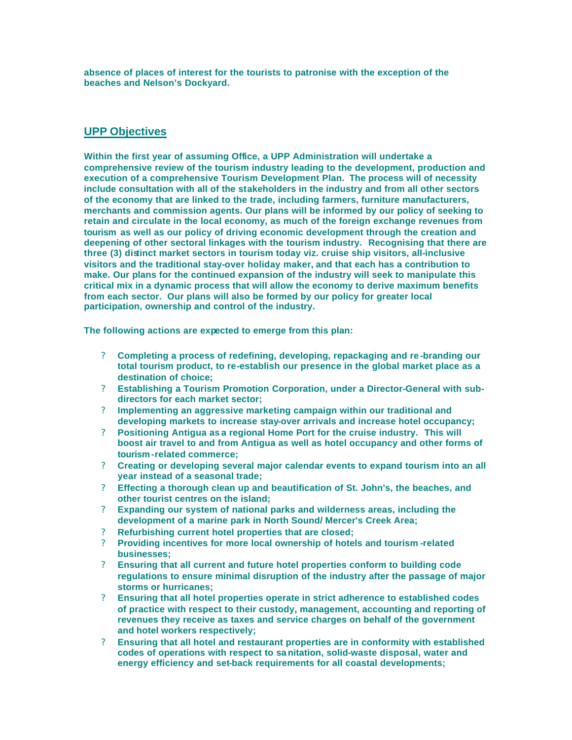absence of places of interest for the tourists to patronise with the exception of the beaches and Nelson's Dockyard.

## UPP Objectives

Within the first year of assuming Office, a UPP Administration will undertake a comprehensive review of the tourism industry leading to the development, production and execution of a comprehensive Tourism Development Plan. The process will of necessity include consultation with all of the stakeholders in the industry and from all other sectors of the economy that are linked to the trade, including farmers, furniture manufacturers, merchants and commission agents. Our plans will be informed by our policy of seeking to retain and circulate in the local economy, as much of the foreign exchange revenues from tourism as well as our policy of driving economic development through the creation and deepening of other sectoral linkages with the tourism industry. Recognising that there are three (3) distinct market sectors in tourism today viz. cruise ship visitors, all-inclusive visitors and the traditional stay-over holiday maker, and that each has a contribution to make. Our plans for the continued expansion of the industry will seek to manipulate this critical mix in a dynamic process that will allow the economy to derive maximum benefits from each sector. Our plans will also be formed by our policy for greater local participation, ownership and control of the industry.

The following actions are expected to emerge from this plan:

- Completing a process of redefining, developing, repackaging and re-branding our total tourism product, to re-establish our presence in the global market place as a destination of choice;
- Establishing a Tourism Promotion Corporation, under a Director-General with sub-directors for each market sector;
- Implementing an aggressive marketing campaign within our traditional and developing markets to increase stay-over arrivals and increase hotel occupancy;
- Positioning Antigua as a regional Home Port for the cruise industry. This will boost air travel to and from Antigua as well as hotel occupancy and other forms of tourism-related commerce;
- Creating or developing several major calendar events to expand tourism into an all year instead of a seasonal trade;
- Effecting a thorough clean up and beautification of St. John's, the beaches, and other tourist centres on the island;
- Expanding our system of national parks and wilderness areas, including the development of a marine park in North Sound/ Mercer's Creek Area;
- Refurbishing current hotel properties that are closed;
- Providing incentives for more local ownership of hotels and tourism-related businesses;
- Ensuring that all current and future hotel properties conform to building code regulations to ensure minimal disruption of the industry after the passage of major storms or hurricanes;
- Ensuring that all hotel properties operate in strict adherence to established codes of practice with respect to their custody, management, accounting and reporting of revenues they receive as taxes and service charges on behalf of the government and hotel workers respectively;
- Ensuring that all hotel and restaurant properties are in conformity with established codes of operations with respect to sanitation, solid-waste disposal, water and energy efficiency and set-back requirements for all coastal developments;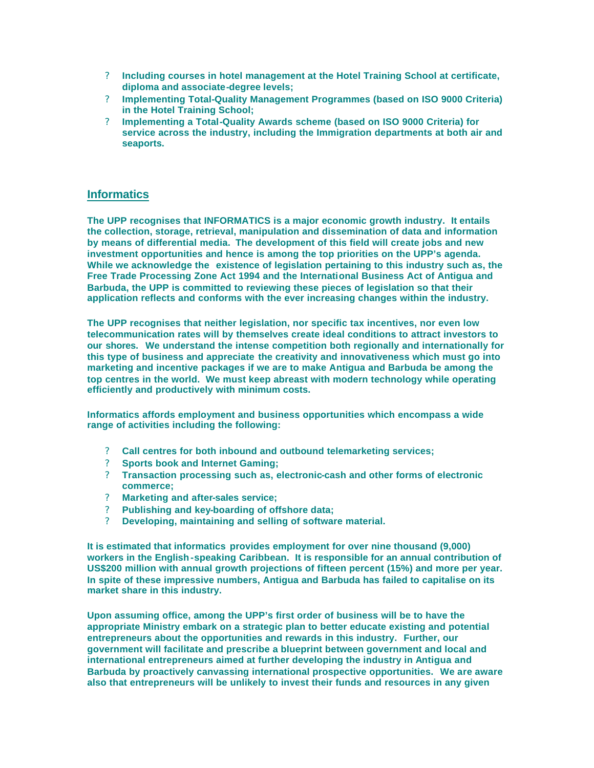- **Including courses in hotel management at the Hotel Training School at certificate, diploma and associate-degree levels;**
- **Implementing Total-Quality Management Programmes (based on ISO 9000 Criteria) in the Hotel Training School;**
- **Implementing a Total-Quality Awards scheme (based on ISO 9000 Criteria) for service across the industry, including the Immigration departments at both air and seaports.**

## Informatics

**The UPP recognises that INFORMATICS is a major economic growth industry. It entails the collection, storage, retrieval, manipulation and dissemination of data and information by means of differential media. The development of this field will create jobs and new investment opportunities and hence is among the top priorities on the UPP's agenda. While we acknowledge the existence of legislation pertaining to this industry such as, the Free Trade Processing Zone Act 1994 and the International Business Act of Antigua and Barbuda, the UPP is committed to reviewing these pieces of legislation so that their application reflects and conforms with the ever increasing changes within the industry.**

**The UPP recognises that neither legislation, nor specific tax incentives, nor even low telecommunication rates will by themselves create ideal conditions to attract investors to our shores. We understand the intense competition both regionally and internationally for this type of business and appreciate the creativity and innovativeness which must go into marketing and incentive packages if we are to make Antigua and Barbuda be among the top centres in the world. We must keep abreast with modern technology while operating efficiently and productively with minimum costs.**

**Informatics affords employment and business opportunities which encompass a wide range of activities including the following:**

- **Call centres for both inbound and outbound telemarketing services;**
- **Sports book and Internet Gaming;**
- **Transaction processing such as, electronic-cash and other forms of electronic commerce;**
- **Marketing and after-sales service;**
- **Publishing and key-boarding of offshore data;**
- **Developing, maintaining and selling of software material.**

**It is estimated that informatics provides employment for over nine thousand (9,000) workers in the English-speaking Caribbean. It is responsible for an annual contribution of US$200 million with annual growth projections of fifteen percent (15%) and more per year. In spite of these impressive numbers, Antigua and Barbuda has failed to capitalise on its market share in this industry.**

**Upon assuming office, among the UPP's first order of business will be to have the appropriate Ministry embark on a strategic plan to better educate existing and potential entrepreneurs about the opportunities and rewards in this industry. Further, our government will facilitate and prescribe a blueprint between government and local and international entrepreneurs aimed at further developing the industry in Antigua and Barbuda by proactively canvassing international prospective opportunities. We are aware also that entrepreneurs will be unlikely to invest their funds and resources in any given**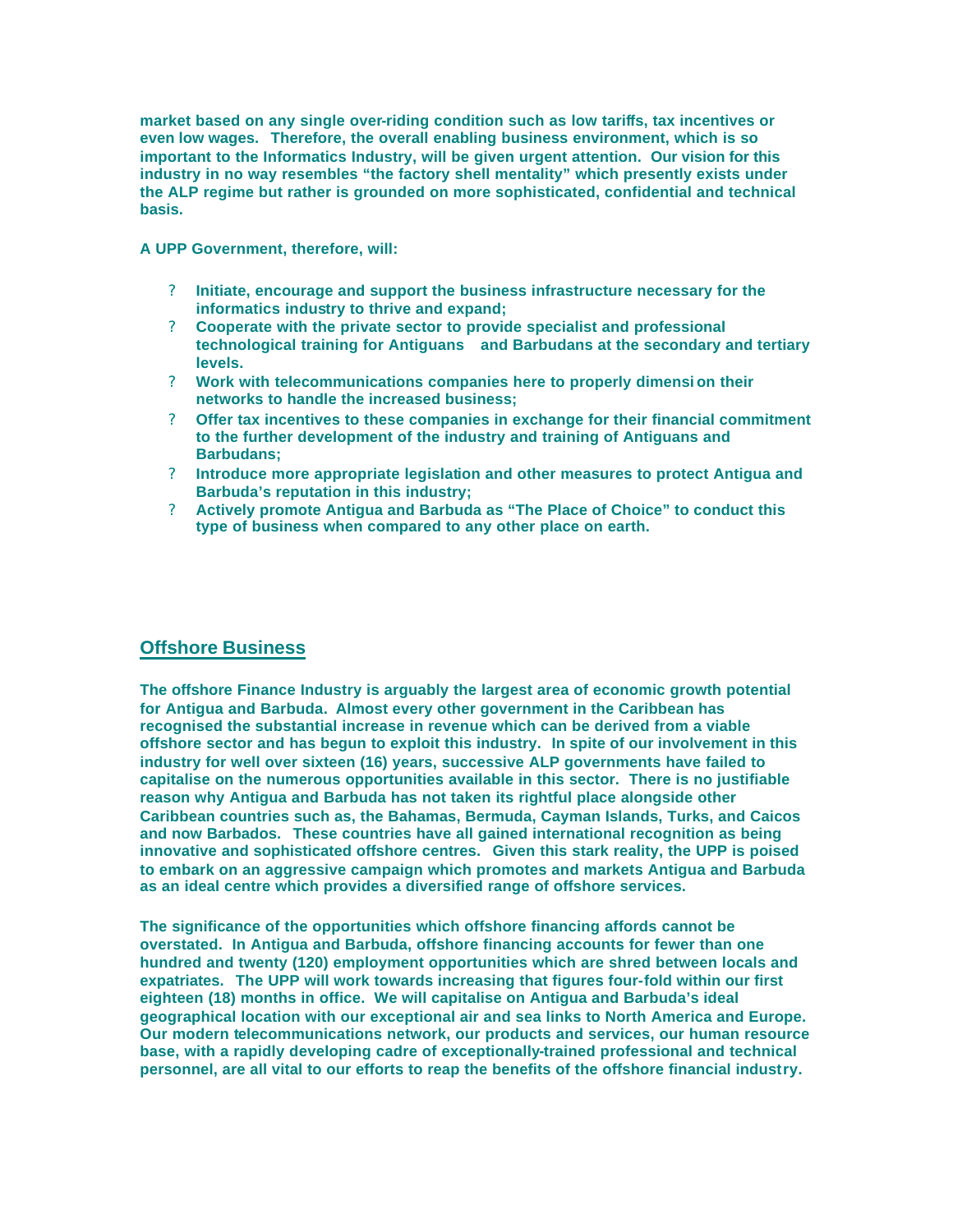**market based on any single over-riding condition such as low tariffs, tax incentives or even low wages. Therefore, the overall enabling business environment, which is so important to the Informatics Industry, will be given urgent attention. Our vision for this industry in no way resembles "the factory shell mentality" which presently exists under the ALP regime but rather is grounded on more sophisticated, confidential and technical basis.**

**A UPP Government, therefore, will:**

- **Initiate, encourage and support the business infrastructure necessary for the informatics industry to thrive and expand;**
- **Cooperate with the private sector to provide specialist and professional technological training for Antiguans and Barbudans at the secondary and tertiary levels.**
- **Work with telecommunications companies here to properly dimensi on their networks to handle the increased business;**
- **Offer tax incentives to these companies in exchange for their financial commitment to the further development of the industry and training of Antiguans and Barbudans;**
- **Introduce more appropriate legislation and other measures to protect Antigua and Barbuda's reputation in this industry;**
- **Actively promote Antigua and Barbuda as "The Place of Choice" to conduct this type of business when compared to any other place on earth.**

## Offshore Business

**The offshore Finance Industry is arguably the largest area of economic growth potential for Antigua and Barbuda. Almost every other government in the Caribbean has recognised the substantial increase in revenue which can be derived from a viable offshore sector and has begun to exploit this industry. In spite of our involvement in this industry for well over sixteen (16) years, successive ALP governments have failed to capitalise on the numerous opportunities available in this sector. There is no justifiable reason why Antigua and Barbuda has not taken its rightful place alongside other Caribbean countries such as, the Bahamas, Bermuda, Cayman Islands, Turks, and Caicos and now Barbados. These countries have all gained international recognition as being innovative and sophisticated offshore centres. Given this stark reality, the UPP is poised to embark on an aggressive campaign which promotes and markets Antigua and Barbuda as an ideal centre which provides a diversified range of offshore services.**

**The significance of the opportunities which offshore financing affords cannot be overstated. In Antigua and Barbuda, offshore financing accounts for fewer than one hundred and twenty (120) employment opportunities which are shred between locals and expatriates. The UPP will work towards increasing that figures four-fold within our first eighteen (18) months in office. We will capitalise on Antigua and Barbuda's ideal geographical location with our exceptional air and sea links to North America and Europe. Our modern telecommunications network, our products and services, our human resource base, with a rapidly developing cadre of exceptionally-trained professional and technical personnel, are all vital to our efforts to reap the benefits of the offshore financial industry.**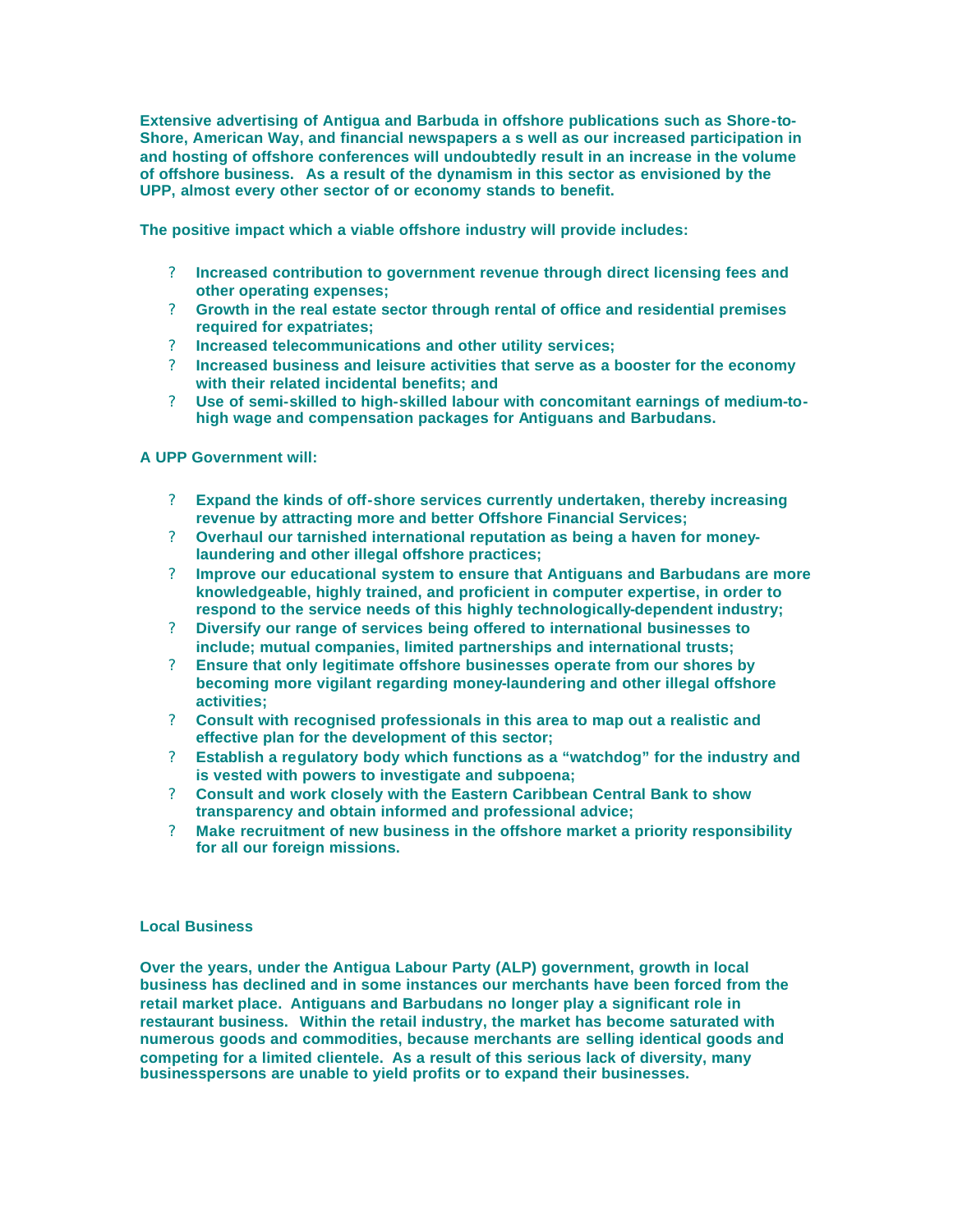**Extensive advertising of Antigua and Barbuda in offshore publications such as Shore-to-Shore, American Way, and financial newspapers a s well as our increased participation in and hosting of offshore conferences will undoubtedly result in an increase in the volume of offshore business. As a result of the dynamism in this sector as envisioned by the UPP, almost every other sector of or economy stands to benefit.**

**The positive impact which a viable offshore industry will provide includes:**

- **Increased contribution to government revenue through direct licensing fees and other operating expenses;**
- **Growth in the real estate sector through rental of office and residential premises required for expatriates;**
- **Increased telecommunications and other utility services;**
- **Increased business and leisure activities that serve as a booster for the economy with their related incidental benefits; and**
- **Use of semi-skilled to high-skilled labour with concomitant earnings of medium-to-high wage and compensation packages for Antiguans and Barbudans.**

**A UPP Government will:**

- **Expand the kinds of off-shore services currently undertaken, thereby increasing revenue by attracting more and better Offshore Financial Services;**
- **Overhaul our tarnished international reputation as being a haven for money-laundering and other illegal offshore practices;**
- **Improve our educational system to ensure that Antiguans and Barbudans are more knowledgeable, highly trained, and proficient in computer expertise, in order to respond to the service needs of this highly technologically-dependent industry;**
- **Diversify our range of services being offered to international businesses to include; mutual companies, limited partnerships and international trusts;**
- **Ensure that only legitimate offshore businesses operate from our shores by becoming more vigilant regarding money-laundering and other illegal offshore activities;**
- **Consult with recognised professionals in this area to map out a realistic and effective plan for the development of this sector;**
- **Establish a regulatory body which functions as a "watchdog" for the industry and is vested with powers to investigate and subpoena;**
- **Consult and work closely with the Eastern Caribbean Central Bank to show transparency and obtain informed and professional advice;**
- **Make recruitment of new business in the offshore market a priority responsibility for all our foreign missions.**

## Local Business

**Over the years, under the Antigua Labour Party (ALP) government, growth in local business has declined and in some instances our merchants have been forced from the retail market place. Antiguans and Barbudans no longer play a significant role in restaurant business. Within the retail industry, the market has become saturated with numerous goods and commodities, because merchants are selling identical goods and competing for a limited clientele. As a result of this serious lack of diversity, many businesspersons are unable to yield profits or to expand their businesses.**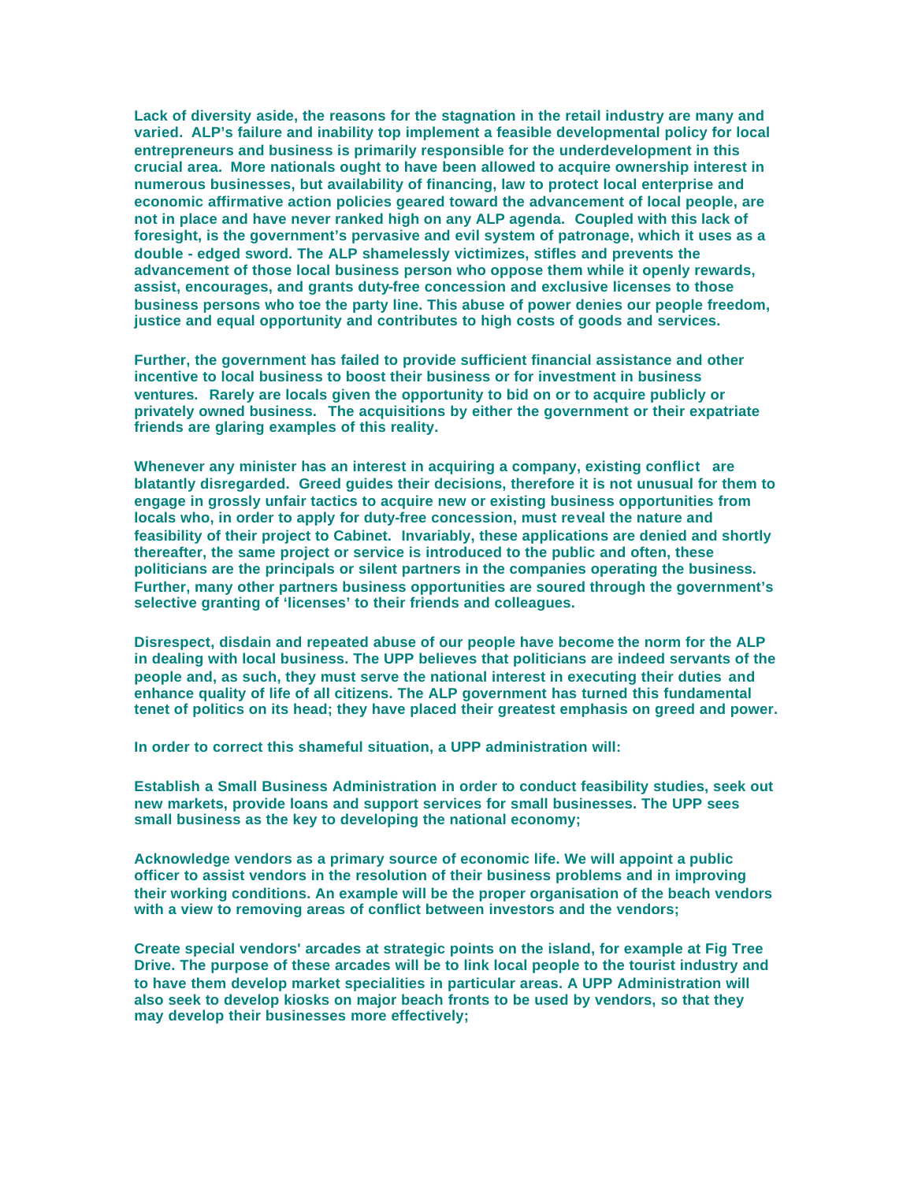Lack of diversity aside, the reasons for the stagnation in the retail industry are many and varied. ALP's failure and inability top implement a feasible developmental policy for local entrepreneurs and business is primarily responsible for the underdevelopment in this crucial area. More nationals ought to have been allowed to acquire ownership interest in numerous businesses, but availability of financing, law to protect local enterprise and economic affirmative action policies geared toward the advancement of local people, are not in place and have never ranked high on any ALP agenda. Coupled with this lack of foresight, is the government's pervasive and evil system of patronage, which it uses as a double - edged sword. The ALP shamelessly victimizes, stifles and prevents the advancement of those local business person who oppose them while it openly rewards, assist, encourages, and grants duty-free concession and exclusive licenses to those business persons who toe the party line. This abuse of power denies our people freedom, justice and equal opportunity and contributes to high costs of goods and services.

Further, the government has failed to provide sufficient financial assistance and other incentive to local business to boost their business or for investment in business ventures. Rarely are locals given the opportunity to bid on or to acquire publicly or privately owned business. The acquisitions by either the government or their expatriate friends are glaring examples of this reality.

Whenever any minister has an interest in acquiring a company, existing conflict are blatantly disregarded. Greed guides their decisions, therefore it is not unusual for them to engage in grossly unfair tactics to acquire new or existing business opportunities from locals who, in order to apply for duty-free concession, must reveal the nature and feasibility of their project to Cabinet. Invariably, these applications are denied and shortly thereafter, the same project or service is introduced to the public and often, these politicians are the principals or silent partners in the companies operating the business. Further, many other partners business opportunities are soured through the government's selective granting of 'licenses' to their friends and colleagues.

Disrespect, disdain and repeated abuse of our people have become the norm for the ALP in dealing with local business. The UPP believes that politicians are indeed servants of the people and, as such, they must serve the national interest in executing their duties and enhance quality of life of all citizens. The ALP government has turned this fundamental tenet of politics on its head; they have placed their greatest emphasis on greed and power.

In order to correct this shameful situation, a UPP administration will:

Establish a Small Business Administration in order to conduct feasibility studies, seek out new markets, provide loans and support services for small businesses. The UPP sees small business as the key to developing the national economy;

Acknowledge vendors as a primary source of economic life. We will appoint a public officer to assist vendors in the resolution of their business problems and in improving their working conditions. An example will be the proper organisation of the beach vendors with a view to removing areas of conflict between investors and the vendors;

Create special vendors' arcades at strategic points on the island, for example at Fig Tree Drive. The purpose of these arcades will be to link local people to the tourist industry and to have them develop market specialities in particular areas. A UPP Administration will also seek to develop kiosks on major beach fronts to be used by vendors, so that they may develop their businesses more effectively;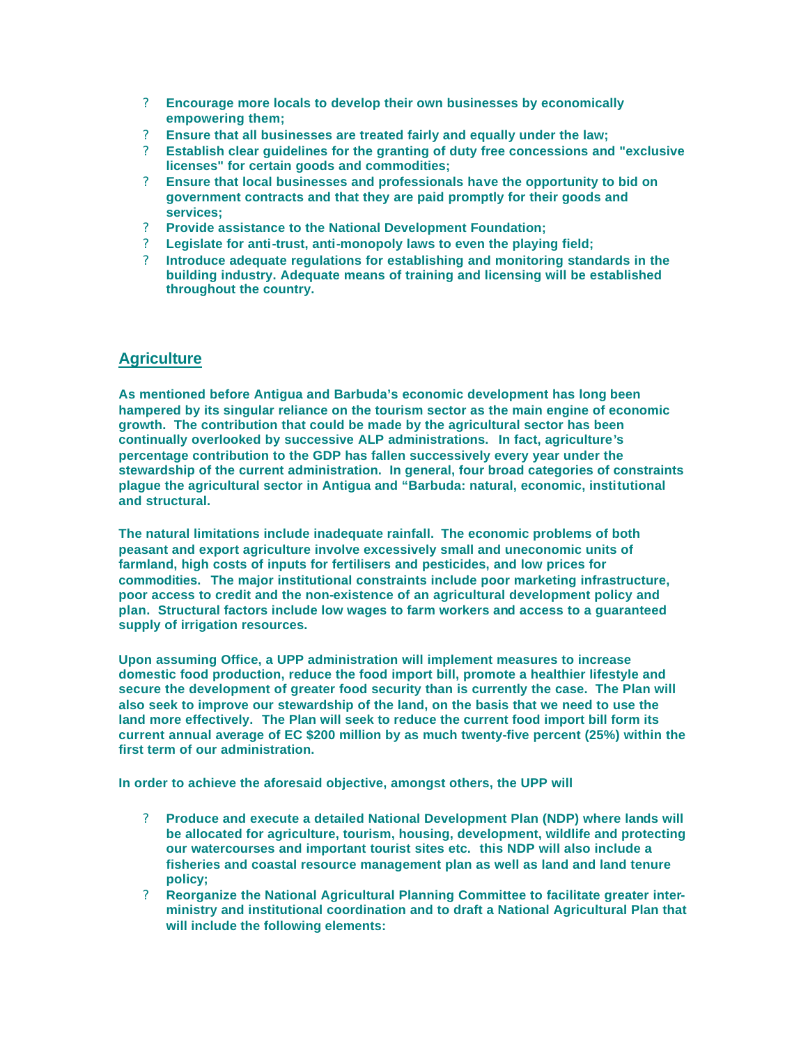- **Encourage more locals to develop their own businesses by economically empowering them;**
- **Ensure that all businesses are treated fairly and equally under the law;**
- **Establish clear guidelines for the granting of duty free concessions and "exclusive licenses" for certain goods and commodities;**
- **Ensure that local businesses and professionals have the opportunity to bid on government contracts and that they are paid promptly for their goods and services;**
- **Provide assistance to the National Development Foundation;**
- **Legislate for anti-trust, anti-monopoly laws to even the playing field;**
- **Introduce adequate regulations for establishing and monitoring standards in the building industry. Adequate means of training and licensing will be established throughout the country.**

## Agriculture

**As mentioned before Antigua and Barbuda's economic development has long been hampered by its singular reliance on the tourism sector as the main engine of economic growth. The contribution that could be made by the agricultural sector has been continually overlooked by successive ALP administrations. In fact, agriculture's percentage contribution to the GDP has fallen successively every year under the stewardship of the current administration. In general, four broad categories of constraints plague the agricultural sector in Antigua and "Barbuda: natural, economic, institutional and structural.**

**The natural limitations include inadequate rainfall. The economic problems of both peasant and export agriculture involve excessively small and uneconomic units of farmland, high costs of inputs for fertilisers and pesticides, and low prices for commodities. The major institutional constraints include poor marketing infrastructure, poor access to credit and the non-existence of an agricultural development policy and plan. Structural factors include low wages to farm workers and access to a guaranteed supply of irrigation resources.**

**Upon assuming Office, a UPP administration will implement measures to increase domestic food production, reduce the food import bill, promote a healthier lifestyle and secure the development of greater food security than is currently the case. The Plan will also seek to improve our stewardship of the land, on the basis that we need to use the land more effectively. The Plan will seek to reduce the current food import bill form its current annual average of EC $200 million by as much twenty-five percent (25%) within the first term of our administration.**

**In order to achieve the aforesaid objective, amongst others, the UPP will**

- **Produce and execute a detailed National Development Plan (NDP) where lands will be allocated for agriculture, tourism, housing, development, wildlife and protecting our watercourses and important tourist sites etc. this NDP will also include a fisheries and coastal resource management plan as well as land and land tenure policy;**
- **Reorganize the National Agricultural Planning Committee to facilitate greater inter-ministry and institutional coordination and to draft a National Agricultural Plan that will include the following elements:**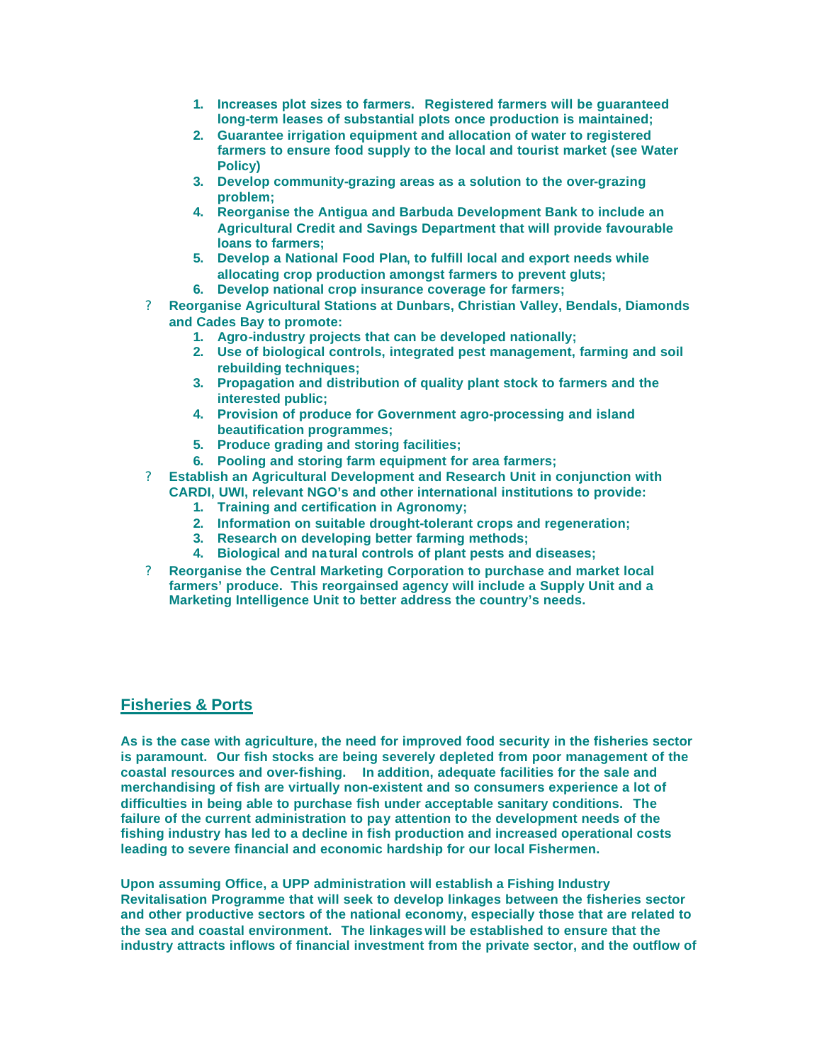1. **Increases plot sizes to farmers. Registered farmers will be guaranteed long-term leases of substantial plots once production is maintained;**
2. **Guarantee irrigation equipment and allocation of water to registered farmers to ensure food supply to the local and tourist market (see Water Policy)**
3. **Develop community-grazing areas as a solution to the over-grazing problem;**
4. **Reorganise the Antigua and Barbuda Development Bank to include an Agricultural Credit and Savings Department that will provide favourable loans to farmers;**
5. **Develop a National Food Plan, to fulfill local and export needs while allocating crop production amongst farmers to prevent gluts;**
6. **Develop national crop insurance coverage for farmers;**

- **Reorganise Agricultural Stations at Dunbars, Christian Valley, Bendals, Diamonds and Cades Bay to promote:**
    1. **Agro-industry projects that can be developed nationally;**
    2. **Use of biological controls, integrated pest management, farming and soil rebuilding techniques;**
    3. **Propagation and distribution of quality plant stock to farmers and the interested public;**
    4. **Provision of produce for Government agro-processing and island beautification programmes;**
    5. **Produce grading and storing facilities;**
    6. **Pooling and storing farm equipment for area farmers;**
- **Establish an Agricultural Development and Research Unit in conjunction with CARDI, UWI, relevant NGO's and other international institutions to provide:**
    1. **Training and certification in Agronomy;**
    2. **Information on suitable drought-tolerant crops and regeneration;**
    3. **Research on developing better farming methods;**
    4. **Biological and natural controls of plant pests and diseases;**
- **Reorganise the Central Marketing Corporation to purchase and market local farmers' produce. This reorgainsed agency will include a Supply Unit and a Marketing Intelligence Unit to better address the country's needs.**

## Fisheries & Ports

**As is the case with agriculture, the need for improved food security in the fisheries sector is paramount. Our fish stocks are being severely depleted from poor management of the coastal resources and over-fishing. In addition, adequate facilities for the sale and merchandising of fish are virtually non-existent and so consumers experience a lot of difficulties in being able to purchase fish under acceptable sanitary conditions. The failure of the current administration to pay attention to the development needs of the fishing industry has led to a decline in fish production and increased operational costs leading to severe financial and economic hardship for our local Fishermen.**

**Upon assuming Office, a UPP administration will establish a Fishing Industry Revitalisation Programme that will seek to develop linkages between the fisheries sector and other productive sectors of the national economy, especially those that are related to the sea and coastal environment. The linkages will be established to ensure that the industry attracts inflows of financial investment from the private sector, and the outflow of**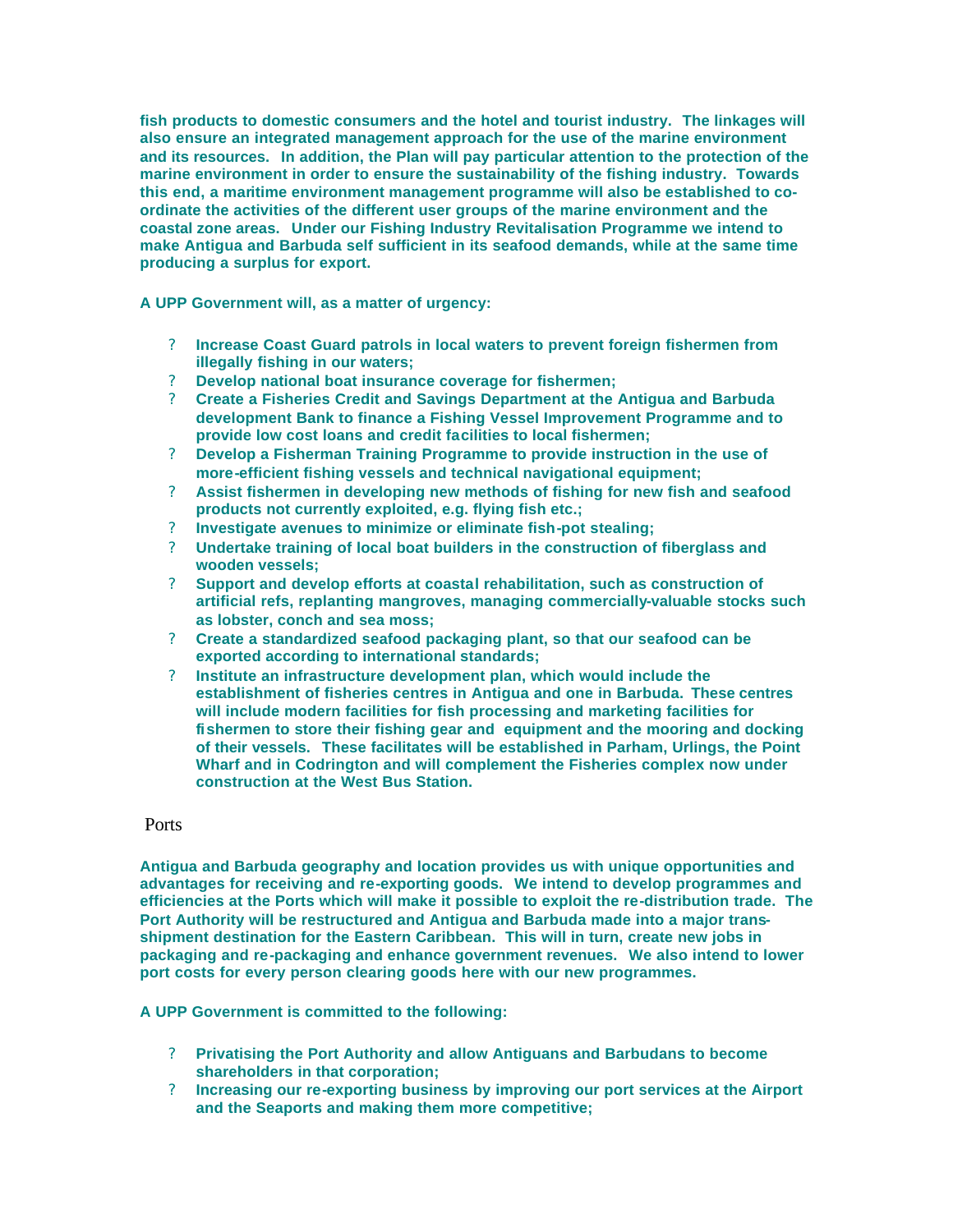**fish products to domestic consumers and the hotel and tourist industry. The linkages will also ensure an integrated management approach for the use of the marine environment and its resources. In addition, the Plan will pay particular attention to the protection of the marine environment in order to ensure the sustainability of the fishing industry. Towards this end, a maritime environment management programme will also be established to co-ordinate the activities of the different user groups of the marine environment and the coastal zone areas. Under our Fishing Industry Revitalisation Programme we intend to make Antigua and Barbuda self sufficient in its seafood demands, while at the same time producing a surplus for export.**

**A UPP Government will, as a matter of urgency:**

- **Increase Coast Guard patrols in local waters to prevent foreign fishermen from illegally fishing in our waters;**
- **Develop national boat insurance coverage for fishermen;**
- **Create a Fisheries Credit and Savings Department at the Antigua and Barbuda development Bank to finance a Fishing Vessel Improvement Programme and to provide low cost loans and credit facilities to local fishermen;**
- **Develop a Fisherman Training Programme to provide instruction in the use of more-efficient fishing vessels and technical navigational equipment;**
- **Assist fishermen in developing new methods of fishing for new fish and seafood products not currently exploited, e.g. flying fish etc.;**
- **Investigate avenues to minimize or eliminate fish-pot stealing;**
- **Undertake training of local boat builders in the construction of fiberglass and wooden vessels;**
- **Support and develop efforts at coastal rehabilitation, such as construction of artificial refs, replanting mangroves, managing commercially-valuable stocks such as lobster, conch and sea moss;**
- **Create a standardized seafood packaging plant, so that our seafood can be exported according to international standards;**
- **Institute an infrastructure development plan, which would include the establishment of fisheries centres in Antigua and one in Barbuda. These centres will include modern facilities for fish processing and marketing facilities for fishermen to store their fishing gear and equipment and the mooring and docking of their vessels. These facilitates will be established in Parham, Urlings, the Point Wharf and in Codrington and will complement the Fisheries complex now under construction at the West Bus Station.**

## Ports

**Antigua and Barbuda geography and location provides us with unique opportunities and advantages for receiving and re-exporting goods. We intend to develop programmes and efficiencies at the Ports which will make it possible to exploit the re-distribution trade. The Port Authority will be restructured and Antigua and Barbuda made into a major trans-shipment destination for the Eastern Caribbean. This will in turn, create new jobs in packaging and re-packaging and enhance government revenues. We also intend to lower port costs for every person clearing goods here with our new programmes.**

**A UPP Government is committed to the following:**

- **Privatising the Port Authority and allow Antiguans and Barbudans to become shareholders in that corporation;**
- **Increasing our re-exporting business by improving our port services at the Airport and the Seaports and making them more competitive;**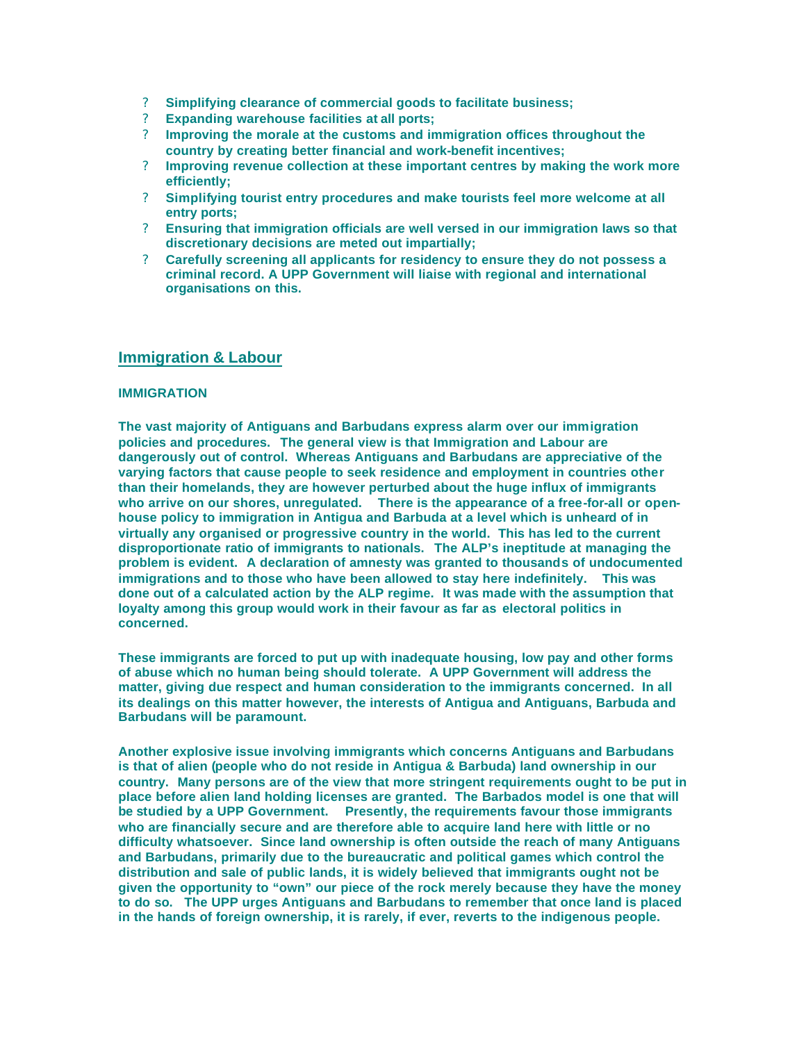- **Simplifying clearance of commercial goods to facilitate business;**
- **Expanding warehouse facilities at all ports;**
- **Improving the morale at the customs and immigration offices throughout the country by creating better financial and work-benefit incentives;**
- **Improving revenue collection at these important centres by making the work more efficiently;**
- **Simplifying tourist entry procedures and make tourists feel more welcome at all entry ports;**
- **Ensuring that immigration officials are well versed in our immigration laws so that discretionary decisions are meted out impartially;**
- **Carefully screening all applicants for residency to ensure they do not possess a criminal record. A UPP Government will liaise with regional and international organisations on this.**

## Immigration & Labour

### IMMIGRATION

**The vast majority of Antiguans and Barbudans express alarm over our immigration policies and procedures. The general view is that Immigration and Labour are dangerously out of control. Whereas Antiguans and Barbudans are appreciative of the varying factors that cause people to seek residence and employment in countries other than their homelands, they are however perturbed about the huge influx of immigrants who arrive on our shores, unregulated. There is the appearance of a free-for-all or open-house policy to immigration in Antigua and Barbuda at a level which is unheard of in virtually any organised or progressive country in the world. This has led to the current disproportionate ratio of immigrants to nationals. The ALP's ineptitude at managing the problem is evident. A declaration of amnesty was granted to thousands of undocumented immigrations and to those who have been allowed to stay here indefinitely. This was done out of a calculated action by the ALP regime. It was made with the assumption that loyalty among this group would work in their favour as far as electoral politics in concerned.**

**These immigrants are forced to put up with inadequate housing, low pay and other forms of abuse which no human being should tolerate. A UPP Government will address the matter, giving due respect and human consideration to the immigrants concerned. In all its dealings on this matter however, the interests of Antigua and Antiguans, Barbuda and Barbudans will be paramount.**

**Another explosive issue involving immigrants which concerns Antiguans and Barbudans is that of alien (people who do not reside in Antigua & Barbuda) land ownership in our country. Many persons are of the view that more stringent requirements ought to be put in place before alien land holding licenses are granted. The Barbados model is one that will be studied by a UPP Government. Presently, the requirements favour those immigrants who are financially secure and are therefore able to acquire land here with little or no difficulty whatsoever. Since land ownership is often outside the reach of many Antiguans and Barbudans, primarily due to the bureaucratic and political games which control the distribution and sale of public lands, it is widely believed that immigrants ought not be given the opportunity to "own" our piece of the rock merely because they have the money to do so. The UPP urges Antiguans and Barbudans to remember that once land is placed in the hands of foreign ownership, it is rarely, if ever, reverts to the indigenous people.**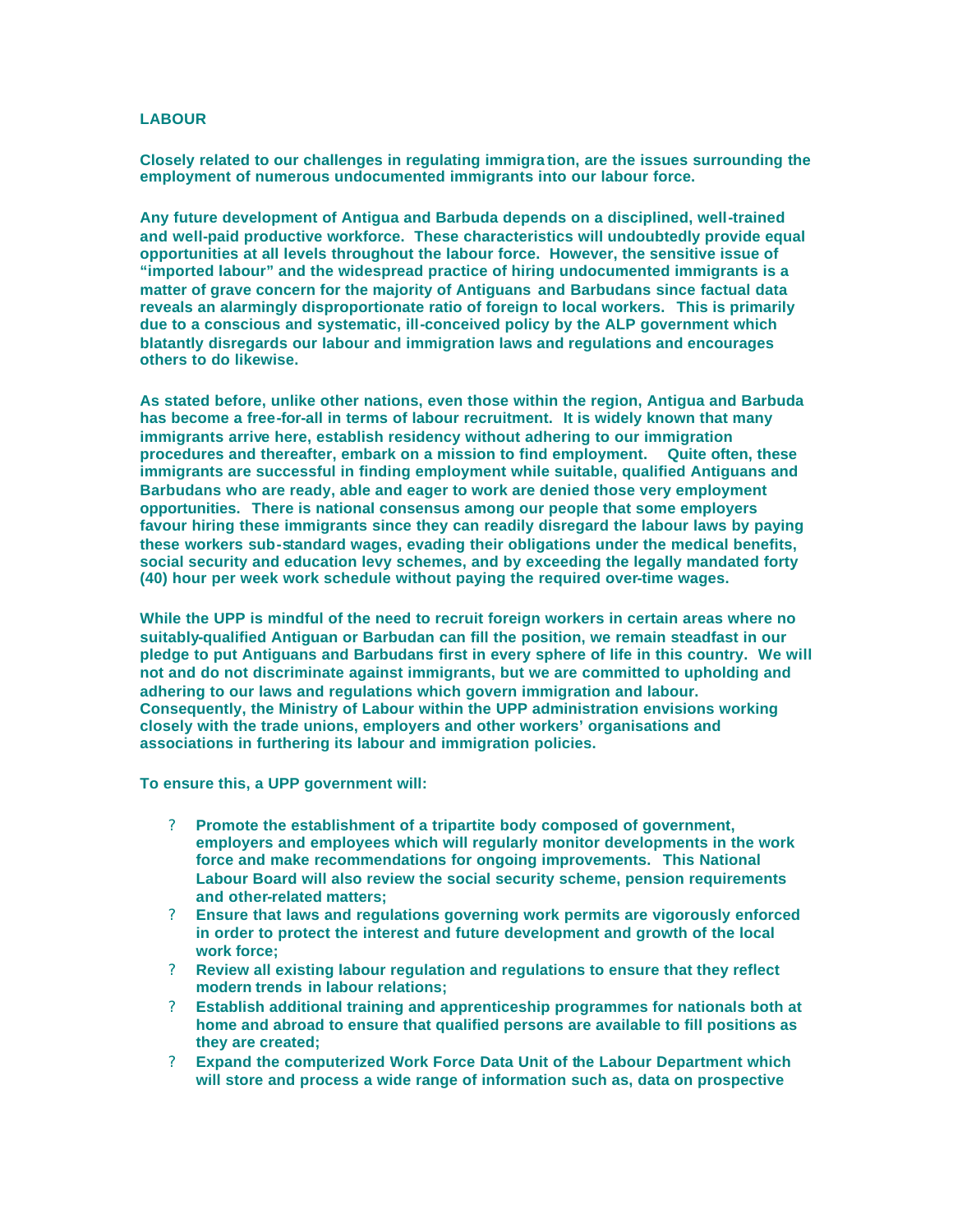## LABOUR

Closely related to our challenges in regulating immigration, are the issues surrounding the employment of numerous undocumented immigrants into our labour force.

Any future development of Antigua and Barbuda depends on a disciplined, well-trained and well-paid productive workforce. These characteristics will undoubtedly provide equal opportunities at all levels throughout the labour force. However, the sensitive issue of "imported labour" and the widespread practice of hiring undocumented immigrants is a matter of grave concern for the majority of Antiguans and Barbudans since factual data reveals an alarmingly disproportionate ratio of foreign to local workers. This is primarily due to a conscious and systematic, ill-conceived policy by the ALP government which blatantly disregards our labour and immigration laws and regulations and encourages others to do likewise.

As stated before, unlike other nations, even those within the region, Antigua and Barbuda has become a free-for-all in terms of labour recruitment. It is widely known that many immigrants arrive here, establish residency without adhering to our immigration procedures and thereafter, embark on a mission to find employment. Quite often, these immigrants are successful in finding employment while suitable, qualified Antiguans and Barbudans who are ready, able and eager to work are denied those very employment opportunities. There is national consensus among our people that some employers favour hiring these immigrants since they can readily disregard the labour laws by paying these workers sub-standard wages, evading their obligations under the medical benefits, social security and education levy schemes, and by exceeding the legally mandated forty (40) hour per week work schedule without paying the required over-time wages.

While the UPP is mindful of the need to recruit foreign workers in certain areas where no suitably-qualified Antiguan or Barbudan can fill the position, we remain steadfast in our pledge to put Antiguans and Barbudans first in every sphere of life in this country. We will not and do not discriminate against immigrants, but we are committed to upholding and adhering to our laws and regulations which govern immigration and labour. Consequently, the Ministry of Labour within the UPP administration envisions working closely with the trade unions, employers and other workers' organisations and associations in furthering its labour and immigration policies.

To ensure this, a UPP government will:

- Promote the establishment of a tripartite body composed of government, employers and employees which will regularly monitor developments in the work force and make recommendations for ongoing improvements. This National Labour Board will also review the social security scheme, pension requirements and other-related matters;
- Ensure that laws and regulations governing work permits are vigorously enforced in order to protect the interest and future development and growth of the local work force;
- Review all existing labour regulation and regulations to ensure that they reflect modern trends in labour relations;
- Establish additional training and apprenticeship programmes for nationals both at home and abroad to ensure that qualified persons are available to fill positions as they are created;
- Expand the computerized Work Force Data Unit of the Labour Department which will store and process a wide range of information such as, data on prospective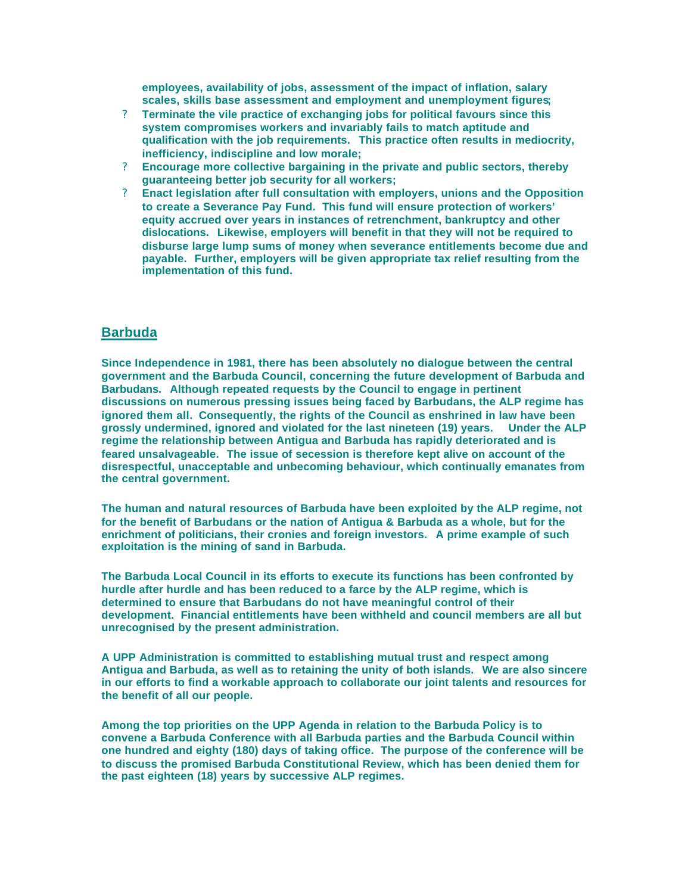employees, availability of jobs, assessment of the impact of inflation, salary scales, skills base assessment and employment and unemployment figures;

- Terminate the vile practice of exchanging jobs for political favours since this system compromises workers and invariably fails to match aptitude and qualification with the job requirements. This practice often results in mediocrity, inefficiency, indiscipline and low morale;
- Encourage more collective bargaining in the private and public sectors, thereby guaranteeing better job security for all workers;
- Enact legislation after full consultation with employers, unions and the Opposition to create a Severance Pay Fund. This fund will ensure protection of workers' equity accrued over years in instances of retrenchment, bankruptcy and other dislocations. Likewise, employers will benefit in that they will not be required to disburse large lump sums of money when severance entitlements become due and payable. Further, employers will be given appropriate tax relief resulting from the implementation of this fund.

## Barbuda

Since Independence in 1981, there has been absolutely no dialogue between the central government and the Barbuda Council, concerning the future development of Barbuda and Barbudans. Although repeated requests by the Council to engage in pertinent discussions on numerous pressing issues being faced by Barbudans, the ALP regime has ignored them all. Consequently, the rights of the Council as enshrined in law have been grossly undermined, ignored and violated for the last nineteen (19) years. Under the ALP regime the relationship between Antigua and Barbuda has rapidly deteriorated and is feared unsalvageable. The issue of secession is therefore kept alive on account of the disrespectful, unacceptable and unbecoming behaviour, which continually emanates from the central government.

The human and natural resources of Barbuda have been exploited by the ALP regime, not for the benefit of Barbudans or the nation of Antigua & Barbuda as a whole, but for the enrichment of politicians, their cronies and foreign investors. A prime example of such exploitation is the mining of sand in Barbuda.

The Barbuda Local Council in its efforts to execute its functions has been confronted by hurdle after hurdle and has been reduced to a farce by the ALP regime, which is determined to ensure that Barbudans do not have meaningful control of their development. Financial entitlements have been withheld and council members are all but unrecognised by the present administration.

A UPP Administration is committed to establishing mutual trust and respect among Antigua and Barbuda, as well as to retaining the unity of both islands. We are also sincere in our efforts to find a workable approach to collaborate our joint talents and resources for the benefit of all our people.

Among the top priorities on the UPP Agenda in relation to the Barbuda Policy is to convene a Barbuda Conference with all Barbuda parties and the Barbuda Council within one hundred and eighty (180) days of taking office. The purpose of the conference will be to discuss the promised Barbuda Constitutional Review, which has been denied them for the past eighteen (18) years by successive ALP regimes.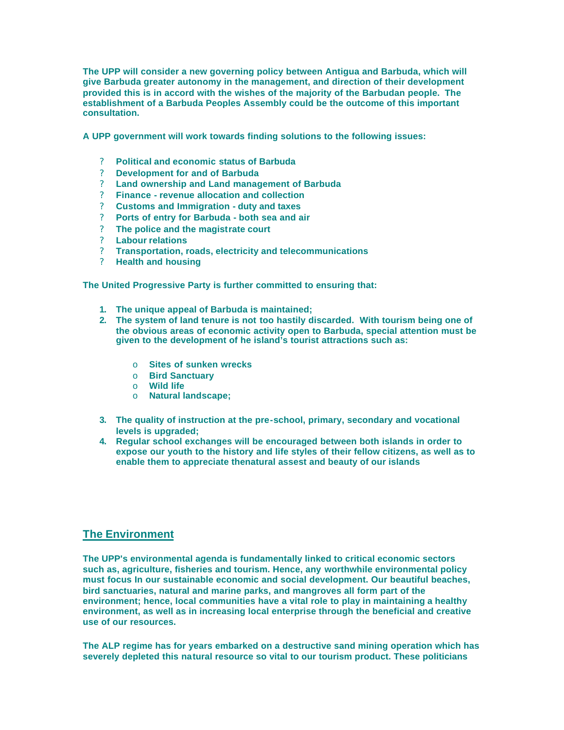**The UPP will consider a new governing policy between Antigua and Barbuda, which will give Barbuda greater autonomy in the management, and direction of their development provided this is in accord with the wishes of the majority of the Barbudan people. The establishment of a Barbuda Peoples Assembly could be the outcome of this important consultation.**

**A UPP government will work towards finding solutions to the following issues:**

- **Political and economic status of Barbuda**
- **Development for and of Barbuda**
- **Land ownership and Land management of Barbuda**
- **Finance - revenue allocation and collection**
- **Customs and Immigration - duty and taxes**
- **Ports of entry for Barbuda - both sea and air**
- **The police and the magistrate court**
- **Labour relations**
- **Transportation, roads, electricity and telecommunications**
- **Health and housing**

**The United Progressive Party is further committed to ensuring that:**

1. **The unique appeal of Barbuda is maintained;**
2. **The system of land tenure is not too hastily discarded. With tourism being one of the obvious areas of economic activity open to Barbuda, special attention must be given to the development of he island's tourist attractions such as:**
    - **Sites of sunken wrecks**
    - **Bird Sanctuary**
    - **Wild life**
    - **Natural landscape;**
3. **The quality of instruction at the pre-school, primary, secondary and vocational levels is upgraded;**
4. **Regular school exchanges will be encouraged between both islands in order to expose our youth to the history and life styles of their fellow citizens, as well as to enable them to appreciate thenatural assest and beauty of our islands**

## The Environment

**The UPP's environmental agenda is fundamentally linked to critical economic sectors such as, agriculture, fisheries and tourism. Hence, any worthwhile environmental policy must focus In our sustainable economic and social development. Our beautiful beaches, bird sanctuaries, natural and marine parks, and mangroves all form part of the environment; hence, local communities have a vital role to play in maintaining a healthy environment, as well as in increasing local enterprise through the beneficial and creative use of our resources.**

**The ALP regime has for years embarked on a destructive sand mining operation which has severely depleted this natural resource so vital to our tourism product. These politicians**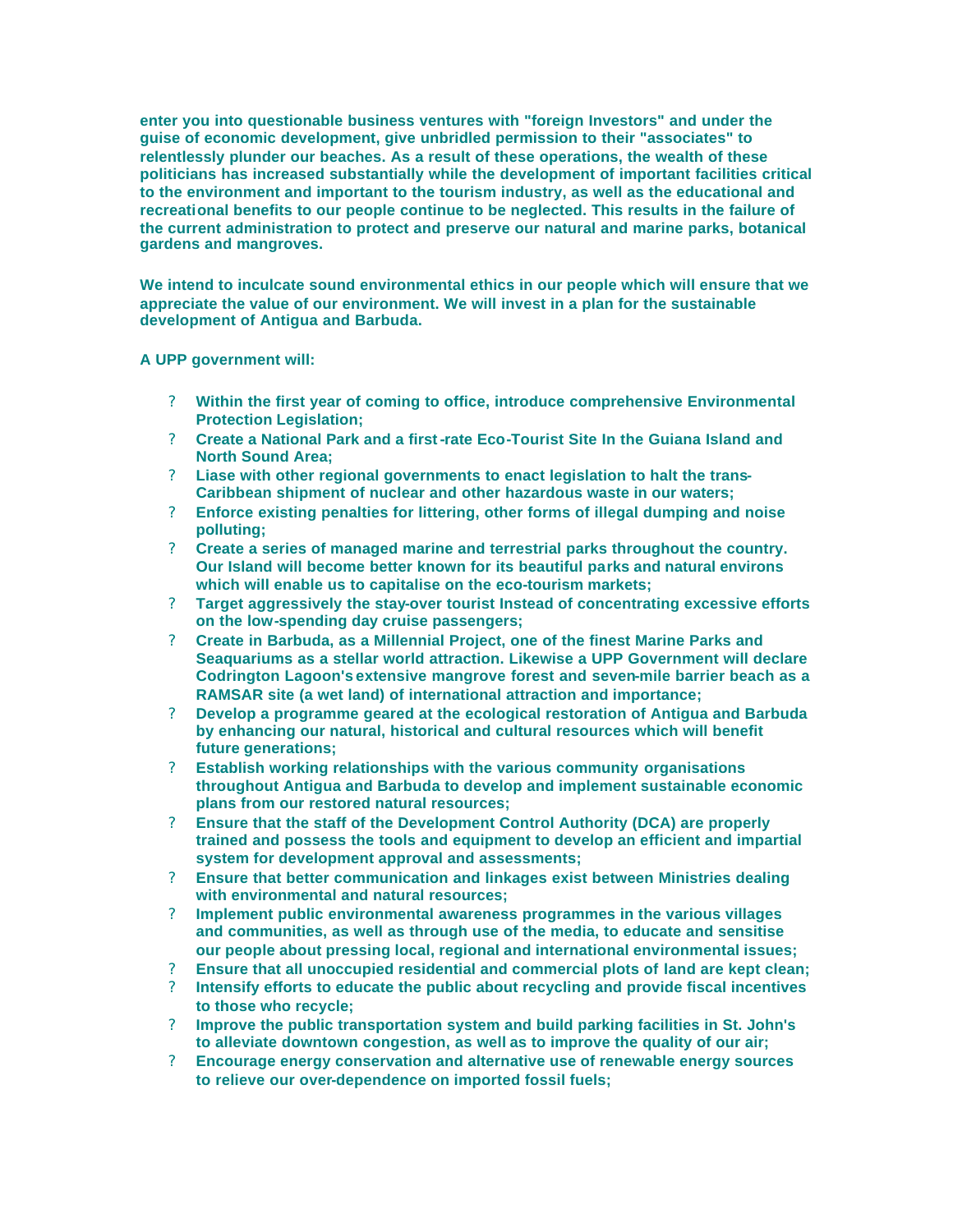**enter you into questionable business ventures with "foreign Investors" and under the guise of economic development, give unbridled permission to their "associates" to relentlessly plunder our beaches. As a result of these operations, the wealth of these politicians has increased substantially while the development of important facilities critical to the environment and important to the tourism industry, as well as the educational and recreational benefits to our people continue to be neglected. This results in the failure of the current administration to protect and preserve our natural and marine parks, botanical gardens and mangroves.**

**We intend to inculcate sound environmental ethics in our people which will ensure that we appreciate the value of our environment. We will invest in a plan for the sustainable development of Antigua and Barbuda.**

**A UPP government will:**

- **Within the first year of coming to office, introduce comprehensive Environmental Protection Legislation;**
- **Create a National Park and a first-rate Eco-Tourist Site In the Guiana Island and North Sound Area;**
- **Liase with other regional governments to enact legislation to halt the trans-Caribbean shipment of nuclear and other hazardous waste in our waters;**
- **Enforce existing penalties for littering, other forms of illegal dumping and noise polluting;**
- **Create a series of managed marine and terrestrial parks throughout the country. Our Island will become better known for its beautiful parks and natural environs which will enable us to capitalise on the eco-tourism markets;**
- **Target aggressively the stay-over tourist Instead of concentrating excessive efforts on the low-spending day cruise passengers;**
- **Create in Barbuda, as a Millennial Project, one of the finest Marine Parks and Seaquariums as a stellar world attraction. Likewise a UPP Government will declare Codrington Lagoon's extensive mangrove forest and seven-mile barrier beach as a RAMSAR site (a wet land) of international attraction and importance;**
- **Develop a programme geared at the ecological restoration of Antigua and Barbuda by enhancing our natural, historical and cultural resources which will benefit future generations;**
- **Establish working relationships with the various community organisations throughout Antigua and Barbuda to develop and implement sustainable economic plans from our restored natural resources;**
- **Ensure that the staff of the Development Control Authority (DCA) are properly trained and possess the tools and equipment to develop an efficient and impartial system for development approval and assessments;**
- **Ensure that better communication and linkages exist between Ministries dealing with environmental and natural resources;**
- **Implement public environmental awareness programmes in the various villages and communities, as well as through use of the media, to educate and sensitise our people about pressing local, regional and international environmental issues;**
- **Ensure that all unoccupied residential and commercial plots of land are kept clean;**
- **Intensify efforts to educate the public about recycling and provide fiscal incentives to those who recycle;**
- **Improve the public transportation system and build parking facilities in St. John's to alleviate downtown congestion, as well as to improve the quality of our air;**
- **Encourage energy conservation and alternative use of renewable energy sources to relieve our over-dependence on imported fossil fuels;**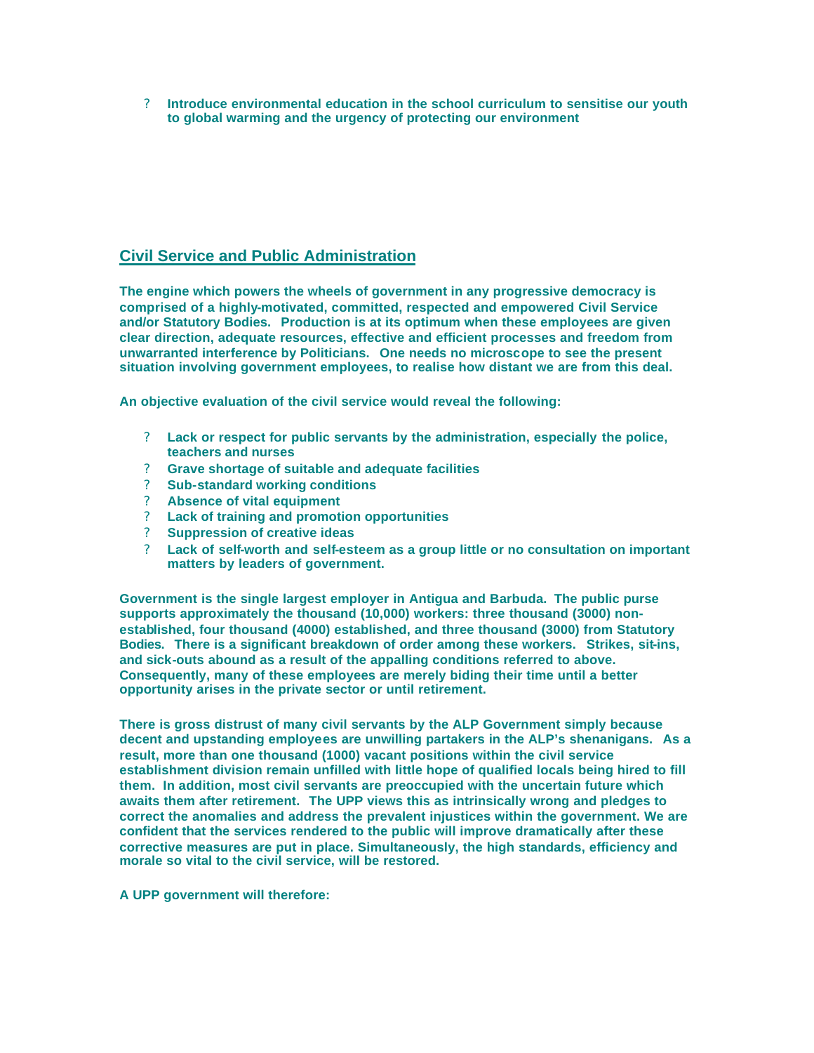- **Introduce environmental education in the school curriculum to sensitise our youth to global warming and the urgency of protecting our environment**

## Civil Service and Public Administration

**The engine which powers the wheels of government in any progressive democracy is comprised of a highly-motivated, committed, respected and empowered Civil Service and/or Statutory Bodies. Production is at its optimum when these employees are given clear direction, adequate resources, effective and efficient processes and freedom from unwarranted interference by Politicians. One needs no microscope to see the present situation involving government employees, to realise how distant we are from this deal.**

**An objective evaluation of the civil service would reveal the following:**

- **Lack or respect for public servants by the administration, especially the police, teachers and nurses**
- **Grave shortage of suitable and adequate facilities**
- **Sub-standard working conditions**
- **Absence of vital equipment**
- **Lack of training and promotion opportunities**
- **Suppression of creative ideas**
- **Lack of self-worth and self-esteem as a group little or no consultation on important matters by leaders of government.**

**Government is the single largest employer in Antigua and Barbuda. The public purse supports approximately the thousand (10,000) workers: three thousand (3000) non-established, four thousand (4000) established, and three thousand (3000) from Statutory Bodies. There is a significant breakdown of order among these workers. Strikes, sit-ins, and sick-outs abound as a result of the appalling conditions referred to above. Consequently, many of these employees are merely biding their time until a better opportunity arises in the private sector or until retirement.**

**There is gross distrust of many civil servants by the ALP Government simply because decent and upstanding employees are unwilling partakers in the ALP's shenanigans. As a result, more than one thousand (1000) vacant positions within the civil service establishment division remain unfilled with little hope of qualified locals being hired to fill them. In addition, most civil servants are preoccupied with the uncertain future which awaits them after retirement. The UPP views this as intrinsically wrong and pledges to correct the anomalies and address the prevalent injustices within the government. We are confident that the services rendered to the public will improve dramatically after these corrective measures are put in place. Simultaneously, the high standards, efficiency and morale so vital to the civil service, will be restored.**

**A UPP government will therefore:**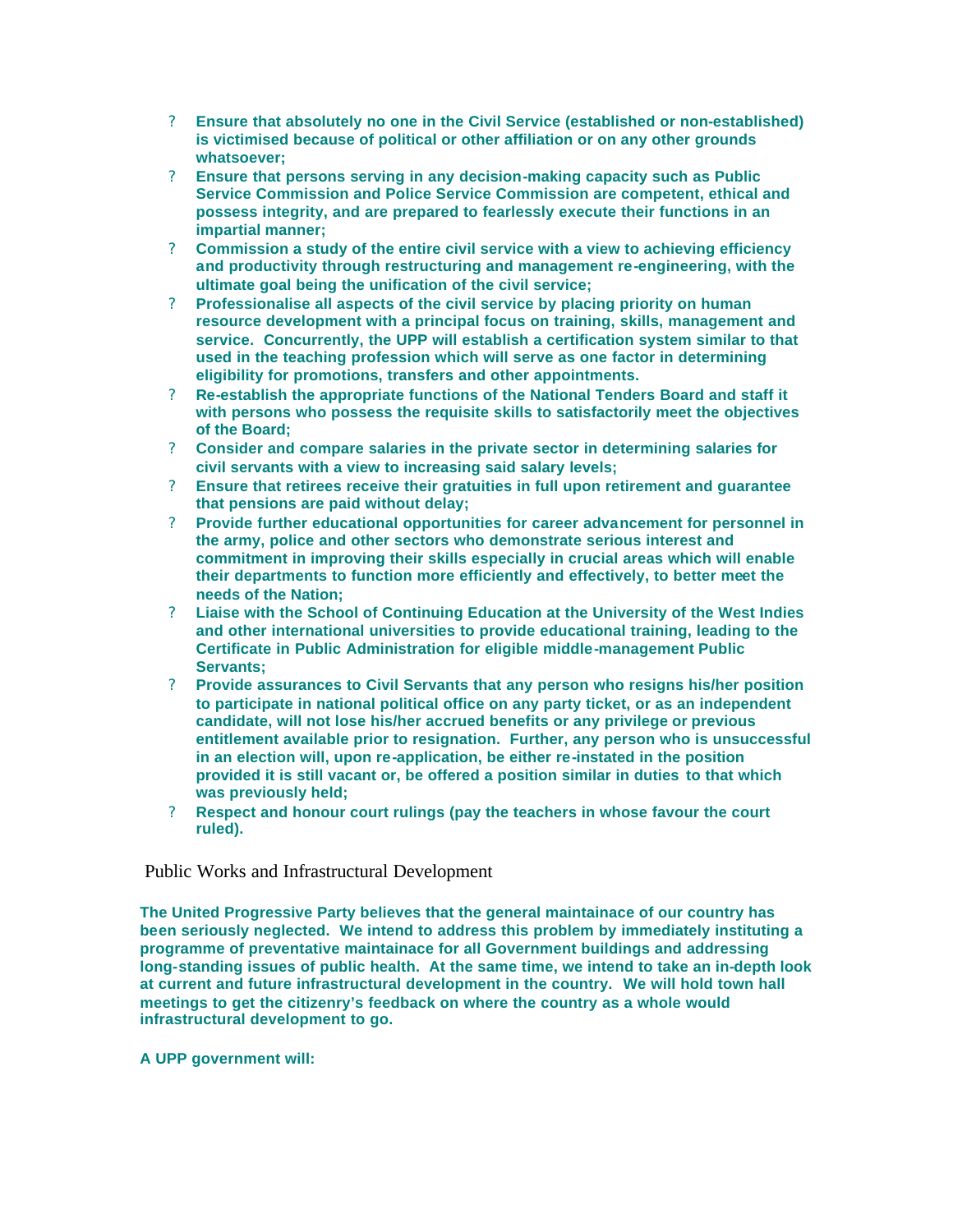- **Ensure that absolutely no one in the Civil Service (established or non-established) is victimised because of political or other affiliation or on any other grounds whatsoever;**
- **Ensure that persons serving in any decision-making capacity such as Public Service Commission and Police Service Commission are competent, ethical and possess integrity, and are prepared to fearlessly execute their functions in an impartial manner;**
- **Commission a study of the entire civil service with a view to achieving efficiency and productivity through restructuring and management re-engineering, with the ultimate goal being the unification of the civil service;**
- **Professionalise all aspects of the civil service by placing priority on human resource development with a principal focus on training, skills, management and service. Concurrently, the UPP will establish a certification system similar to that used in the teaching profession which will serve as one factor in determining eligibility for promotions, transfers and other appointments.**
- **Re-establish the appropriate functions of the National Tenders Board and staff it with persons who possess the requisite skills to satisfactorily meet the objectives of the Board;**
- **Consider and compare salaries in the private sector in determining salaries for civil servants with a view to increasing said salary levels;**
- **Ensure that retirees receive their gratuities in full upon retirement and guarantee that pensions are paid without delay;**
- **Provide further educational opportunities for career advancement for personnel in the army, police and other sectors who demonstrate serious interest and commitment in improving their skills especially in crucial areas which will enable their departments to function more efficiently and effectively, to better meet the needs of the Nation;**
- **Liaise with the School of Continuing Education at the University of the West Indies and other international universities to provide educational training, leading to the Certificate in Public Administration for eligible middle-management Public Servants;**
- **Provide assurances to Civil Servants that any person who resigns his/her position to participate in national political office on any party ticket, or as an independent candidate, will not lose his/her accrued benefits or any privilege or previous entitlement available prior to resignation. Further, any person who is unsuccessful in an election will, upon re-application, be either re-instated in the position provided it is still vacant or, be offered a position similar in duties to that which was previously held;**
- **Respect and honour court rulings (pay the teachers in whose favour the court ruled).**

## Public Works and Infrastructural Development

**The United Progressive Party believes that the general maintainace of our country has been seriously neglected. We intend to address this problem by immediately instituting a programme of preventative maintainace for all Government buildings and addressing long-standing issues of public health. At the same time, we intend to take an in-depth look at current and future infrastructural development in the country. We will hold town hall meetings to get the citizenry's feedback on where the country as a whole would infrastructural development to go.**

**A UPP government will:**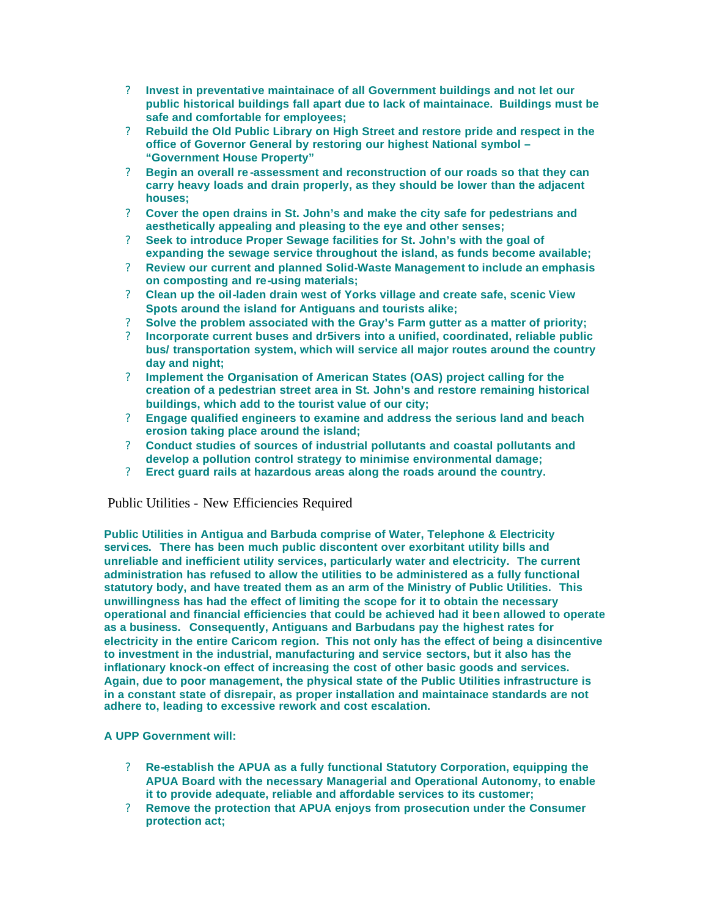- **Invest in preventative maintainace of all Government buildings and not let our public historical buildings fall apart due to lack of maintainace. Buildings must be safe and comfortable for employees;**
- **Rebuild the Old Public Library on High Street and restore pride and respect in the office of Governor General by restoring our highest National symbol – "Government House Property"**
- **Begin an overall re-assessment and reconstruction of our roads so that they can carry heavy loads and drain properly, as they should be lower than the adjacent houses;**
- **Cover the open drains in St. John's and make the city safe for pedestrians and aesthetically appealing and pleasing to the eye and other senses;**
- **Seek to introduce Proper Sewage facilities for St. John's with the goal of expanding the sewage service throughout the island, as funds become available;**
- **Review our current and planned Solid-Waste Management to include an emphasis on composting and re-using materials;**
- **Clean up the oil-laden drain west of Yorks village and create safe, scenic View Spots around the island for Antiguans and tourists alike;**
- **Solve the problem associated with the Gray's Farm gutter as a matter of priority;**
- **Incorporate current buses and dr5ivers into a unified, coordinated, reliable public bus/ transportation system, which will service all major routes around the country day and night;**
- **Implement the Organisation of American States (OAS) project calling for the creation of a pedestrian street area in St. John's and restore remaining historical buildings, which add to the tourist value of our city;**
- **Engage qualified engineers to examine and address the serious land and beach erosion taking place around the island;**
- **Conduct studies of sources of industrial pollutants and coastal pollutants and develop a pollution control strategy to minimise environmental damage;**
- **Erect guard rails at hazardous areas along the roads around the country.**

## Public Utilities - New Efficiencies Required

**Public Utilities in Antigua and Barbuda comprise of Water, Telephone & Electricity services. There has been much public discontent over exorbitant utility bills and unreliable and inefficient utility services, particularly water and electricity. The current administration has refused to allow the utilities to be administered as a fully functional statutory body, and have treated them as an arm of the Ministry of Public Utilities. This unwillingness has had the effect of limiting the scope for it to obtain the necessary operational and financial efficiencies that could be achieved had it been allowed to operate as a business. Consequently, Antiguans and Barbudans pay the highest rates for electricity in the entire Caricom region. This not only has the effect of being a disincentive to investment in the industrial, manufacturing and service sectors, but it also has the inflationary knock-on effect of increasing the cost of other basic goods and services. Again, due to poor management, the physical state of the Public Utilities infrastructure is in a constant state of disrepair, as proper installation and maintainace standards are not adhere to, leading to excessive rework and cost escalation.**

**A UPP Government will:**

- **Re-establish the APUA as a fully functional Statutory Corporation, equipping the APUA Board with the necessary Managerial and Operational Autonomy, to enable it to provide adequate, reliable and affordable services to its customer;**
- **Remove the protection that APUA enjoys from prosecution under the Consumer protection act;**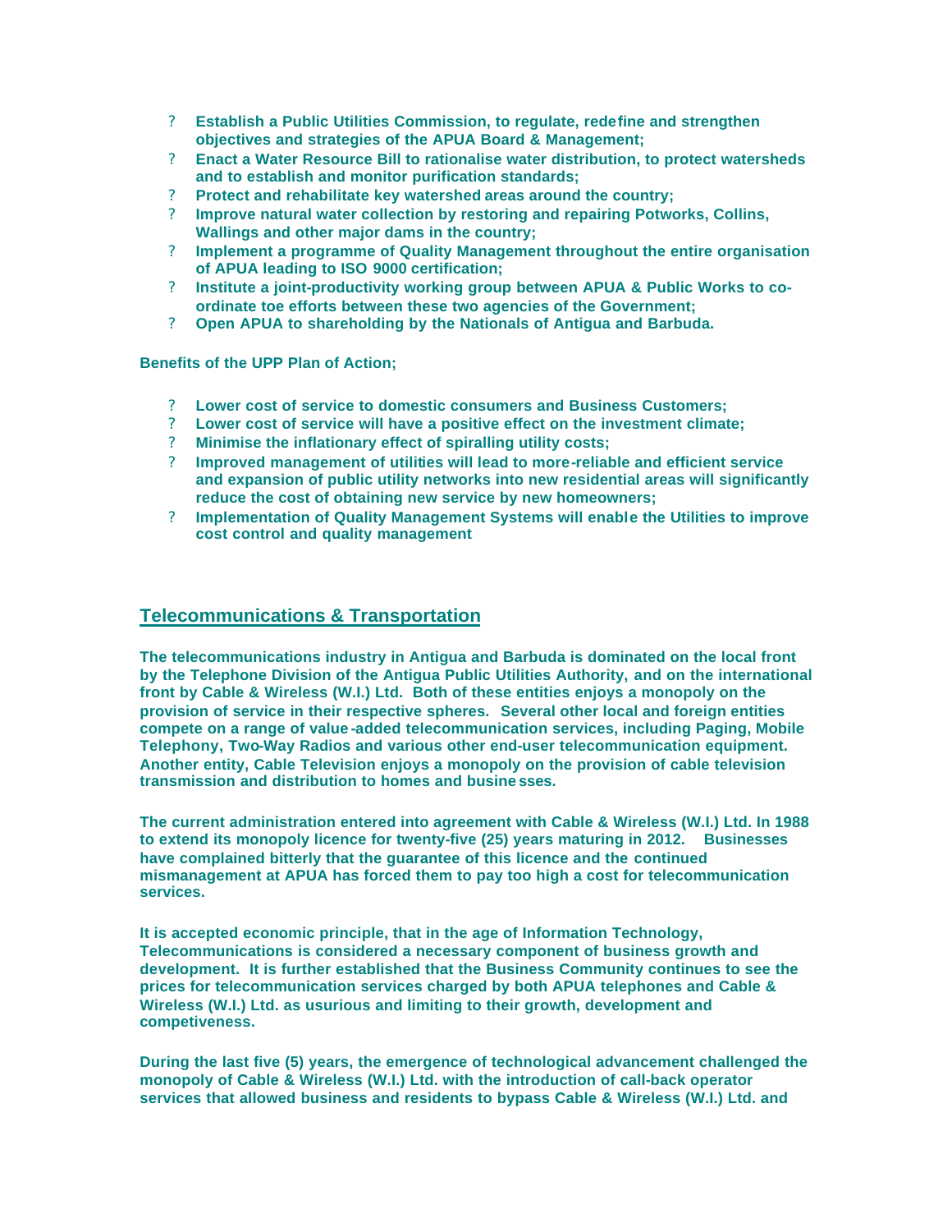- **Establish a Public Utilities Commission, to regulate, redefine and strengthen objectives and strategies of the APUA Board & Management;**
- **Enact a Water Resource Bill to rationalise water distribution, to protect watersheds and to establish and monitor purification standards;**
- **Protect and rehabilitate key watershed areas around the country;**
- **Improve natural water collection by restoring and repairing Potworks, Collins, Wallings and other major dams in the country;**
- **Implement a programme of Quality Management throughout the entire organisation of APUA leading to ISO 9000 certification;**
- **Institute a joint-productivity working group between APUA & Public Works to co-ordinate toe efforts between these two agencies of the Government;**
- **Open APUA to shareholding by the Nationals of Antigua and Barbuda.**

**Benefits of the UPP Plan of Action;**

- **Lower cost of service to domestic consumers and Business Customers;**
- **Lower cost of service will have a positive effect on the investment climate;**
- **Minimise the inflationary effect of spiralling utility costs;**
- **Improved management of utilities will lead to more-reliable and efficient service and expansion of public utility networks into new residential areas will significantly reduce the cost of obtaining new service by new homeowners;**
- **Implementation of Quality Management Systems will enable the Utilities to improve cost control and quality management**

## Telecommunications & Transportation

**The telecommunications industry in Antigua and Barbuda is dominated on the local front by the Telephone Division of the Antigua Public Utilities Authority, and on the international front by Cable & Wireless (W.I.) Ltd. Both of these entities enjoys a monopoly on the provision of service in their respective spheres. Several other local and foreign entities compete on a range of value-added telecommunication services, including Paging, Mobile Telephony, Two-Way Radios and various other end-user telecommunication equipment. Another entity, Cable Television enjoys a monopoly on the provision of cable television transmission and distribution to homes and businesses.**

**The current administration entered into agreement with Cable & Wireless (W.I.) Ltd. In 1988 to extend its monopoly licence for twenty-five (25) years maturing in 2012. Businesses have complained bitterly that the guarantee of this licence and the continued mismanagement at APUA has forced them to pay too high a cost for telecommunication services.**

**It is accepted economic principle, that in the age of Information Technology, Telecommunications is considered a necessary component of business growth and development. It is further established that the Business Community continues to see the prices for telecommunication services charged by both APUA telephones and Cable & Wireless (W.I.) Ltd. as usurious and limiting to their growth, development and competiveness.**

**During the last five (5) years, the emergence of technological advancement challenged the monopoly of Cable & Wireless (W.I.) Ltd. with the introduction of call-back operator services that allowed business and residents to bypass Cable & Wireless (W.I.) Ltd. and**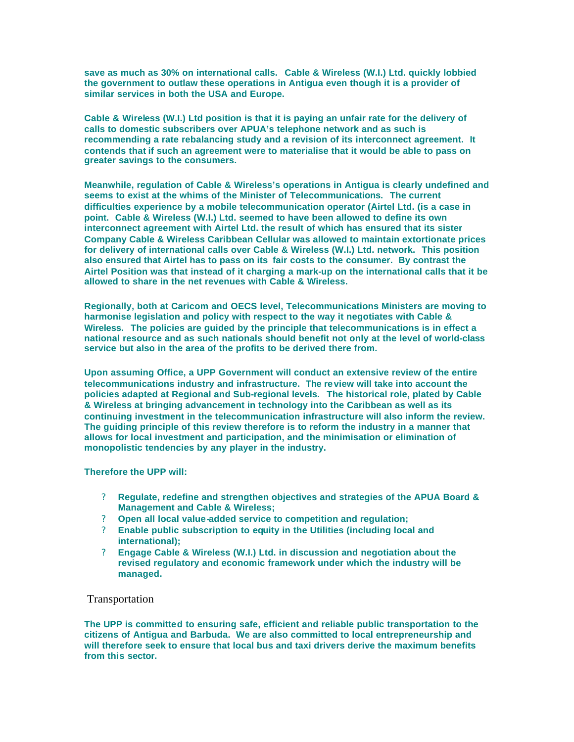**save as much as 30% on international calls. Cable & Wireless (W.I.) Ltd. quickly lobbied the government to outlaw these operations in Antigua even though it is a provider of similar services in both the USA and Europe.**

**Cable & Wireless (W.I.) Ltd position is that it is paying an unfair rate for the delivery of calls to domestic subscribers over APUA's telephone network and as such is recommending a rate rebalancing study and a revision of its interconnect agreement. It contends that if such an agreement were to materialise that it would be able to pass on greater savings to the consumers.**

**Meanwhile, regulation of Cable & Wireless's operations in Antigua is clearly undefined and seems to exist at the whims of the Minister of Telecommunications. The current difficulties experience by a mobile telecommunication operator (Airtel Ltd. (is a case in point. Cable & Wireless (W.I.) Ltd. seemed to have been allowed to define its own interconnect agreement with Airtel Ltd. the result of which has ensured that its sister Company Cable & Wireless Caribbean Cellular was allowed to maintain extortionate prices for delivery of international calls over Cable & Wireless (W.I.) Ltd. network. This position also ensured that Airtel has to pass on its fair costs to the consumer. By contrast the Airtel Position was that instead of it charging a mark-up on the international calls that it be allowed to share in the net revenues with Cable & Wireless.**

**Regionally, both at Caricom and OECS level, Telecommunications Ministers are moving to harmonise legislation and policy with respect to the way it negotiates with Cable & Wireless. The policies are guided by the principle that telecommunications is in effect a national resource and as such nationals should benefit not only at the level of world-class service but also in the area of the profits to be derived there from.**

**Upon assuming Office, a UPP Government will conduct an extensive review of the entire telecommunications industry and infrastructure. The review will take into account the policies adapted at Regional and Sub-regional levels. The historical role, plated by Cable & Wireless at bringing advancement in technology into the Caribbean as well as its continuing investment in the telecommunication infrastructure will also inform the review. The guiding principle of this review therefore is to reform the industry in a manner that allows for local investment and participation, and the minimisation or elimination of monopolistic tendencies by any player in the industry.**

**Therefore the UPP will:**

- **Regulate, redefine and strengthen objectives and strategies of the APUA Board & Management and Cable & Wireless;**
- **Open all local value-added service to competition and regulation;**
- **Enable public subscription to equity in the Utilities (including local and international);**
- **Engage Cable & Wireless (W.I.) Ltd. in discussion and negotiation about the revised regulatory and economic framework under which the industry will be managed.**

## Transportation

**The UPP is committed to ensuring safe, efficient and reliable public transportation to the citizens of Antigua and Barbuda. We are also committed to local entrepreneurship and will therefore seek to ensure that local bus and taxi drivers derive the maximum benefits from this sector.**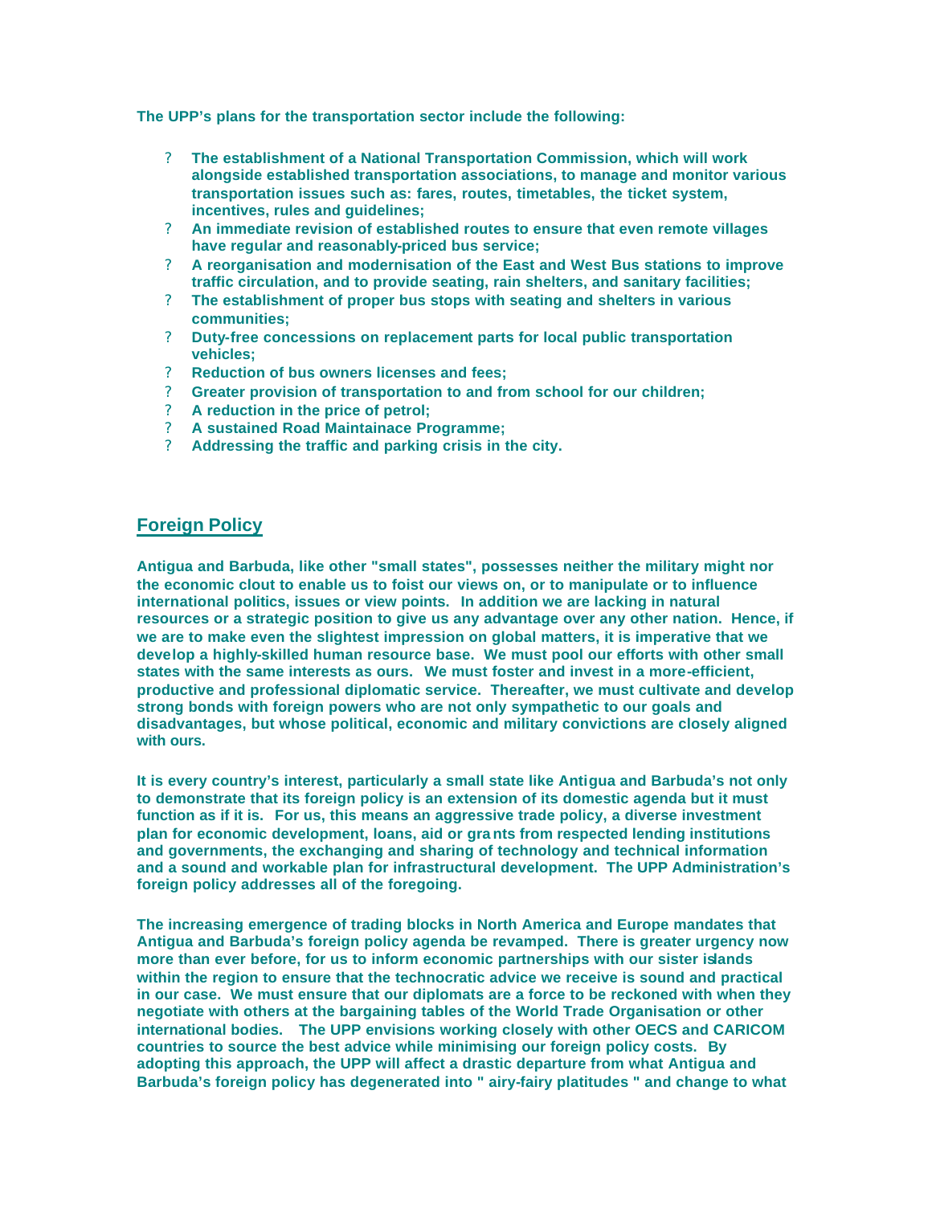**The UPP's plans for the transportation sector include the following:**

- **The establishment of a National Transportation Commission, which will work alongside established transportation associations, to manage and monitor various transportation issues such as: fares, routes, timetables, the ticket system, incentives, rules and guidelines;**
- **An immediate revision of established routes to ensure that even remote villages have regular and reasonably-priced bus service;**
- **A reorganisation and modernisation of the East and West Bus stations to improve traffic circulation, and to provide seating, rain shelters, and sanitary facilities;**
- **The establishment of proper bus stops with seating and shelters in various communities;**
- **Duty-free concessions on replacement parts for local public transportation vehicles;**
- **Reduction of bus owners licenses and fees;**
- **Greater provision of transportation to and from school for our children;**
- **A reduction in the price of petrol;**
- **A sustained Road Maintainace Programme;**
- **Addressing the traffic and parking crisis in the city.**

## Foreign Policy

**Antigua and Barbuda, like other "small states", possesses neither the military might nor the economic clout to enable us to foist our views on, or to manipulate or to influence international politics, issues or view points. In addition we are lacking in natural resources or a strategic position to give us any advantage over any other nation. Hence, if we are to make even the slightest impression on global matters, it is imperative that we develop a highly-skilled human resource base. We must pool our efforts with other small states with the same interests as ours. We must foster and invest in a more-efficient, productive and professional diplomatic service. Thereafter, we must cultivate and develop strong bonds with foreign powers who are not only sympathetic to our goals and disadvantages, but whose political, economic and military convictions are closely aligned with ours.**

**It is every country's interest, particularly a small state like Antigua and Barbuda's not only to demonstrate that its foreign policy is an extension of its domestic agenda but it must function as if it is. For us, this means an aggressive trade policy, a diverse investment plan for economic development, loans, aid or grants from respected lending institutions and governments, the exchanging and sharing of technology and technical information and a sound and workable plan for infrastructural development. The UPP Administration's foreign policy addresses all of the foregoing.**

**The increasing emergence of trading blocks in North America and Europe mandates that Antigua and Barbuda's foreign policy agenda be revamped. There is greater urgency now more than ever before, for us to inform economic partnerships with our sister islands within the region to ensure that the technocratic advice we receive is sound and practical in our case. We must ensure that our diplomats are a force to be reckoned with when they negotiate with others at the bargaining tables of the World Trade Organisation or other international bodies. The UPP envisions working closely with other OECS and CARICOM countries to source the best advice while minimising our foreign policy costs. By adopting this approach, the UPP will affect a drastic departure from what Antigua and Barbuda's foreign policy has degenerated into " airy-fairy platitudes " and change to what**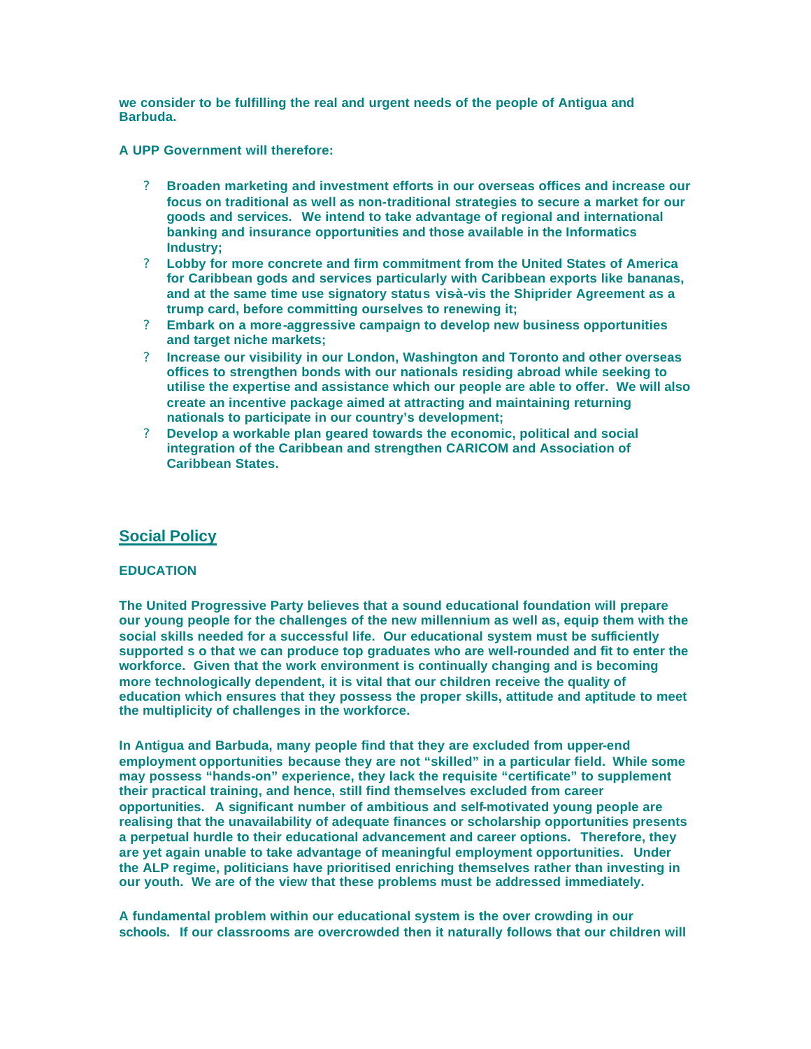**we consider to be fulfilling the real and urgent needs of the people of Antigua and Barbuda.**

**A UPP Government will therefore:**

- **Broaden marketing and investment efforts in our overseas offices and increase our focus on traditional as well as non-traditional strategies to secure a market for our goods and services. We intend to take advantage of regional and international banking and insurance opportunities and those available in the Informatics Industry;**
- **Lobby for more concrete and firm commitment from the United States of America for Caribbean gods and services particularly with Caribbean exports like bananas, and at the same time use signatory status vis-à-vis the Shiprider Agreement as a trump card, before committing ourselves to renewing it;**
- **Embark on a more-aggressive campaign to develop new business opportunities and target niche markets;**
- **Increase our visibility in our London, Washington and Toronto and other overseas offices to strengthen bonds with our nationals residing abroad while seeking to utilise the expertise and assistance which our people are able to offer. We will also create an incentive package aimed at attracting and maintaining returning nationals to participate in our country's development;**
- **Develop a workable plan geared towards the economic, political and social integration of the Caribbean and strengthen CARICOM and Association of Caribbean States.**

## Social Policy

### EDUCATION

**The United Progressive Party believes that a sound educational foundation will prepare our young people for the challenges of the new millennium as well as, equip them with the social skills needed for a successful life. Our educational system must be sufficiently supported s o that we can produce top graduates who are well-rounded and fit to enter the workforce. Given that the work environment is continually changing and is becoming more technologically dependent, it is vital that our children receive the quality of education which ensures that they possess the proper skills, attitude and aptitude to meet the multiplicity of challenges in the workforce.**

**In Antigua and Barbuda, many people find that they are excluded from upper-end employment opportunities because they are not "skilled" in a particular field. While some may possess "hands-on" experience, they lack the requisite "certificate" to supplement their practical training, and hence, still find themselves excluded from career opportunities. A significant number of ambitious and self-motivated young people are realising that the unavailability of adequate finances or scholarship opportunities presents a perpetual hurdle to their educational advancement and career options. Therefore, they are yet again unable to take advantage of meaningful employment opportunities. Under the ALP regime, politicians have prioritised enriching themselves rather than investing in our youth. We are of the view that these problems must be addressed immediately.**

**A fundamental problem within our educational system is the over crowding in our schools. If our classrooms are overcrowded then it naturally follows that our children will**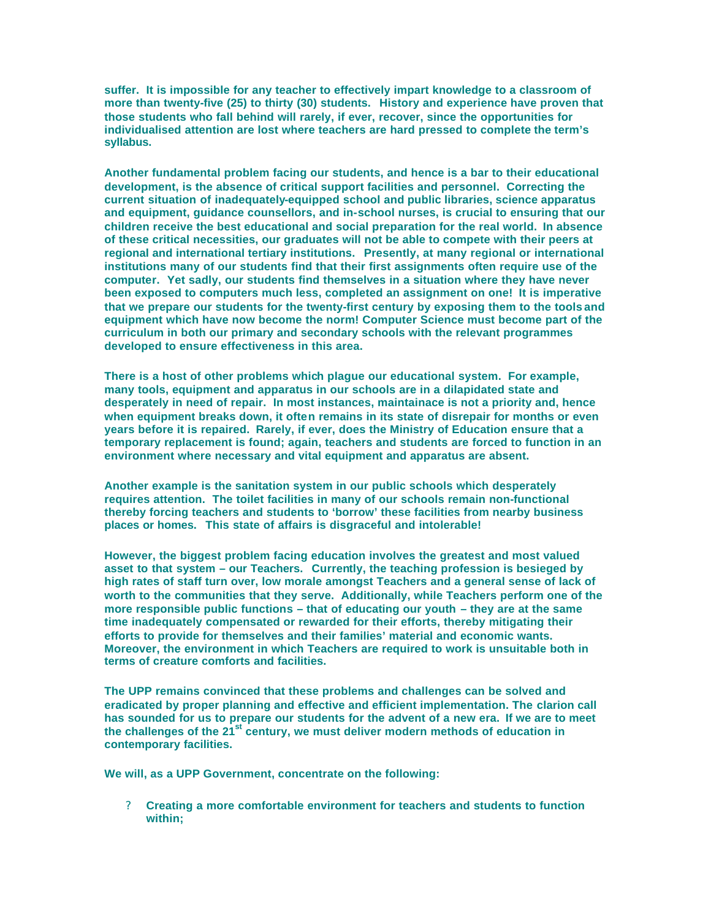**suffer. It is impossible for any teacher to effectively impart knowledge to a classroom of more than twenty-five (25) to thirty (30) students. History and experience have proven that those students who fall behind will rarely, if ever, recover, since the opportunities for individualised attention are lost where teachers are hard pressed to complete the term's syllabus.**

**Another fundamental problem facing our students, and hence is a bar to their educational development, is the absence of critical support facilities and personnel. Correcting the current situation of inadequately-equipped school and public libraries, science apparatus and equipment, guidance counsellors, and in-school nurses, is crucial to ensuring that our children receive the best educational and social preparation for the real world. In absence of these critical necessities, our graduates will not be able to compete with their peers at regional and international tertiary institutions. Presently, at many regional or international institutions many of our students find that their first assignments often require use of the computer. Yet sadly, our students find themselves in a situation where they have never been exposed to computers much less, completed an assignment on one! It is imperative that we prepare our students for the twenty-first century by exposing them to the tools and equipment which have now become the norm! Computer Science must become part of the curriculum in both our primary and secondary schools with the relevant programmes developed to ensure effectiveness in this area.**

**There is a host of other problems which plague our educational system. For example, many tools, equipment and apparatus in our schools are in a dilapidated state and desperately in need of repair. In most instances, maintainace is not a priority and, hence when equipment breaks down, it often remains in its state of disrepair for months or even years before it is repaired. Rarely, if ever, does the Ministry of Education ensure that a temporary replacement is found; again, teachers and students are forced to function in an environment where necessary and vital equipment and apparatus are absent.**

**Another example is the sanitation system in our public schools which desperately requires attention. The toilet facilities in many of our schools remain non-functional thereby forcing teachers and students to 'borrow' these facilities from nearby business places or homes. This state of affairs is disgraceful and intolerable!**

**However, the biggest problem facing education involves the greatest and most valued asset to that system – our Teachers. Currently, the teaching profession is besieged by high rates of staff turn over, low morale amongst Teachers and a general sense of lack of worth to the communities that they serve. Additionally, while Teachers perform one of the more responsible public functions – that of educating our youth – they are at the same time inadequately compensated or rewarded for their efforts, thereby mitigating their efforts to provide for themselves and their families' material and economic wants. Moreover, the environment in which Teachers are required to work is unsuitable both in terms of creature comforts and facilities.**

**The UPP remains convinced that these problems and challenges can be solved and eradicated by proper planning and effective and efficient implementation. The clarion call has sounded for us to prepare our students for the advent of a new era. If we are to meet the challenges of the 21st century, we must deliver modern methods of education in contemporary facilities.**

**We will, as a UPP Government, concentrate on the following:**

- **Creating a more comfortable environment for teachers and students to function within;**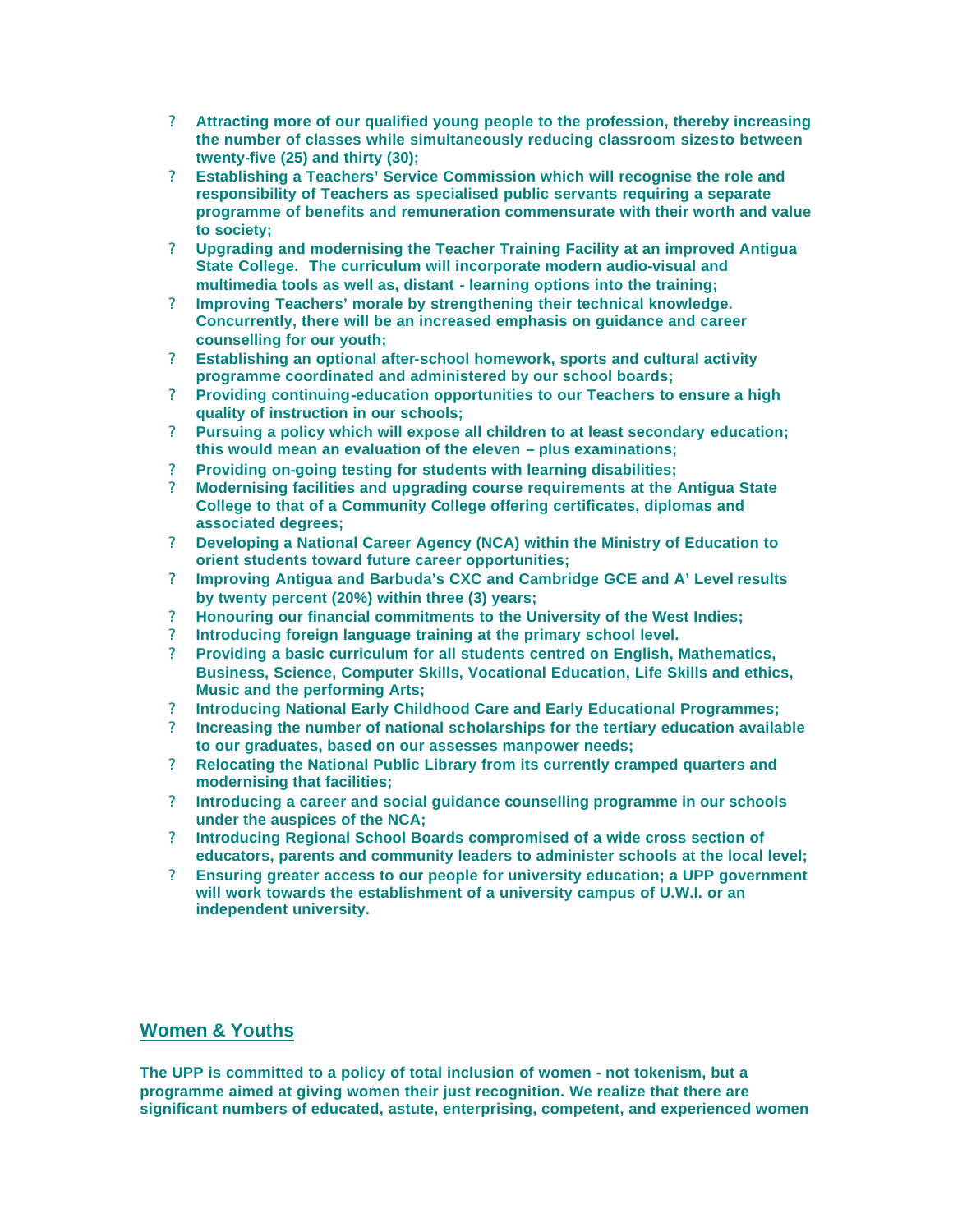- **Attracting more of our qualified young people to the profession, thereby increasing the number of classes while simultaneously reducing classroom sizesto between twenty-five (25) and thirty (30);**
- **Establishing a Teachers' Service Commission which will recognise the role and responsibility of Teachers as specialised public servants requiring a separate programme of benefits and remuneration commensurate with their worth and value to society;**
- **Upgrading and modernising the Teacher Training Facility at an improved Antigua State College. The curriculum will incorporate modern audio-visual and multimedia tools as well as, distant - learning options into the training;**
- **Improving Teachers' morale by strengthening their technical knowledge. Concurrently, there will be an increased emphasis on guidance and career counselling for our youth;**
- **Establishing an optional after-school homework, sports and cultural activity programme coordinated and administered by our school boards;**
- **Providing continuing-education opportunities to our Teachers to ensure a high quality of instruction in our schools;**
- **Pursuing a policy which will expose all children to at least secondary education; this would mean an evaluation of the eleven – plus examinations;**
- **Providing on-going testing for students with learning disabilities;**
- **Modernising facilities and upgrading course requirements at the Antigua State College to that of a Community College offering certificates, diplomas and associated degrees;**
- **Developing a National Career Agency (NCA) within the Ministry of Education to orient students toward future career opportunities;**
- **Improving Antigua and Barbuda's CXC and Cambridge GCE and A' Level results by twenty percent (20%) within three (3) years;**
- **Honouring our financial commitments to the University of the West Indies;**
- **Introducing foreign language training at the primary school level.**
- **Providing a basic curriculum for all students centred on English, Mathematics, Business, Science, Computer Skills, Vocational Education, Life Skills and ethics, Music and the performing Arts;**
- **Introducing National Early Childhood Care and Early Educational Programmes;**
- **Increasing the number of national scholarships for the tertiary education available to our graduates, based on our assesses manpower needs;**
- **Relocating the National Public Library from its currently cramped quarters and modernising that facilities;**
- **Introducing a career and social guidance counselling programme in our schools under the auspices of the NCA;**
- **Introducing Regional School Boards compromised of a wide cross section of educators, parents and community leaders to administer schools at the local level;**
- **Ensuring greater access to our people for university education; a UPP government will work towards the establishment of a university campus of U.W.I. or an independent university.**

## Women & Youths

**The UPP is committed to a policy of total inclusion of women - not tokenism, but a programme aimed at giving women their just recognition. We realize that there are significant numbers of educated, astute, enterprising, competent, and experienced women**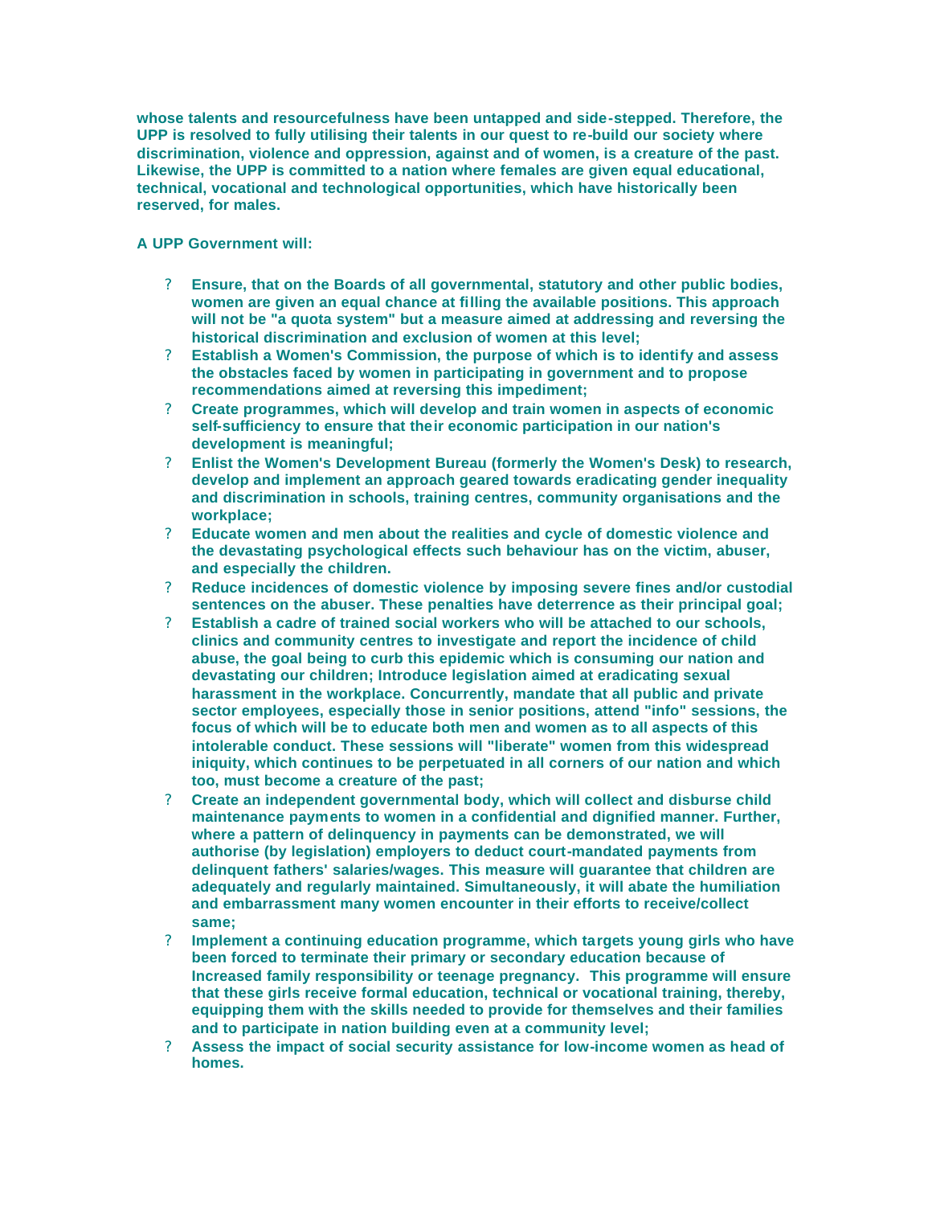**whose talents and resourcefulness have been untapped and side-stepped. Therefore, the UPP is resolved to fully utilising their talents in our quest to re-build our society where discrimination, violence and oppression, against and of women, is a creature of the past. Likewise, the UPP is committed to a nation where females are given equal educational, technical, vocational and technological opportunities, which have historically been reserved, for males.**

**A UPP Government will:**

- **Ensure, that on the Boards of all governmental, statutory and other public bodies, women are given an equal chance at filling the available positions. This approach will not be "a quota system" but a measure aimed at addressing and reversing the historical discrimination and exclusion of women at this level;**
- **Establish a Women's Commission, the purpose of which is to identify and assess the obstacles faced by women in participating in government and to propose recommendations aimed at reversing this impediment;**
- **Create programmes, which will develop and train women in aspects of economic self-sufficiency to ensure that their economic participation in our nation's development is meaningful;**
- **Enlist the Women's Development Bureau (formerly the Women's Desk) to research, develop and implement an approach geared towards eradicating gender inequality and discrimination in schools, training centres, community organisations and the workplace;**
- **Educate women and men about the realities and cycle of domestic violence and the devastating psychological effects such behaviour has on the victim, abuser, and especially the children.**
- **Reduce incidences of domestic violence by imposing severe fines and/or custodial sentences on the abuser. These penalties have deterrence as their principal goal;**
- **Establish a cadre of trained social workers who will be attached to our schools, clinics and community centres to investigate and report the incidence of child abuse, the goal being to curb this epidemic which is consuming our nation and devastating our children; Introduce legislation aimed at eradicating sexual harassment in the workplace. Concurrently, mandate that all public and private sector employees, especially those in senior positions, attend "info" sessions, the focus of which will be to educate both men and women as to all aspects of this intolerable conduct. These sessions will "liberate" women from this widespread iniquity, which continues to be perpetuated in all corners of our nation and which too, must become a creature of the past;**
- **Create an independent governmental body, which will collect and disburse child maintenance payments to women in a confidential and dignified manner. Further, where a pattern of delinquency in payments can be demonstrated, we will authorise (by legislation) employers to deduct court-mandated payments from delinquent fathers' salaries/wages. This measure will guarantee that children are adequately and regularly maintained. Simultaneously, it will abate the humiliation and embarrassment many women encounter in their efforts to receive/collect same;**
- **Implement a continuing education programme, which targets young girls who have been forced to terminate their primary or secondary education because of Increased family responsibility or teenage pregnancy. This programme will ensure that these girls receive formal education, technical or vocational training, thereby, equipping them with the skills needed to provide for themselves and their families and to participate in nation building even at a community level;**
- **Assess the impact of social security assistance for low-income women as head of homes.**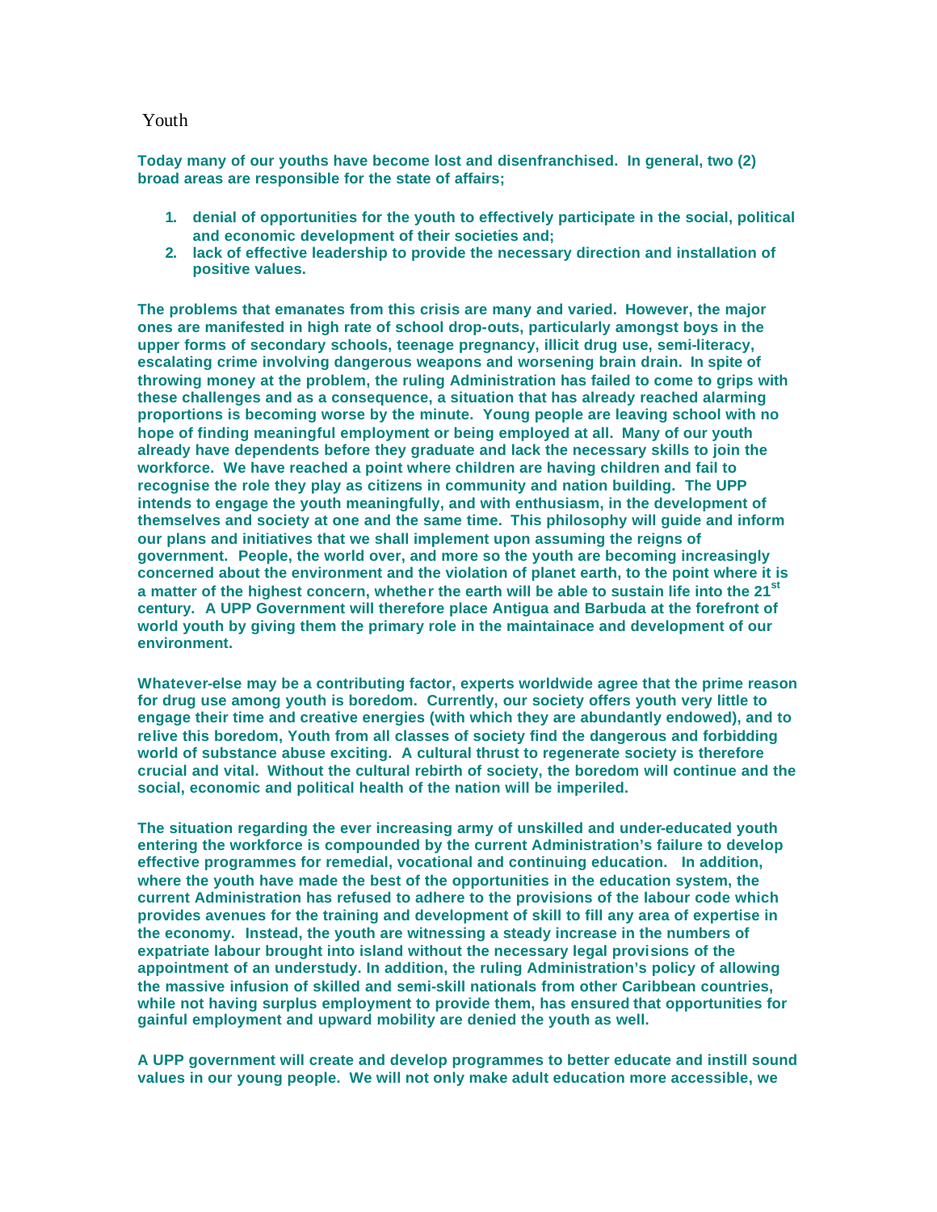## Youth

**Today many of our youths have become lost and disenfranchised. In general, two (2) broad areas are responsible for the state of affairs;**

1. **denial of opportunities for the youth to effectively participate in the social, political and economic development of their societies and;**
2. **lack of effective leadership to provide the necessary direction and installation of positive values.**

**The problems that emanates from this crisis are many and varied. However, the major ones are manifested in high rate of school drop-outs, particularly amongst boys in the upper forms of secondary schools, teenage pregnancy, illicit drug use, semi-literacy, escalating crime involving dangerous weapons and worsening brain drain. In spite of throwing money at the problem, the ruling Administration has failed to come to grips with these challenges and as a consequence, a situation that has already reached alarming proportions is becoming worse by the minute. Young people are leaving school with no hope of finding meaningful employment or being employed at all. Many of our youth already have dependents before they graduate and lack the necessary skills to join the workforce. We have reached a point where children are having children and fail to recognise the role they play as citizens in community and nation building. The UPP intends to engage the youth meaningfully, and with enthusiasm, in the development of themselves and society at one and the same time. This philosophy will guide and inform our plans and initiatives that we shall implement upon assuming the reigns of government. People, the world over, and more so the youth are becoming increasingly concerned about the environment and the violation of planet earth, to the point where it is a matter of the highest concern, whether the earth will be able to sustain life into the 21st century. A UPP Government will therefore place Antigua and Barbuda at the forefront of world youth by giving them the primary role in the maintainace and development of our environment.**

**Whatever-else may be a contributing factor, experts worldwide agree that the prime reason for drug use among youth is boredom. Currently, our society offers youth very little to engage their time and creative energies (with which they are abundantly endowed), and to relive this boredom, Youth from all classes of society find the dangerous and forbidding world of substance abuse exciting. A cultural thrust to regenerate society is therefore crucial and vital. Without the cultural rebirth of society, the boredom will continue and the social, economic and political health of the nation will be imperiled.**

**The situation regarding the ever increasing army of unskilled and under-educated youth entering the workforce is compounded by the current Administration's failure to develop effective programmes for remedial, vocational and continuing education. In addition, where the youth have made the best of the opportunities in the education system, the current Administration has refused to adhere to the provisions of the labour code which provides avenues for the training and development of skill to fill any area of expertise in the economy. Instead, the youth are witnessing a steady increase in the numbers of expatriate labour brought into island without the necessary legal provisions of the appointment of an understudy. In addition, the ruling Administration's policy of allowing the massive infusion of skilled and semi-skill nationals from other Caribbean countries, while not having surplus employment to provide them, has ensured that opportunities for gainful employment and upward mobility are denied the youth as well.**

**A UPP government will create and develop programmes to better educate and instill sound values in our young people. We will not only make adult education more accessible, we**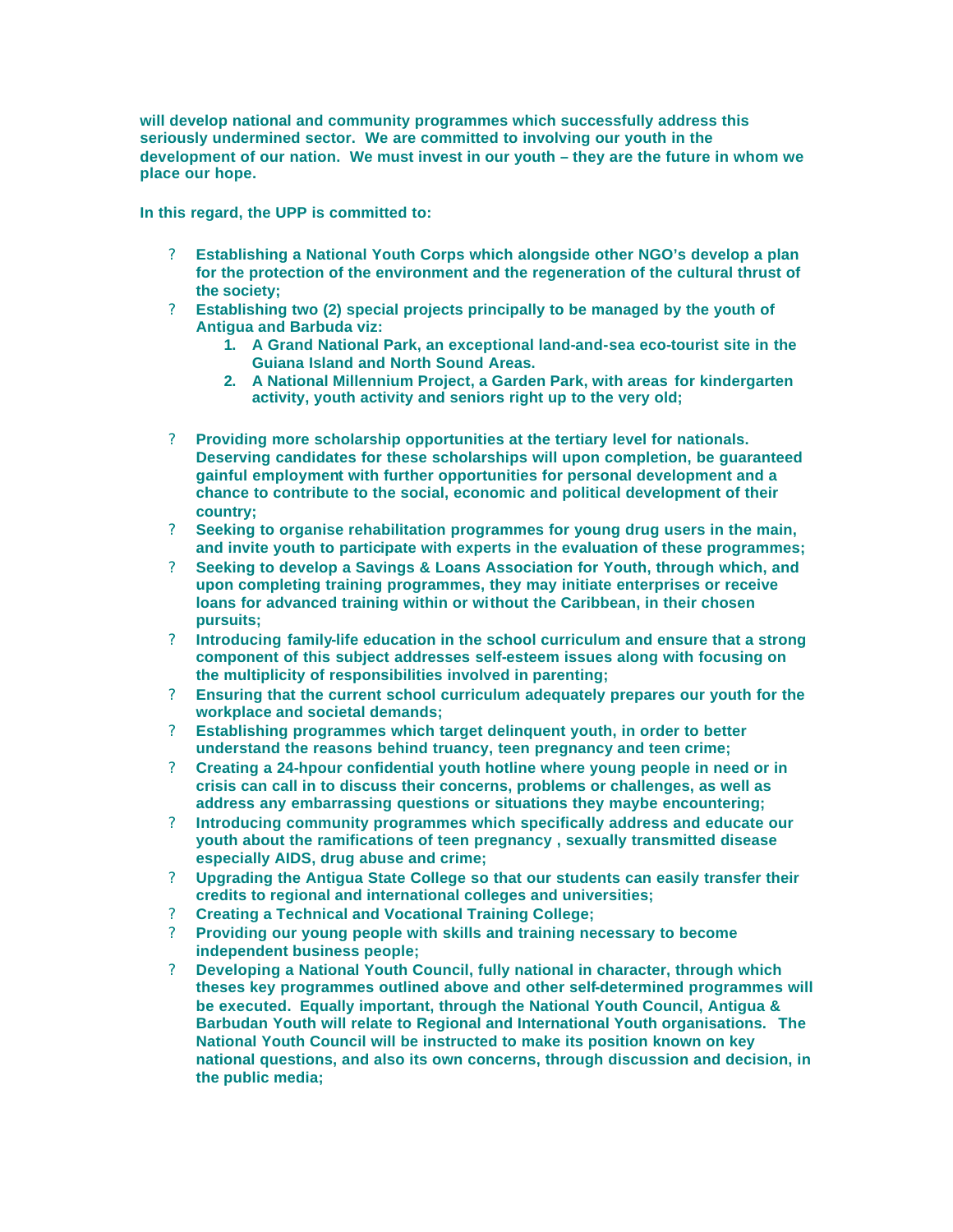**will develop national and community programmes which successfully address this seriously undermined sector. We are committed to involving our youth in the development of our nation. We must invest in our youth – they are the future in whom we place our hope.**

**In this regard, the UPP is committed to:**

- **Establishing a National Youth Corps which alongside other NGO's develop a plan for the protection of the environment and the regeneration of the cultural thrust of the society;**
- **Establishing two (2) special projects principally to be managed by the youth of Antigua and Barbuda viz:**
  1. **A Grand National Park, an exceptional land-and-sea eco-tourist site in the Guiana Island and North Sound Areas.**
  2. **A National Millennium Project, a Garden Park, with areas for kindergarten activity, youth activity and seniors right up to the very old;**
- **Providing more scholarship opportunities at the tertiary level for nationals. Deserving candidates for these scholarships will upon completion, be guaranteed gainful employment with further opportunities for personal development and a chance to contribute to the social, economic and political development of their country;**
- **Seeking to organise rehabilitation programmes for young drug users in the main, and invite youth to participate with experts in the evaluation of these programmes;**
- **Seeking to develop a Savings & Loans Association for Youth, through which, and upon completing training programmes, they may initiate enterprises or receive loans for advanced training within or without the Caribbean, in their chosen pursuits;**
- **Introducing family-life education in the school curriculum and ensure that a strong component of this subject addresses self-esteem issues along with focusing on the multiplicity of responsibilities involved in parenting;**
- **Ensuring that the current school curriculum adequately prepares our youth for the workplace and societal demands;**
- **Establishing programmes which target delinquent youth, in order to better understand the reasons behind truancy, teen pregnancy and teen crime;**
- **Creating a 24-hpour confidential youth hotline where young people in need or in crisis can call in to discuss their concerns, problems or challenges, as well as address any embarrassing questions or situations they maybe encountering;**
- **Introducing community programmes which specifically address and educate our youth about the ramifications of teen pregnancy , sexually transmitted disease especially AIDS, drug abuse and crime;**
- **Upgrading the Antigua State College so that our students can easily transfer their credits to regional and international colleges and universities;**
- **Creating a Technical and Vocational Training College;**
- **Providing our young people with skills and training necessary to become independent business people;**
- **Developing a National Youth Council, fully national in character, through which theses key programmes outlined above and other self-determined programmes will be executed. Equally important, through the National Youth Council, Antigua & Barbudan Youth will relate to Regional and International Youth organisations. The National Youth Council will be instructed to make its position known on key national questions, and also its own concerns, through discussion and decision, in the public media;**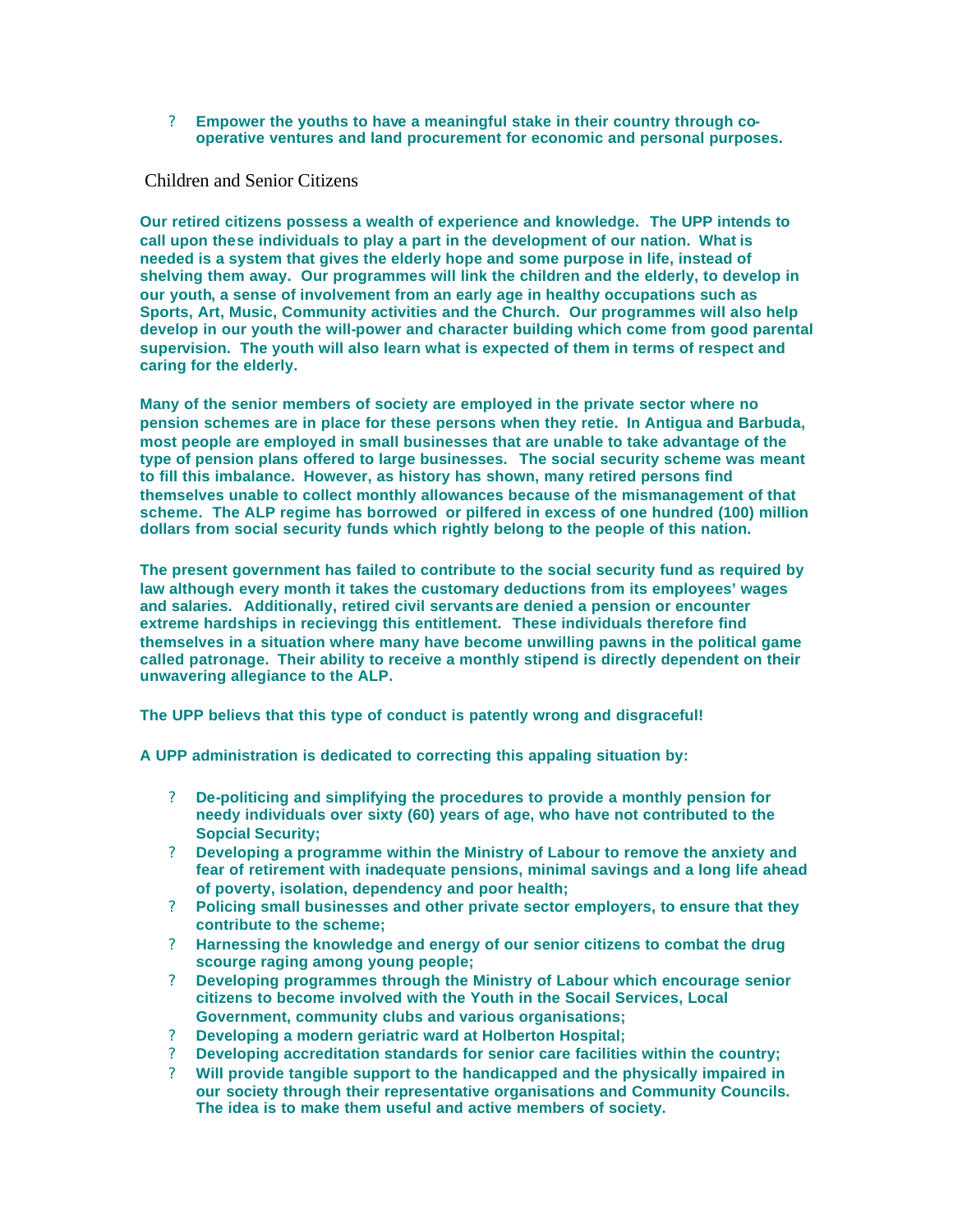- **Empower the youths to have a meaningful stake in their country through co-operative ventures and land procurement for economic and personal purposes.**

## Children and Senior Citizens

**Our retired citizens possess a wealth of experience and knowledge. The UPP intends to call upon these individuals to play a part in the development of our nation. What is needed is a system that gives the elderly hope and some purpose in life, instead of shelving them away. Our programmes will link the children and the elderly, to develop in our youth, a sense of involvement from an early age in healthy occupations such as Sports, Art, Music, Community activities and the Church. Our programmes will also help develop in our youth the will-power and character building which come from good parental supervision. The youth will also learn what is expected of them in terms of respect and caring for the elderly.**

**Many of the senior members of society are employed in the private sector where no pension schemes are in place for these persons when they retie. In Antigua and Barbuda, most people are employed in small businesses that are unable to take advantage of the type of pension plans offered to large businesses. The social security scheme was meant to fill this imbalance. However, as history has shown, many retired persons find themselves unable to collect monthly allowances because of the mismanagement of that scheme. The ALP regime has borrowed or pilfered in excess of one hundred (100) million dollars from social security funds which rightly belong to the people of this nation.**

**The present government has failed to contribute to the social security fund as required by law although every month it takes the customary deductions from its employees' wages and salaries. Additionally, retired civil servants are denied a pension or encounter extreme hardships in recievingg this entitlement. These individuals therefore find themselves in a situation where many have become unwilling pawns in the political game called patronage. Their ability to receive a monthly stipend is directly dependent on their unwavering allegiance to the ALP.**

**The UPP believs that this type of conduct is patently wrong and disgraceful!**

**A UPP administration is dedicated to correcting this appaling situation by:**

- **De-politicing and simplifying the procedures to provide a monthly pension for needy individuals over sixty (60) years of age, who have not contributed to the Sopcial Security;**
- **Developing a programme within the Ministry of Labour to remove the anxiety and fear of retirement with inadequate pensions, minimal savings and a long life ahead of poverty, isolation, dependency and poor health;**
- **Policing small businesses and other private sector employers, to ensure that they contribute to the scheme;**
- **Harnessing the knowledge and energy of our senior citizens to combat the drug scourge raging among young people;**
- **Developing programmes through the Ministry of Labour which encourage senior citizens to become involved with the Youth in the Socail Services, Local Government, community clubs and various organisations;**
- **Developing a modern geriatric ward at Holberton Hospital;**
- **Developing accreditation standards for senior care facilities within the country;**
- **Will provide tangible support to the handicapped and the physically impaired in our society through their representative organisations and Community Councils. The idea is to make them useful and active members of society.**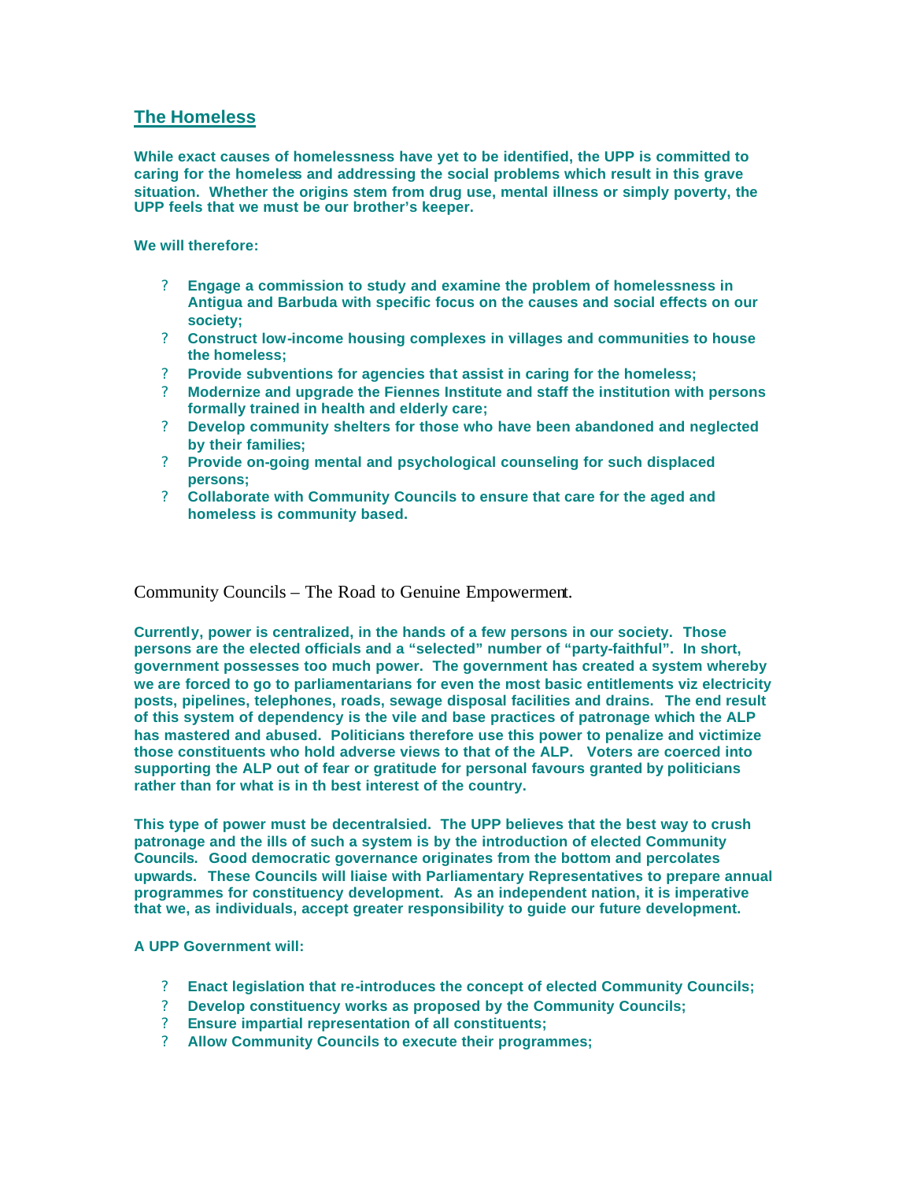## The Homeless

**While exact causes of homelessness have yet to be identified, the UPP is committed to caring for the homeless and addressing the social problems which result in this grave situation. Whether the origins stem from drug use, mental illness or simply poverty, the UPP feels that we must be our brother's keeper.**

**We will therefore:**

- **Engage a commission to study and examine the problem of homelessness in Antigua and Barbuda with specific focus on the causes and social effects on our society;**
- **Construct low-income housing complexes in villages and communities to house the homeless;**
- **Provide subventions for agencies that assist in caring for the homeless;**
- **Modernize and upgrade the Fiennes Institute and staff the institution with persons formally trained in health and elderly care;**
- **Develop community shelters for those who have been abandoned and neglected by their families;**
- **Provide on-going mental and psychological counseling for such displaced persons;**
- **Collaborate with Community Councils to ensure that care for the aged and homeless is community based.**

## Community Councils – The Road to Genuine Empowerment.

**Currently, power is centralized, in the hands of a few persons in our society. Those persons are the elected officials and a "selected" number of "party-faithful". In short, government possesses too much power. The government has created a system whereby we are forced to go to parliamentarians for even the most basic entitlements viz electricity posts, pipelines, telephones, roads, sewage disposal facilities and drains. The end result of this system of dependency is the vile and base practices of patronage which the ALP has mastered and abused. Politicians therefore use this power to penalize and victimize those constituents who hold adverse views to that of the ALP. Voters are coerced into supporting the ALP out of fear or gratitude for personal favours granted by politicians rather than for what is in th best interest of the country.**

**This type of power must be decentralsied. The UPP believes that the best way to crush patronage and the ills of such a system is by the introduction of elected Community Councils. Good democratic governance originates from the bottom and percolates upwards. These Councils will liaise with Parliamentary Representatives to prepare annual programmes for constituency development. As an independent nation, it is imperative that we, as individuals, accept greater responsibility to guide our future development.**

**A UPP Government will:**

- **Enact legislation that re-introduces the concept of elected Community Councils;**
- **Develop constituency works as proposed by the Community Councils;**
- **Ensure impartial representation of all constituents;**
- **Allow Community Councils to execute their programmes;**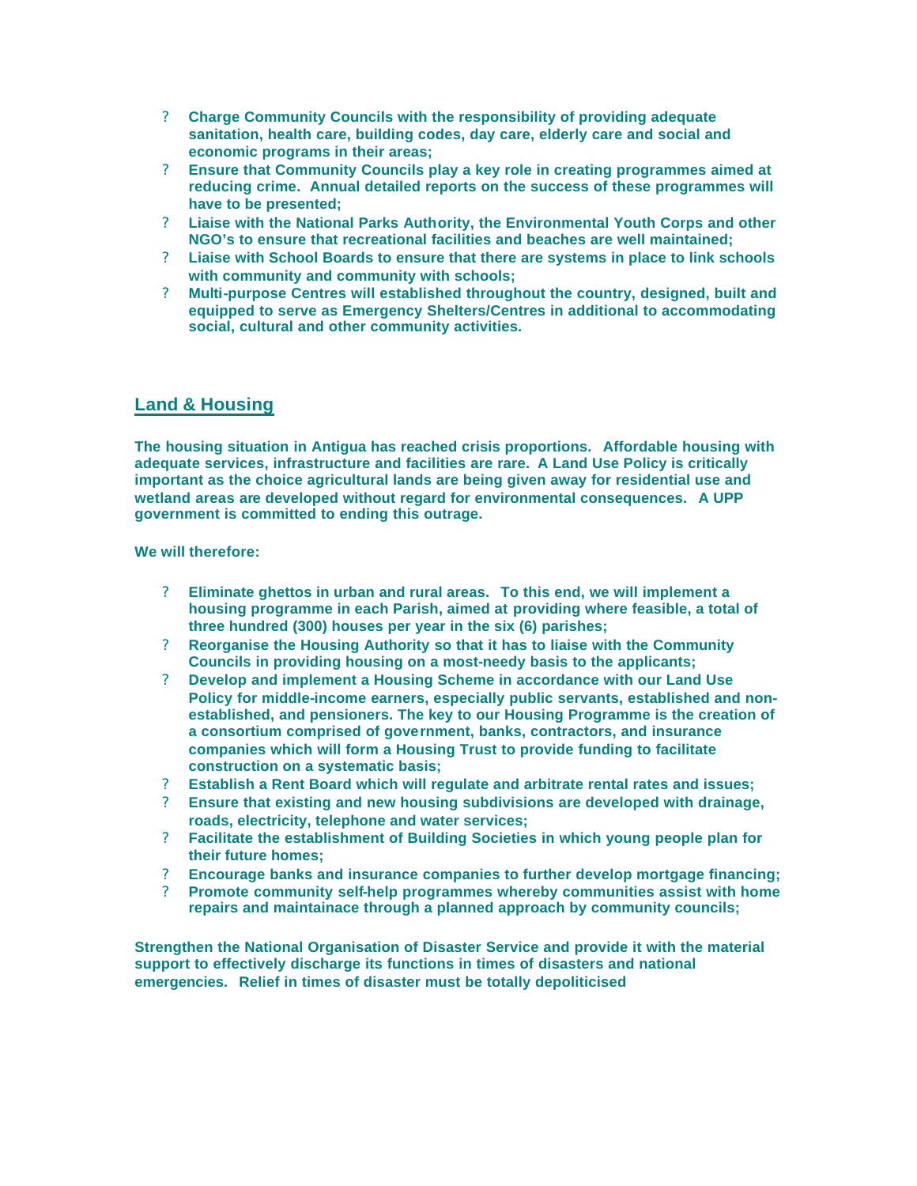- **Charge Community Councils with the responsibility of providing adequate sanitation, health care, building codes, day care, elderly care and social and economic programs in their areas;**
- **Ensure that Community Councils play a key role in creating programmes aimed at reducing crime. Annual detailed reports on the success of these programmes will have to be presented;**
- **Liaise with the National Parks Authority, the Environmental Youth Corps and other NGO's to ensure that recreational facilities and beaches are well maintained;**
- **Liaise with School Boards to ensure that there are systems in place to link schools with community and community with schools;**
- **Multi-purpose Centres will established throughout the country, designed, built and equipped to serve as Emergency Shelters/Centres in additional to accommodating social, cultural and other community activities.**

## Land & Housing

**The housing situation in Antigua has reached crisis proportions. Affordable housing with adequate services, infrastructure and facilities are rare. A Land Use Policy is critically important as the choice agricultural lands are being given away for residential use and wetland areas are developed without regard for environmental consequences. A UPP government is committed to ending this outrage.**

**We will therefore:**

- **Eliminate ghettos in urban and rural areas. To this end, we will implement a housing programme in each Parish, aimed at providing where feasible, a total of three hundred (300) houses per year in the six (6) parishes;**
- **Reorganise the Housing Authority so that it has to liaise with the Community Councils in providing housing on a most-needy basis to the applicants;**
- **Develop and implement a Housing Scheme in accordance with our Land Use Policy for middle-income earners, especially public servants, established and non-established, and pensioners. The key to our Housing Programme is the creation of a consortium comprised of government, banks, contractors, and insurance companies which will form a Housing Trust to provide funding to facilitate construction on a systematic basis;**
- **Establish a Rent Board which will regulate and arbitrate rental rates and issues;**
- **Ensure that existing and new housing subdivisions are developed with drainage, roads, electricity, telephone and water services;**
- **Facilitate the establishment of Building Societies in which young people plan for their future homes;**
- **Encourage banks and insurance companies to further develop mortgage financing;**
- **Promote community self-help programmes whereby communities assist with home repairs and maintainace through a planned approach by community councils;**

**Strengthen the National Organisation of Disaster Service and provide it with the material support to effectively discharge its functions in times of disasters and national emergencies. Relief in times of disaster must be totally depoliticised**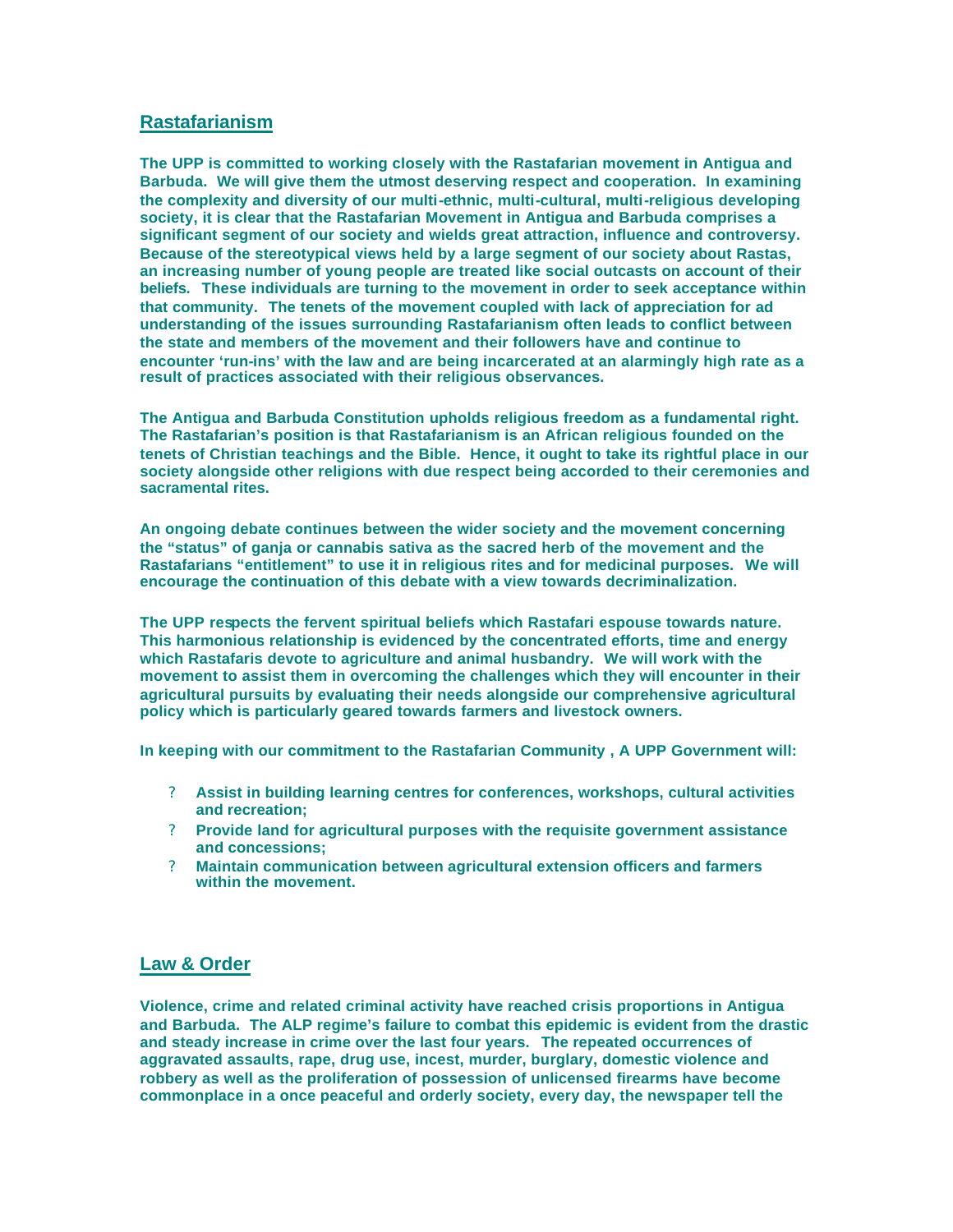## Rastafarianism

**The UPP is committed to working closely with the Rastafarian movement in Antigua and Barbuda. We will give them the utmost deserving respect and cooperation. In examining the complexity and diversity of our multi-ethnic, multi-cultural, multi-religious developing society, it is clear that the Rastafarian Movement in Antigua and Barbuda comprises a significant segment of our society and wields great attraction, influence and controversy. Because of the stereotypical views held by a large segment of our society about Rastas, an increasing number of young people are treated like social outcasts on account of their beliefs. These individuals are turning to the movement in order to seek acceptance within that community. The tenets of the movement coupled with lack of appreciation for ad understanding of the issues surrounding Rastafarianism often leads to conflict between the state and members of the movement and their followers have and continue to encounter 'run-ins' with the law and are being incarcerated at an alarmingly high rate as a result of practices associated with their religious observances.**

**The Antigua and Barbuda Constitution upholds religious freedom as a fundamental right. The Rastafarian's position is that Rastafarianism is an African religious founded on the tenets of Christian teachings and the Bible. Hence, it ought to take its rightful place in our society alongside other religions with due respect being accorded to their ceremonies and sacramental rites.**

**An ongoing debate continues between the wider society and the movement concerning the "status" of ganja or cannabis sativa as the sacred herb of the movement and the Rastafarians "entitlement" to use it in religious rites and for medicinal purposes. We will encourage the continuation of this debate with a view towards decriminalization.**

**The UPP respects the fervent spiritual beliefs which Rastafari espouse towards nature. This harmonious relationship is evidenced by the concentrated efforts, time and energy which Rastafaris devote to agriculture and animal husbandry. We will work with the movement to assist them in overcoming the challenges which they will encounter in their agricultural pursuits by evaluating their needs alongside our comprehensive agricultural policy which is particularly geared towards farmers and livestock owners.**

**In keeping with our commitment to the Rastafarian Community , A UPP Government will:**

- **Assist in building learning centres for conferences, workshops, cultural activities and recreation;**
- **Provide land for agricultural purposes with the requisite government assistance and concessions;**
- **Maintain communication between agricultural extension officers and farmers within the movement.**

## Law & Order

**Violence, crime and related criminal activity have reached crisis proportions in Antigua and Barbuda. The ALP regime's failure to combat this epidemic is evident from the drastic and steady increase in crime over the last four years. The repeated occurrences of aggravated assaults, rape, drug use, incest, murder, burglary, domestic violence and robbery as well as the proliferation of possession of unlicensed firearms have become commonplace in a once peaceful and orderly society, every day, the newspaper tell the**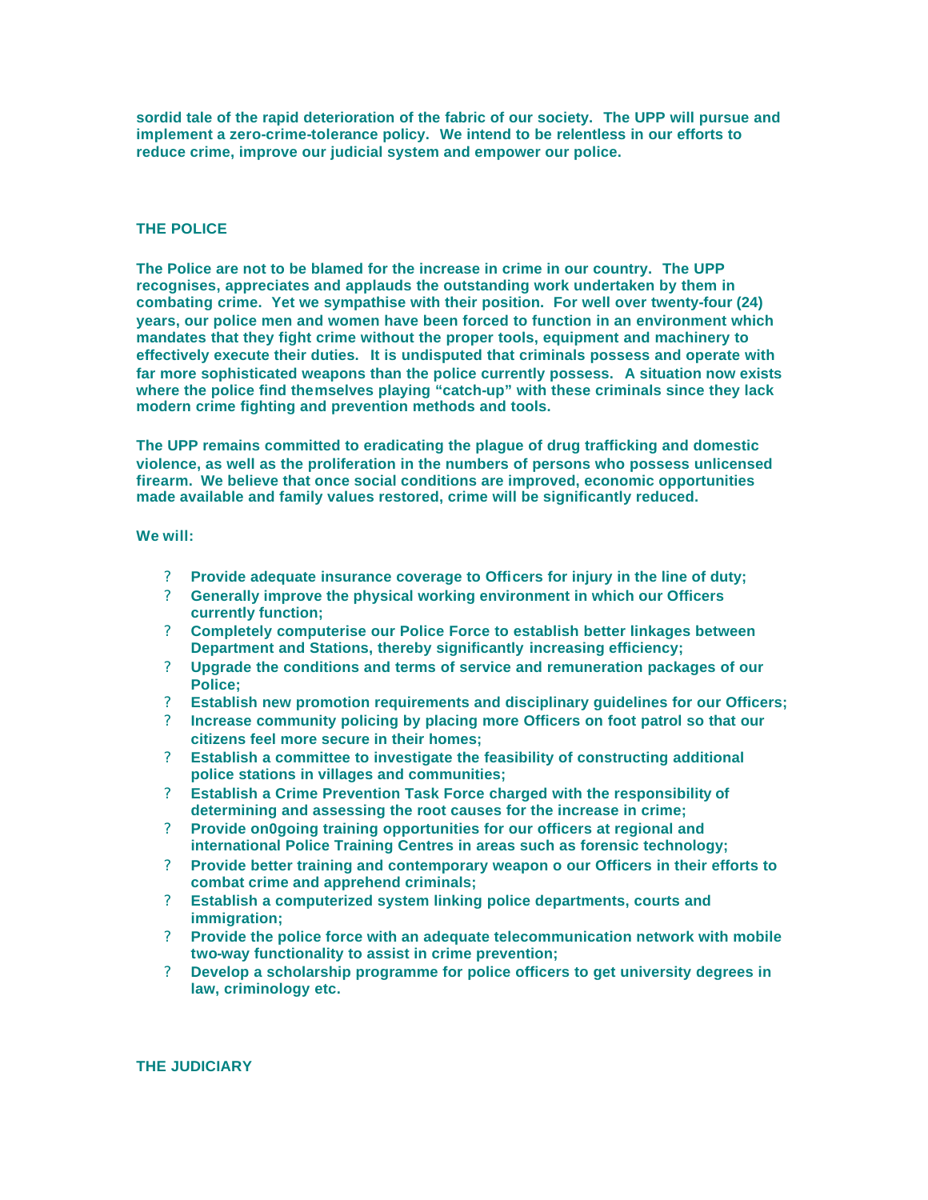**sordid tale of the rapid deterioration of the fabric of our society. The UPP will pursue and implement a zero-crime-tolerance policy. We intend to be relentless in our efforts to reduce crime, improve our judicial system and empower our police.**

## THE POLICE

**The Police are not to be blamed for the increase in crime in our country. The UPP recognises, appreciates and applauds the outstanding work undertaken by them in combating crime. Yet we sympathise with their position. For well over twenty-four (24) years, our police men and women have been forced to function in an environment which mandates that they fight crime without the proper tools, equipment and machinery to effectively execute their duties. It is undisputed that criminals possess and operate with far more sophisticated weapons than the police currently possess. A situation now exists where the police find themselves playing "catch-up" with these criminals since they lack modern crime fighting and prevention methods and tools.**

**The UPP remains committed to eradicating the plague of drug trafficking and domestic violence, as well as the proliferation in the numbers of persons who possess unlicensed firearm. We believe that once social conditions are improved, economic opportunities made available and family values restored, crime will be significantly reduced.**

**We will:**

- **Provide adequate insurance coverage to Officers for injury in the line of duty;**
- **Generally improve the physical working environment in which our Officers currently function;**
- **Completely computerise our Police Force to establish better linkages between Department and Stations, thereby significantly increasing efficiency;**
- **Upgrade the conditions and terms of service and remuneration packages of our Police;**
- **Establish new promotion requirements and disciplinary guidelines for our Officers;**
- **Increase community policing by placing more Officers on foot patrol so that our citizens feel more secure in their homes;**
- **Establish a committee to investigate the feasibility of constructing additional police stations in villages and communities;**
- **Establish a Crime Prevention Task Force charged with the responsibility of determining and assessing the root causes for the increase in crime;**
- **Provide on0going training opportunities for our officers at regional and international Police Training Centres in areas such as forensic technology;**
- **Provide better training and contemporary weapon o our Officers in their efforts to combat crime and apprehend criminals;**
- **Establish a computerized system linking police departments, courts and immigration;**
- **Provide the police force with an adequate telecommunication network with mobile two-way functionality to assist in crime prevention;**
- **Develop a scholarship programme for police officers to get university degrees in law, criminology etc.**

## THE JUDICIARY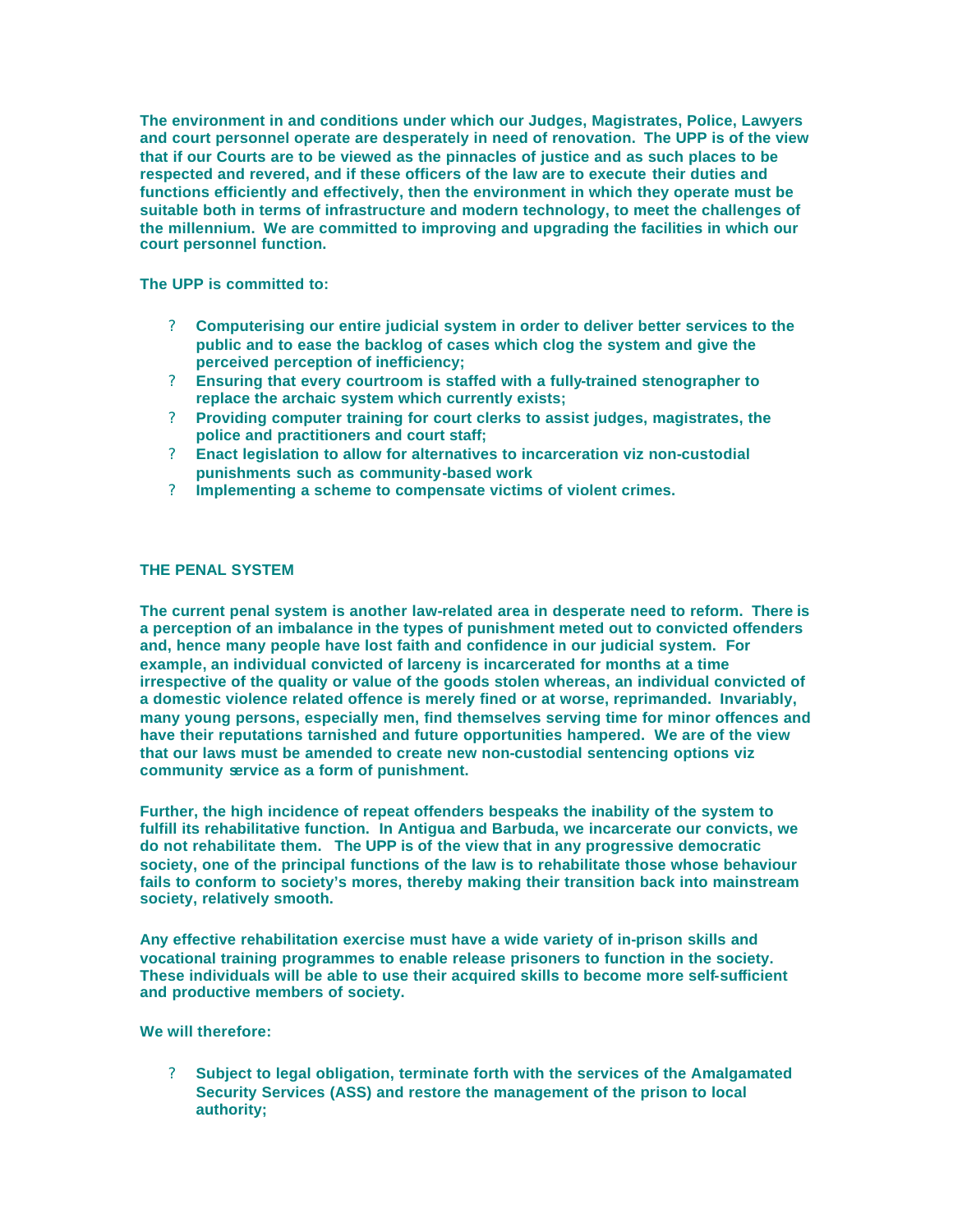The environment in and conditions under which our Judges, Magistrates, Police, Lawyers and court personnel operate are desperately in need of renovation. The UPP is of the view that if our Courts are to be viewed as the pinnacles of justice and as such places to be respected and revered, and if these officers of the law are to execute their duties and functions efficiently and effectively, then the environment in which they operate must be suitable both in terms of infrastructure and modern technology, to meet the challenges of the millennium. We are committed to improving and upgrading the facilities in which our court personnel function.

The UPP is committed to:

- Computerising our entire judicial system in order to deliver better services to the public and to ease the backlog of cases which clog the system and give the perceived perception of inefficiency;
- Ensuring that every courtroom is staffed with a fully-trained stenographer to replace the archaic system which currently exists;
- Providing computer training for court clerks to assist judges, magistrates, the police and practitioners and court staff;
- Enact legislation to allow for alternatives to incarceration viz non-custodial punishments such as community-based work
- Implementing a scheme to compensate victims of violent crimes.

## THE PENAL SYSTEM

The current penal system is another law-related area in desperate need to reform. There is a perception of an imbalance in the types of punishment meted out to convicted offenders and, hence many people have lost faith and confidence in our judicial system. For example, an individual convicted of larceny is incarcerated for months at a time irrespective of the quality or value of the goods stolen whereas, an individual convicted of a domestic violence related offence is merely fined or at worse, reprimanded. Invariably, many young persons, especially men, find themselves serving time for minor offences and have their reputations tarnished and future opportunities hampered. We are of the view that our laws must be amended to create new non-custodial sentencing options viz community service as a form of punishment.

Further, the high incidence of repeat offenders bespeaks the inability of the system to fulfill its rehabilitative function. In Antigua and Barbuda, we incarcerate our convicts, we do not rehabilitate them. The UPP is of the view that in any progressive democratic society, one of the principal functions of the law is to rehabilitate those whose behaviour fails to conform to society's mores, thereby making their transition back into mainstream society, relatively smooth.

Any effective rehabilitation exercise must have a wide variety of in-prison skills and vocational training programmes to enable release prisoners to function in the society. These individuals will be able to use their acquired skills to become more self-sufficient and productive members of society.

We will therefore:

- Subject to legal obligation, terminate forth with the services of the Amalgamated Security Services (ASS) and restore the management of the prison to local authority;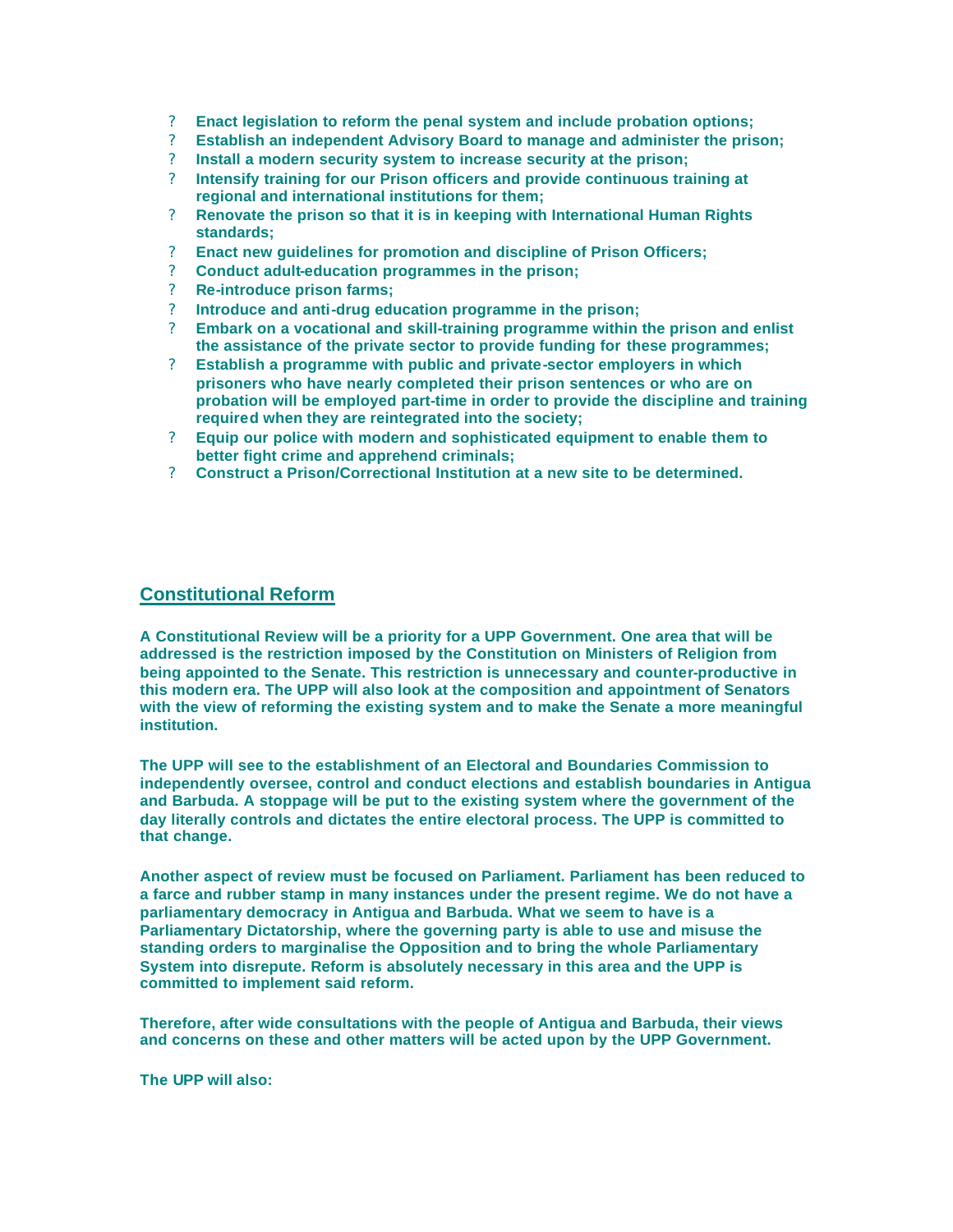- **Enact legislation to reform the penal system and include probation options;**
- **Establish an independent Advisory Board to manage and administer the prison;**
- **Install a modern security system to increase security at the prison;**
- **Intensify training for our Prison officers and provide continuous training at regional and international institutions for them;**
- **Renovate the prison so that it is in keeping with International Human Rights standards;**
- **Enact new guidelines for promotion and discipline of Prison Officers;**
- **Conduct adult-education programmes in the prison;**
- **Re-introduce prison farms;**
- **Introduce and anti-drug education programme in the prison;**
- **Embark on a vocational and skill-training programme within the prison and enlist the assistance of the private sector to provide funding for these programmes;**
- **Establish a programme with public and private-sector employers in which prisoners who have nearly completed their prison sentences or who are on probation will be employed part-time in order to provide the discipline and training required when they are reintegrated into the society;**
- **Equip our police with modern and sophisticated equipment to enable them to better fight crime and apprehend criminals;**
- **Construct a Prison/Correctional Institution at a new site to be determined.**

## Constitutional Reform

**A Constitutional Review will be a priority for a UPP Government. One area that will be addressed is the restriction imposed by the Constitution on Ministers of Religion from being appointed to the Senate. This restriction is unnecessary and counter-productive in this modern era. The UPP will also look at the composition and appointment of Senators with the view of reforming the existing system and to make the Senate a more meaningful institution.**

**The UPP will see to the establishment of an Electoral and Boundaries Commission to independently oversee, control and conduct elections and establish boundaries in Antigua and Barbuda. A stoppage will be put to the existing system where the government of the day literally controls and dictates the entire electoral process. The UPP is committed to that change.**

**Another aspect of review must be focused on Parliament. Parliament has been reduced to a farce and rubber stamp in many instances under the present regime. We do not have a parliamentary democracy in Antigua and Barbuda. What we seem to have is a Parliamentary Dictatorship, where the governing party is able to use and misuse the standing orders to marginalise the Opposition and to bring the whole Parliamentary System into disrepute. Reform is absolutely necessary in this area and the UPP is committed to implement said reform.**

**Therefore, after wide consultations with the people of Antigua and Barbuda, their views and concerns on these and other matters will be acted upon by the UPP Government.**

**The UPP will also:**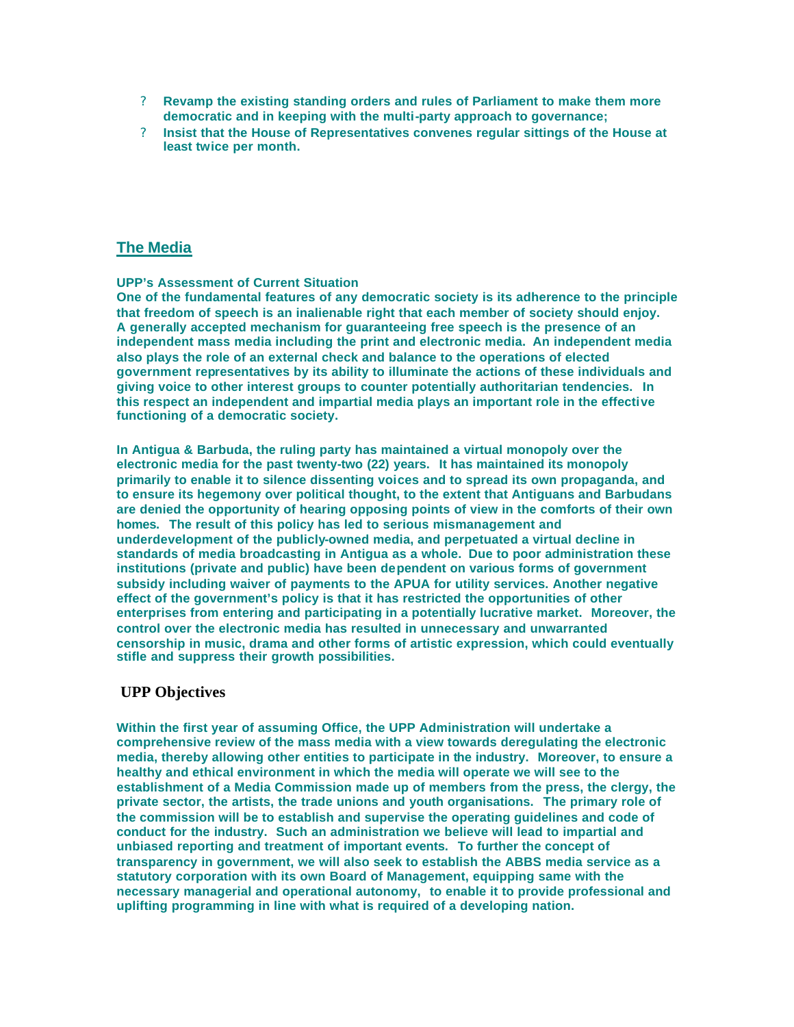- **Revamp the existing standing orders and rules of Parliament to make them more democratic and in keeping with the multi-party approach to governance;**
- **Insist that the House of Representatives convenes regular sittings of the House at least twice per month.**

## The Media

**UPP's Assessment of Current Situation**

**One of the fundamental features of any democratic society is its adherence to the principle that freedom of speech is an inalienable right that each member of society should enjoy. A generally accepted mechanism for guaranteeing free speech is the presence of an independent mass media including the print and electronic media. An independent media also plays the role of an external check and balance to the operations of elected government representatives by its ability to illuminate the actions of these individuals and giving voice to other interest groups to counter potentially authoritarian tendencies. In this respect an independent and impartial media plays an important role in the effective functioning of a democratic society.**

**In Antigua & Barbuda, the ruling party has maintained a virtual monopoly over the electronic media for the past twenty-two (22) years. It has maintained its monopoly primarily to enable it to silence dissenting voices and to spread its own propaganda, and to ensure its hegemony over political thought, to the extent that Antiguans and Barbudans are denied the opportunity of hearing opposing points of view in the comforts of their own homes. The result of this policy has led to serious mismanagement and underdevelopment of the publicly-owned media, and perpetuated a virtual decline in standards of media broadcasting in Antigua as a whole. Due to poor administration these institutions (private and public) have been dependent on various forms of government subsidy including waiver of payments to the APUA for utility services. Another negative effect of the government's policy is that it has restricted the opportunities of other enterprises from entering and participating in a potentially lucrative market. Moreover, the control over the electronic media has resulted in unnecessary and unwarranted censorship in music, drama and other forms of artistic expression, which could eventually stifle and suppress their growth possibilities.**

### UPP Objectives

**Within the first year of assuming Office, the UPP Administration will undertake a comprehensive review of the mass media with a view towards deregulating the electronic media, thereby allowing other entities to participate in the industry. Moreover, to ensure a healthy and ethical environment in which the media will operate we will see to the establishment of a Media Commission made up of members from the press, the clergy, the private sector, the artists, the trade unions and youth organisations. The primary role of the commission will be to establish and supervise the operating guidelines and code of conduct for the industry. Such an administration we believe will lead to impartial and unbiased reporting and treatment of important events. To further the concept of transparency in government, we will also seek to establish the ABBS media service as a statutory corporation with its own Board of Management, equipping same with the necessary managerial and operational autonomy, to enable it to provide professional and uplifting programming in line with what is required of a developing nation.**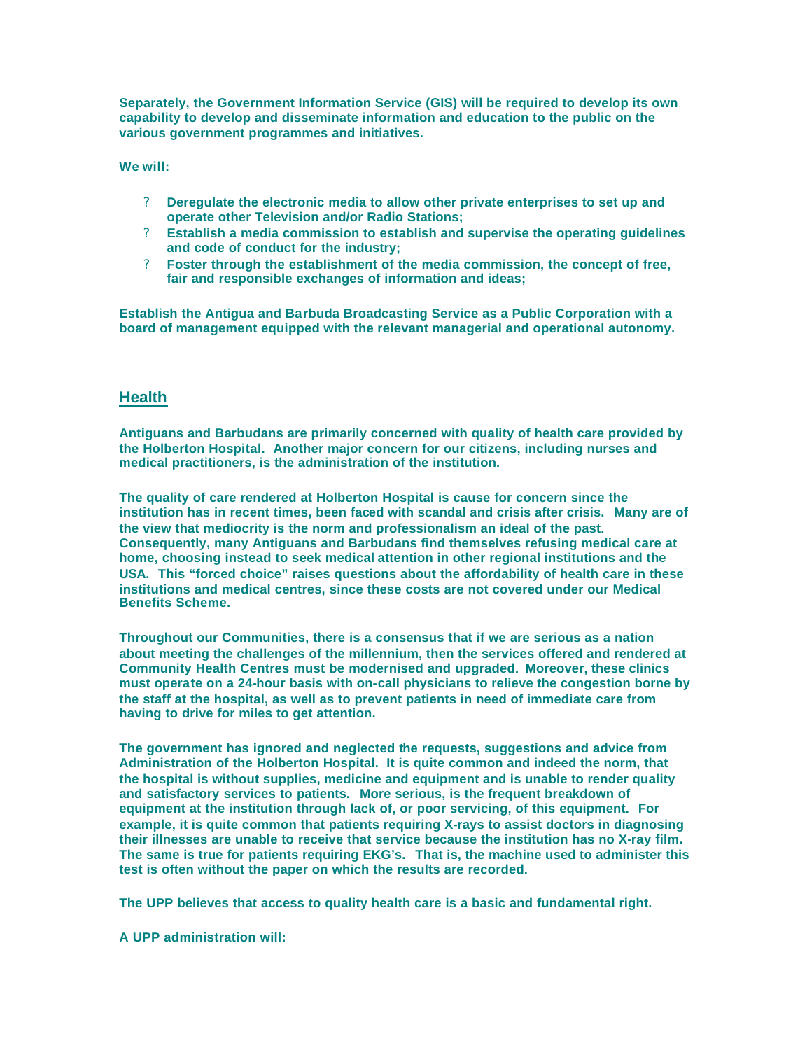**Separately, the Government Information Service (GIS) will be required to develop its own capability to develop and disseminate information and education to the public on the various government programmes and initiatives.**

**We will:**

- **Deregulate the electronic media to allow other private enterprises to set up and operate other Television and/or Radio Stations;**
- **Establish a media commission to establish and supervise the operating guidelines and code of conduct for the industry;**
- **Foster through the establishment of the media commission, the concept of free, fair and responsible exchanges of information and ideas;**

**Establish the Antigua and Barbuda Broadcasting Service as a Public Corporation with a board of management equipped with the relevant managerial and operational autonomy.**

## Health

**Antiguans and Barbudans are primarily concerned with quality of health care provided by the Holberton Hospital. Another major concern for our citizens, including nurses and medical practitioners, is the administration of the institution.**

**The quality of care rendered at Holberton Hospital is cause for concern since the institution has in recent times, been faced with scandal and crisis after crisis. Many are of the view that mediocrity is the norm and professionalism an ideal of the past. Consequently, many Antiguans and Barbudans find themselves refusing medical care at home, choosing instead to seek medical attention in other regional institutions and the USA. This "forced choice" raises questions about the affordability of health care in these institutions and medical centres, since these costs are not covered under our Medical Benefits Scheme.**

**Throughout our Communities, there is a consensus that if we are serious as a nation about meeting the challenges of the millennium, then the services offered and rendered at Community Health Centres must be modernised and upgraded. Moreover, these clinics must operate on a 24-hour basis with on-call physicians to relieve the congestion borne by the staff at the hospital, as well as to prevent patients in need of immediate care from having to drive for miles to get attention.**

**The government has ignored and neglected the requests, suggestions and advice from Administration of the Holberton Hospital. It is quite common and indeed the norm, that the hospital is without supplies, medicine and equipment and is unable to render quality and satisfactory services to patients. More serious, is the frequent breakdown of equipment at the institution through lack of, or poor servicing, of this equipment. For example, it is quite common that patients requiring X-rays to assist doctors in diagnosing their illnesses are unable to receive that service because the institution has no X-ray film. The same is true for patients requiring EKG's. That is, the machine used to administer this test is often without the paper on which the results are recorded.**

**The UPP believes that access to quality health care is a basic and fundamental right.**

**A UPP administration will:**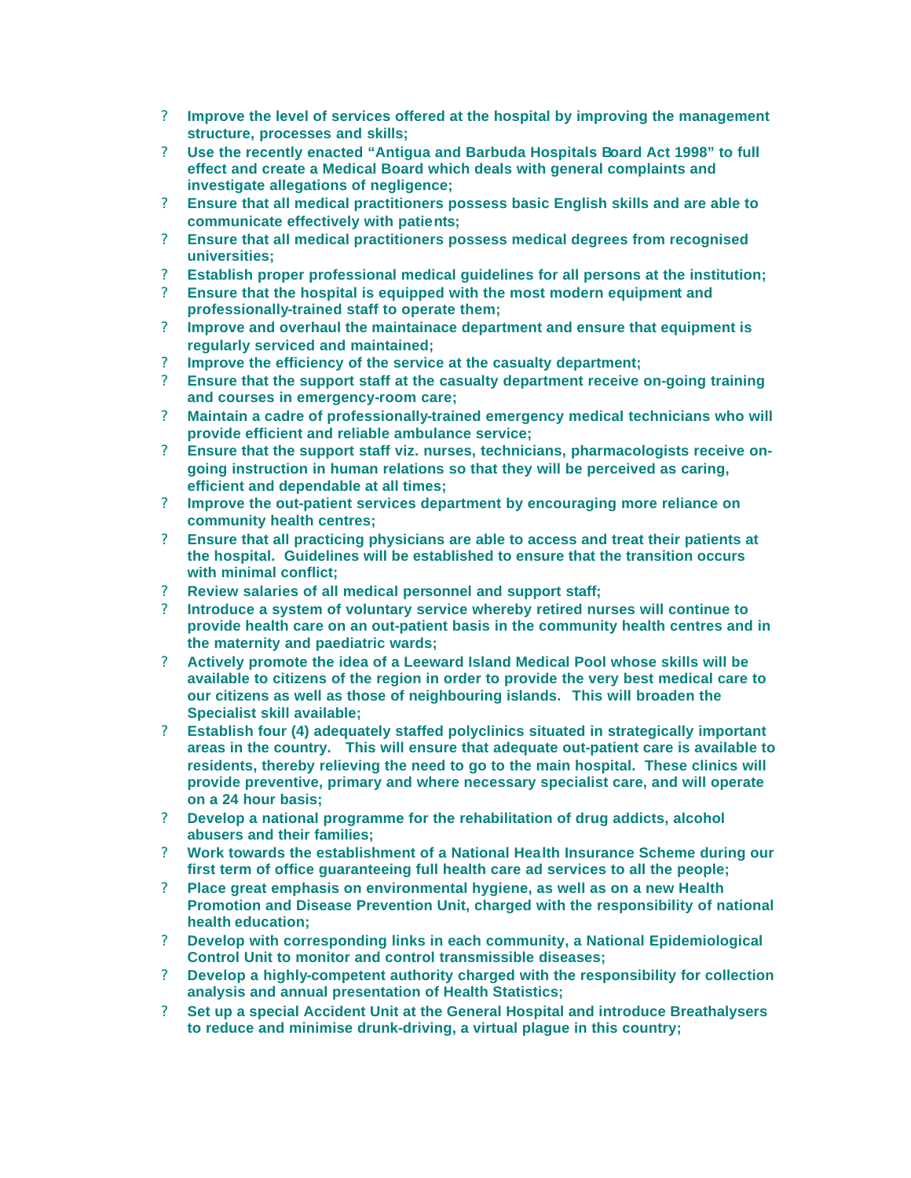- **Improve the level of services offered at the hospital by improving the management structure, processes and skills;**
- **Use the recently enacted "Antigua and Barbuda Hospitals Board Act 1998" to full effect and create a Medical Board which deals with general complaints and investigate allegations of negligence;**
- **Ensure that all medical practitioners possess basic English skills and are able to communicate effectively with patients;**
- **Ensure that all medical practitioners possess medical degrees from recognised universities;**
- **Establish proper professional medical guidelines for all persons at the institution;**
- **Ensure that the hospital is equipped with the most modern equipment and professionally-trained staff to operate them;**
- **Improve and overhaul the maintainace department and ensure that equipment is regularly serviced and maintained;**
- **Improve the efficiency of the service at the casualty department;**
- **Ensure that the support staff at the casualty department receive on-going training and courses in emergency-room care;**
- **Maintain a cadre of professionally-trained emergency medical technicians who will provide efficient and reliable ambulance service;**
- **Ensure that the support staff viz. nurses, technicians, pharmacologists receive on-going instruction in human relations so that they will be perceived as caring, efficient and dependable at all times;**
- **Improve the out-patient services department by encouraging more reliance on community health centres;**
- **Ensure that all practicing physicians are able to access and treat their patients at the hospital. Guidelines will be established to ensure that the transition occurs with minimal conflict;**
- **Review salaries of all medical personnel and support staff;**
- **Introduce a system of voluntary service whereby retired nurses will continue to provide health care on an out-patient basis in the community health centres and in the maternity and paediatric wards;**
- **Actively promote the idea of a Leeward Island Medical Pool whose skills will be available to citizens of the region in order to provide the very best medical care to our citizens as well as those of neighbouring islands. This will broaden the Specialist skill available;**
- **Establish four (4) adequately staffed polyclinics situated in strategically important areas in the country. This will ensure that adequate out-patient care is available to residents, thereby relieving the need to go to the main hospital. These clinics will provide preventive, primary and where necessary specialist care, and will operate on a 24 hour basis;**
- **Develop a national programme for the rehabilitation of drug addicts, alcohol abusers and their families;**
- **Work towards the establishment of a National Health Insurance Scheme during our first term of office guaranteeing full health care ad services to all the people;**
- **Place great emphasis on environmental hygiene, as well as on a new Health Promotion and Disease Prevention Unit, charged with the responsibility of national health education;**
- **Develop with corresponding links in each community, a National Epidemiological Control Unit to monitor and control transmissible diseases;**
- **Develop a highly-competent authority charged with the responsibility for collection analysis and annual presentation of Health Statistics;**
- **Set up a special Accident Unit at the General Hospital and introduce Breathalysers to reduce and minimise drunk-driving, a virtual plague in this country;**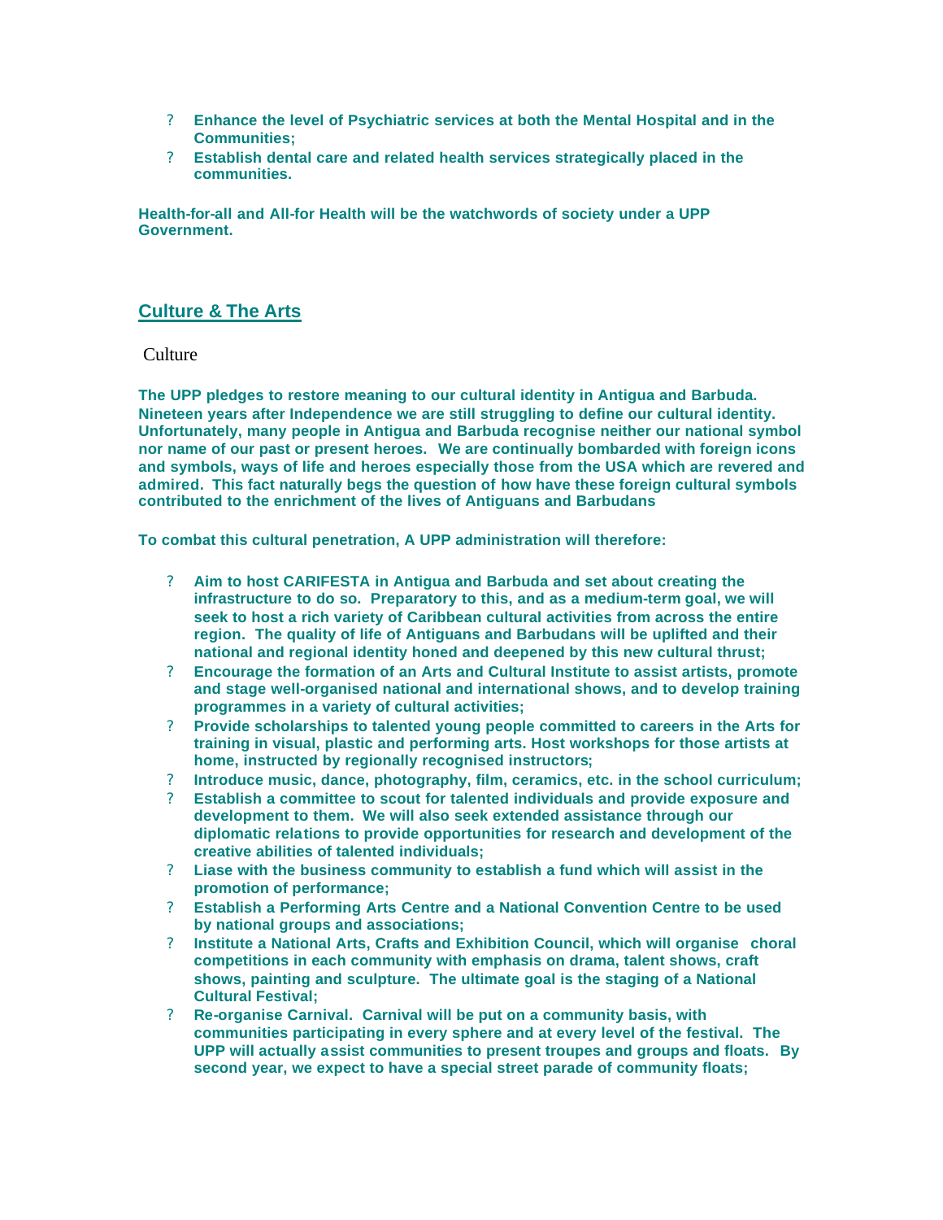- **Enhance the level of Psychiatric services at both the Mental Hospital and in the Communities;**
- **Establish dental care and related health services strategically placed in the communities.**

**Health-for-all and All-for Health will be the watchwords of society under a UPP Government.**

## Culture & The Arts

### Culture

**The UPP pledges to restore meaning to our cultural identity in Antigua and Barbuda. Nineteen years after Independence we are still struggling to define our cultural identity. Unfortunately, many people in Antigua and Barbuda recognise neither our national symbol nor name of our past or present heroes. We are continually bombarded with foreign icons and symbols, ways of life and heroes especially those from the USA which are revered and admired. This fact naturally begs the question of how have these foreign cultural symbols contributed to the enrichment of the lives of Antiguans and Barbudans**

**To combat this cultural penetration, A UPP administration will therefore:**

- **Aim to host CARIFESTA in Antigua and Barbuda and set about creating the infrastructure to do so. Preparatory to this, and as a medium-term goal, we will seek to host a rich variety of Caribbean cultural activities from across the entire region. The quality of life of Antiguans and Barbudans will be uplifted and their national and regional identity honed and deepened by this new cultural thrust;**
- **Encourage the formation of an Arts and Cultural Institute to assist artists, promote and stage well-organised national and international shows, and to develop training programmes in a variety of cultural activities;**
- **Provide scholarships to talented young people committed to careers in the Arts for training in visual, plastic and performing arts. Host workshops for those artists at home, instructed by regionally recognised instructors;**
- **Introduce music, dance, photography, film, ceramics, etc. in the school curriculum;**
- **Establish a committee to scout for talented individuals and provide exposure and development to them. We will also seek extended assistance through our diplomatic relations to provide opportunities for research and development of the creative abilities of talented individuals;**
- **Liase with the business community to establish a fund which will assist in the promotion of performance;**
- **Establish a Performing Arts Centre and a National Convention Centre to be used by national groups and associations;**
- **Institute a National Arts, Crafts and Exhibition Council, which will organise choral competitions in each community with emphasis on drama, talent shows, craft shows, painting and sculpture. The ultimate goal is the staging of a National Cultural Festival;**
- **Re-organise Carnival. Carnival will be put on a community basis, with communities participating in every sphere and at every level of the festival. The UPP will actually assist communities to present troupes and groups and floats. By second year, we expect to have a special street parade of community floats;**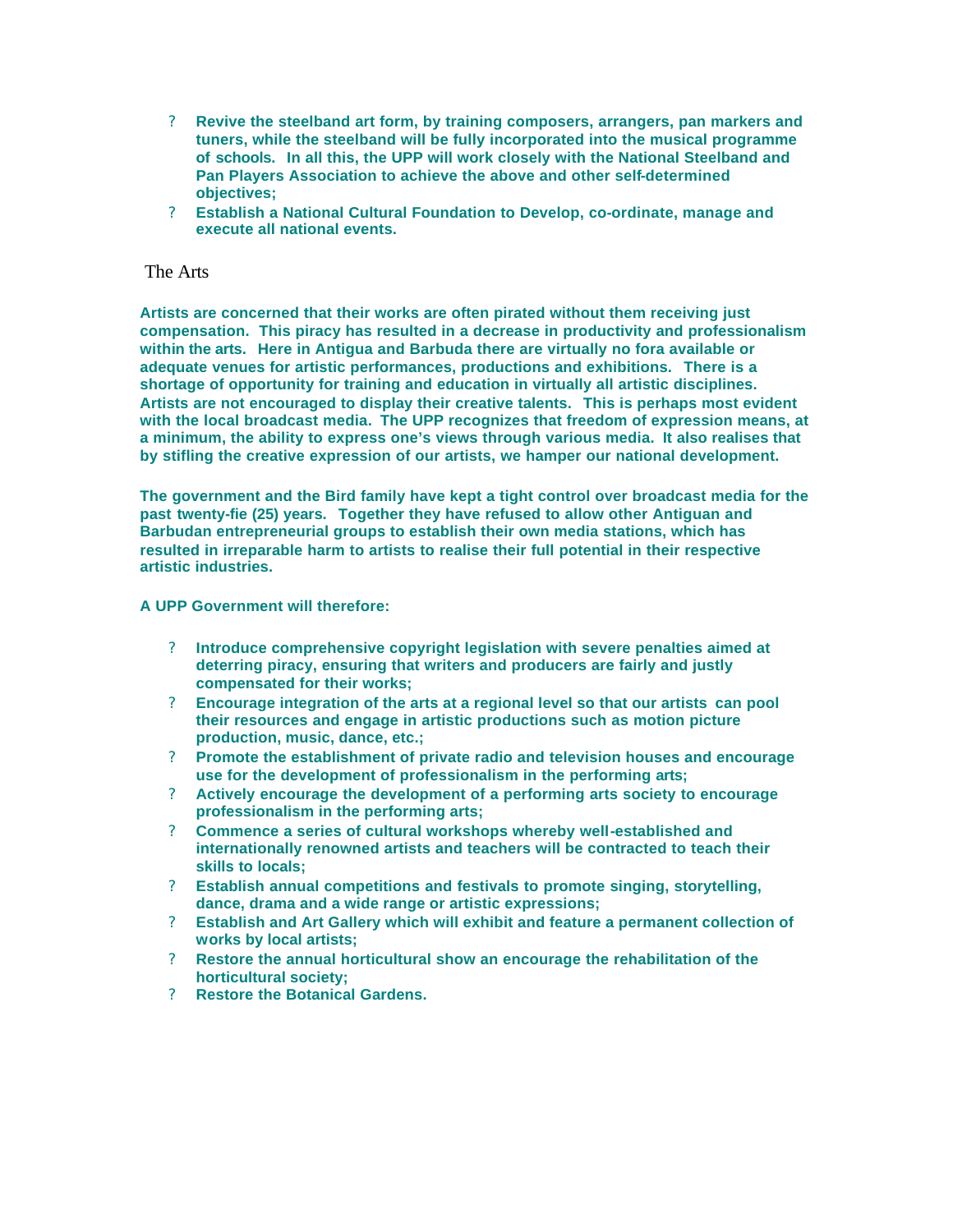- **Revive the steelband art form, by training composers, arrangers, pan markers and tuners, while the steelband will be fully incorporated into the musical programme of schools. In all this, the UPP will work closely with the National Steelband and Pan Players Association to achieve the above and other self-determined objectives;**
- **Establish a National Cultural Foundation to Develop, co-ordinate, manage and execute all national events.**

## The Arts

**Artists are concerned that their works are often pirated without them receiving just compensation. This piracy has resulted in a decrease in productivity and professionalism within the arts. Here in Antigua and Barbuda there are virtually no fora available or adequate venues for artistic performances, productions and exhibitions. There is a shortage of opportunity for training and education in virtually all artistic disciplines. Artists are not encouraged to display their creative talents. This is perhaps most evident with the local broadcast media. The UPP recognizes that freedom of expression means, at a minimum, the ability to express one's views through various media. It also realises that by stifling the creative expression of our artists, we hamper our national development.**

**The government and the Bird family have kept a tight control over broadcast media for the past twenty-fie (25) years. Together they have refused to allow other Antiguan and Barbudan entrepreneurial groups to establish their own media stations, which has resulted in irreparable harm to artists to realise their full potential in their respective artistic industries.**

**A UPP Government will therefore:**

- **Introduce comprehensive copyright legislation with severe penalties aimed at deterring piracy, ensuring that writers and producers are fairly and justly compensated for their works;**
- **Encourage integration of the arts at a regional level so that our artists can pool their resources and engage in artistic productions such as motion picture production, music, dance, etc.;**
- **Promote the establishment of private radio and television houses and encourage use for the development of professionalism in the performing arts;**
- **Actively encourage the development of a performing arts society to encourage professionalism in the performing arts;**
- **Commence a series of cultural workshops whereby well-established and internationally renowned artists and teachers will be contracted to teach their skills to locals;**
- **Establish annual competitions and festivals to promote singing, storytelling, dance, drama and a wide range or artistic expressions;**
- **Establish and Art Gallery which will exhibit and feature a permanent collection of works by local artists;**
- **Restore the annual horticultural show an encourage the rehabilitation of the horticultural society;**
- **Restore the Botanical Gardens.**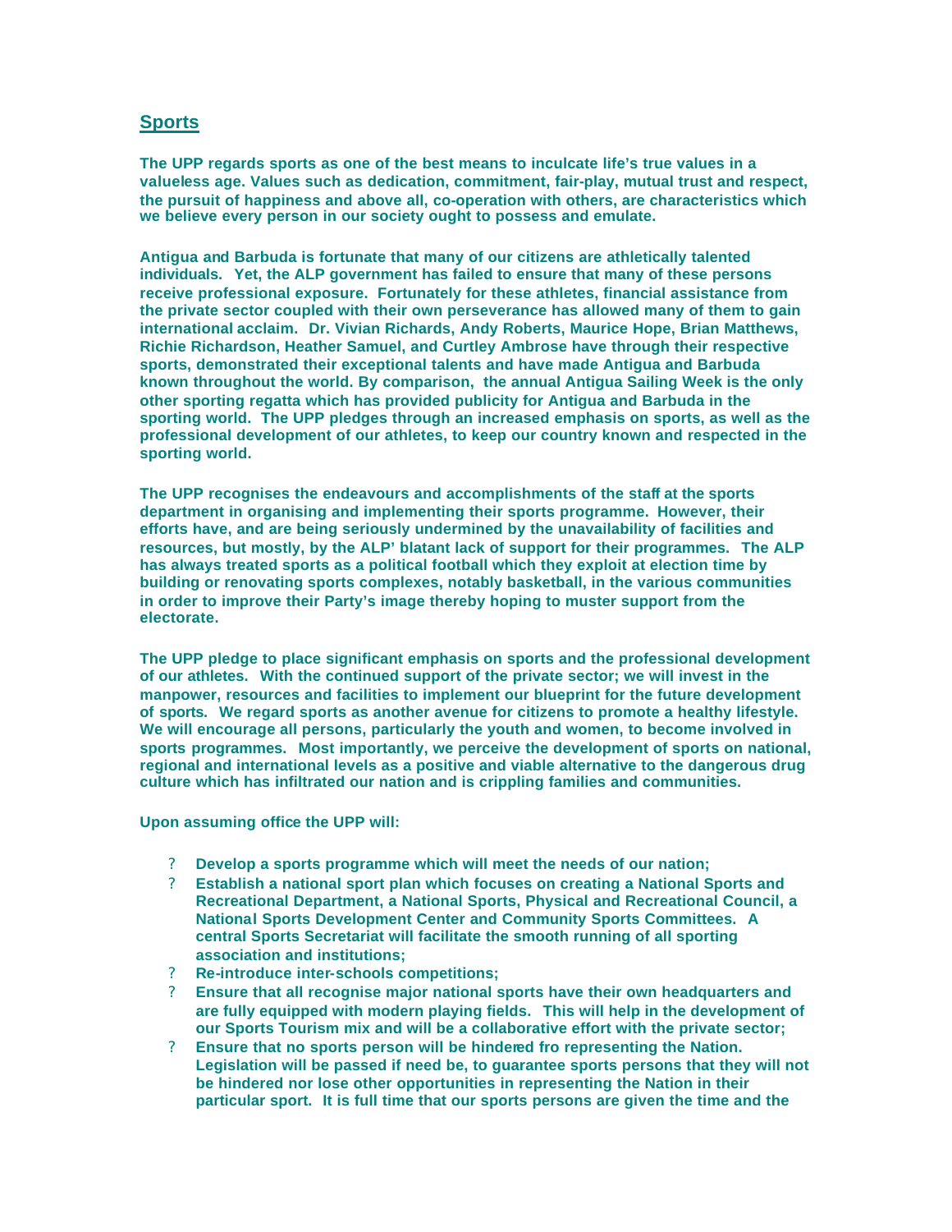## Sports

**The UPP regards sports as one of the best means to inculcate life's true values in a valueless age. Values such as dedication, commitment, fair-play, mutual trust and respect, the pursuit of happiness and above all, co-operation with others, are characteristics which we believe every person in our society ought to possess and emulate.**

**Antigua and Barbuda is fortunate that many of our citizens are athletically talented individuals. Yet, the ALP government has failed to ensure that many of these persons receive professional exposure. Fortunately for these athletes, financial assistance from the private sector coupled with their own perseverance has allowed many of them to gain international acclaim. Dr. Vivian Richards, Andy Roberts, Maurice Hope, Brian Matthews, Richie Richardson, Heather Samuel, and Curtley Ambrose have through their respective sports, demonstrated their exceptional talents and have made Antigua and Barbuda known throughout the world. By comparison, the annual Antigua Sailing Week is the only other sporting regatta which has provided publicity for Antigua and Barbuda in the sporting world. The UPP pledges through an increased emphasis on sports, as well as the professional development of our athletes, to keep our country known and respected in the sporting world.**

**The UPP recognises the endeavours and accomplishments of the staff at the sports department in organising and implementing their sports programme. However, their efforts have, and are being seriously undermined by the unavailability of facilities and resources, but mostly, by the ALP' blatant lack of support for their programmes. The ALP has always treated sports as a political football which they exploit at election time by building or renovating sports complexes, notably basketball, in the various communities in order to improve their Party's image thereby hoping to muster support from the electorate.**

**The UPP pledge to place significant emphasis on sports and the professional development of our athletes. With the continued support of the private sector; we will invest in the manpower, resources and facilities to implement our blueprint for the future development of sports. We regard sports as another avenue for citizens to promote a healthy lifestyle. We will encourage all persons, particularly the youth and women, to become involved in sports programmes. Most importantly, we perceive the development of sports on national, regional and international levels as a positive and viable alternative to the dangerous drug culture which has infiltrated our nation and is crippling families and communities.**

**Upon assuming office the UPP will:**

- **Develop a sports programme which will meet the needs of our nation;**
- **Establish a national sport plan which focuses on creating a National Sports and Recreational Department, a National Sports, Physical and Recreational Council, a National Sports Development Center and Community Sports Committees. A central Sports Secretariat will facilitate the smooth running of all sporting association and institutions;**
- **Re-introduce inter-schools competitions;**
- **Ensure that all recognise major national sports have their own headquarters and are fully equipped with modern playing fields. This will help in the development of our Sports Tourism mix and will be a collaborative effort with the private sector;**
- **Ensure that no sports person will be hindered fro representing the Nation. Legislation will be passed if need be, to guarantee sports persons that they will not be hindered nor lose other opportunities in representing the Nation in their particular sport. It is full time that our sports persons are given the time and the**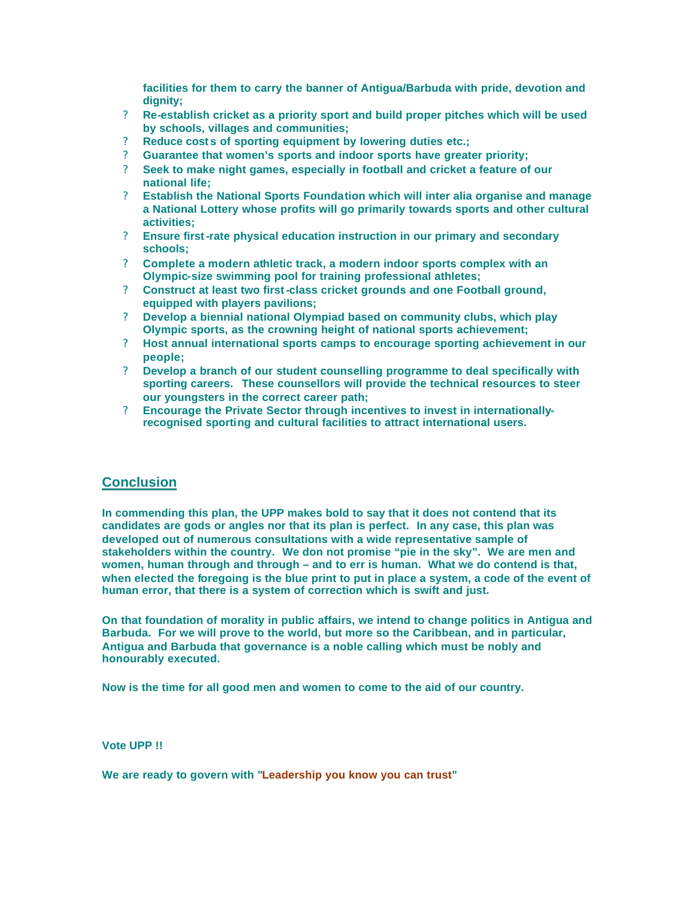**facilities for them to carry the banner of Antigua/Barbuda with pride, devotion and dignity;**

- **Re-establish cricket as a priority sport and build proper pitches which will be used by schools, villages and communities;**
- **Reduce costs of sporting equipment by lowering duties etc.;**
- **Guarantee that women's sports and indoor sports have greater priority;**
- **Seek to make night games, especially in football and cricket a feature of our national life;**
- **Establish the National Sports Foundation which will inter alia organise and manage a National Lottery whose profits will go primarily towards sports and other cultural activities;**
- **Ensure first-rate physical education instruction in our primary and secondary schools;**
- **Complete a modern athletic track, a modern indoor sports complex with an Olympic-size swimming pool for training professional athletes;**
- **Construct at least two first-class cricket grounds and one Football ground, equipped with players pavilions;**
- **Develop a biennial national Olympiad based on community clubs, which play Olympic sports, as the crowning height of national sports achievement;**
- **Host annual international sports camps to encourage sporting achievement in our people;**
- **Develop a branch of our student counselling programme to deal specifically with sporting careers. These counsellors will provide the technical resources to steer our youngsters in the correct career path;**
- **Encourage the Private Sector through incentives to invest in internationally-recognised sporting and cultural facilities to attract international users.**

## Conclusion

**In commending this plan, the UPP makes bold to say that it does not contend that its candidates are gods or angles nor that its plan is perfect. In any case, this plan was developed out of numerous consultations with a wide representative sample of stakeholders within the country. We don not promise "pie in the sky". We are men and women, human through and through – and to err is human. What we do contend is that, when elected the foregoing is the blue print to put in place a system, a code of the event of human error, that there is a system of correction which is swift and just.**

**On that foundation of morality in public affairs, we intend to change politics in Antigua and Barbuda. For we will prove to the world, but more so the Caribbean, and in particular, Antigua and Barbuda that governance is a noble calling which must be nobly and honourably executed.**

**Now is the time for all good men and women to come to the aid of our country.**

**Vote UPP !!**

**We are ready to govern with "Leadership you know you can trust"**